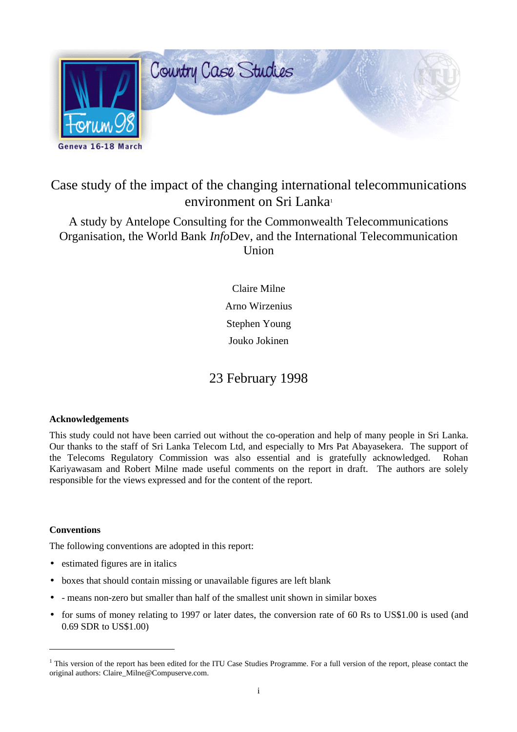Country Case Studies

WTP Forum 98

Geneva 16-18 March

# Case study of the impact of the changing international telecommunications environment on Sri Lanka[1]

A study by Antelope Consulting for the Commonwealth Telecommunications Organisation, the World Bank *Info*Dev, and the International Telecommunication Union

Claire Milne

Arno Wirzenius

Stephen Young

Jouko Jokinen

23 February 1998

**Acknowledgements**

This study could not have been carried out without the co-operation and help of many people in Sri Lanka. Our thanks to the staff of Sri Lanka Telecom Ltd, and especially to Mrs Pat Abayasekera. The support of the Telecoms Regulatory Commission was also essential and is gratefully acknowledged. Rohan Kariyawasam and Robert Milne made useful comments on the report in draft. The authors are solely responsible for the views expressed and for the content of the report.

**Conventions**

The following conventions are adopted in this report:

- estimated figures are in italics
- boxes that should contain missing or unavailable figures are left blank
- - means non-zero but smaller than half of the smallest unit shown in similar boxes
- for sums of money relating to 1997 or later dates, the conversion rate of 60 Rs to US$1.00 is used (and 0.69 SDR to US$1.00)

[1] This version of the report has been edited for the ITU Case Studies Programme. For a full version of the report, please contact the original authors: Claire_Milne@Compuserve.com.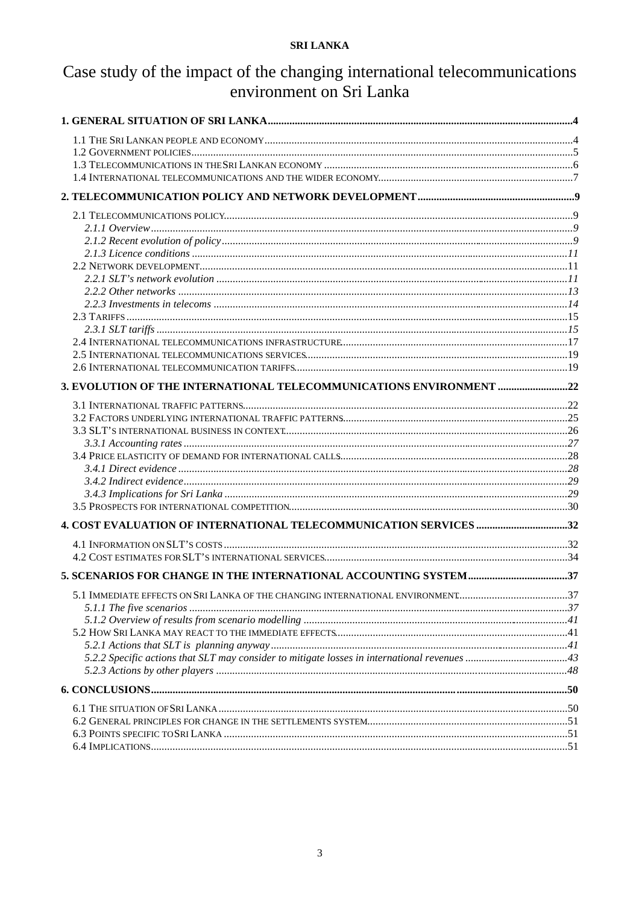**SRI LANKA**

# Case study of the impact of the changing international telecommunications environment on Sri Lanka

**1. GENERAL SITUATION OF SRI LANKA** ........ 4

- 1.1 The Sri Lankan people and economy ........ 4
- 1.2 Government policies ........ 5
- 1.3 Telecommunications in the Sri Lankan economy ........ 6
- 1.4 International telecommunications and the wider economy ........ 7

**2. TELECOMMUNICATION POLICY AND NETWORK DEVELOPMENT** ........ 9

- 2.1 Telecommunications policy ........ 9
  - *2.1.1 Overview* ........ *9*
  - *2.1.2 Recent evolution of policy* ........ *9*
  - *2.1.3 Licence conditions* ........ *11*
- 2.2 Network development ........ 11
  - *2.2.1 SLT's network evolution* ........ *11*
  - *2.2.2 Other networks* ........ *13*
  - *2.2.3 Investments in telecoms* ........ *14*
- 2.3 Tariffs ........ 15
  - *2.3.1 SLT tariffs* ........ *15*
- 2.4 International telecommunications infrastructure ........ 17
- 2.5 International telecommunications services ........ 19
- 2.6 International telecommunication tariffs ........ 19

**3. EVOLUTION OF THE INTERNATIONAL TELECOMMUNICATIONS ENVIRONMENT** ........ 22

- 3.1 International traffic patterns ........ 22
- 3.2 Factors underlying international traffic patterns ........ 25
- 3.3 SLT's international business in context ........ 26
  - *3.3.1 Accounting rates* ........ *27*
- 3.4 Price elasticity of demand for international calls ........ 28
  - *3.4.1 Direct evidence* ........ *28*
  - *3.4.2 Indirect evidence* ........ *29*
  - *3.4.3 Implications for Sri Lanka* ........ *29*
- 3.5 Prospects for international competition ........ 30

**4. COST EVALUATION OF INTERNATIONAL TELECOMMUNICATION SERVICES** ........ 32

- 4.1 Information on SLT's costs ........ 32
- 4.2 Cost estimates for SLT's international services ........ 34

**5. SCENARIOS FOR CHANGE IN THE INTERNATIONAL ACCOUNTING SYSTEM** ........ 37

- 5.1 Immediate effects on Sri Lanka of the changing international environment ........ 37
  - *5.1.1 The five scenarios* ........ *37*
  - *5.1.2 Overview of results from scenario modelling* ........ *41*
- 5.2 How Sri Lanka may react to the immediate effects ........ 41
  - *5.2.1 Actions that SLT is planning anyway* ........ *41*
  - *5.2.2 Specific actions that SLT may consider to mitigate losses in international revenues* ........ *43*
  - *5.2.3 Actions by other players* ........ *48*

**6. CONCLUSIONS** ........ 50

- 6.1 The situation of Sri Lanka ........ 50
- 6.2 General principles for change in the settlements system ........ 51
- 6.3 Points specific to Sri Lanka ........ 51
- 6.4 Implications ........ 51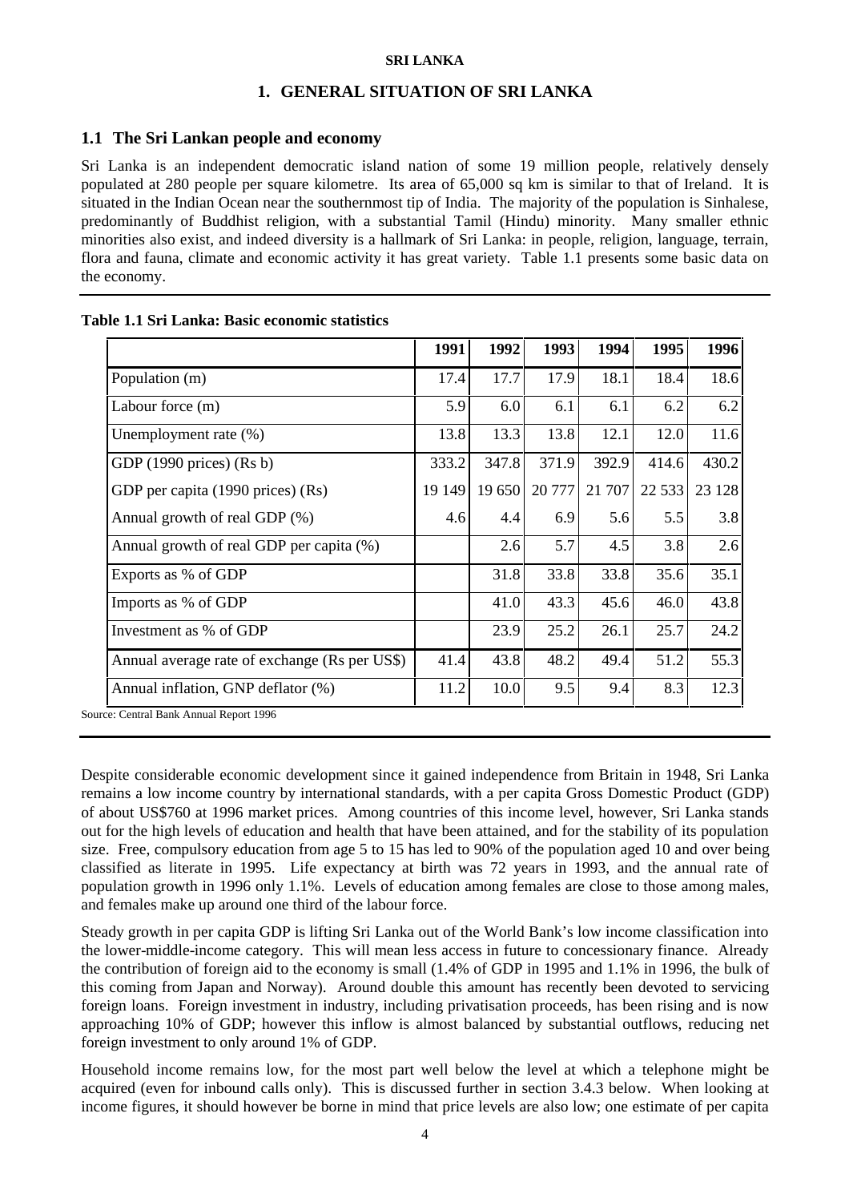# 1. GENERAL SITUATION OF SRI LANKA

## 1.1 The Sri Lankan people and economy

Sri Lanka is an independent democratic island nation of some 19 million people, relatively densely populated at 280 people per square kilometre. Its area of 65,000 sq km is similar to that of Ireland. It is situated in the Indian Ocean near the southernmost tip of India. The majority of the population is Sinhalese, predominantly of Buddhist religion, with a substantial Tamil (Hindu) minority. Many smaller ethnic minorities also exist, and indeed diversity is a hallmark of Sri Lanka: in people, religion, language, terrain, flora and fauna, climate and economic activity it has great variety. Table 1.1 presents some basic data on the economy.

**Table 1.1 Sri Lanka: Basic economic statistics**

| | 1991 | 1992 | 1993 | 1994 | 1995 | 1996 |
|---|---|---|---|---|---|---|
| Population (m) | 17.4 | 17.7 | 17.9 | 18.1 | 18.4 | 18.6 |
| Labour force (m) | 5.9 | 6.0 | 6.1 | 6.1 | 6.2 | 6.2 |
| Unemployment rate (%) | 13.8 | 13.3 | 13.8 | 12.1 | 12.0 | 11.6 |
| GDP (1990 prices) (Rs b) | 333.2 | 347.8 | 371.9 | 392.9 | 414.6 | 430.2 |
| GDP per capita (1990 prices) (Rs) | 19 149 | 19 650 | 20 777 | 21 707 | 22 533 | 23 128 |
| Annual growth of real GDP (%) | 4.6 | 4.4 | 6.9 | 5.6 | 5.5 | 3.8 |
| Annual growth of real GDP per capita (%) | | 2.6 | 5.7 | 4.5 | 3.8 | 2.6 |
| Exports as % of GDP | | 31.8 | 33.8 | 33.8 | 35.6 | 35.1 |
| Imports as % of GDP | | 41.0 | 43.3 | 45.6 | 46.0 | 43.8 |
| Investment as % of GDP | | 23.9 | 25.2 | 26.1 | 25.7 | 24.2 |
| Annual average rate of exchange (Rs per US$) | 41.4 | 43.8 | 48.2 | 49.4 | 51.2 | 55.3 |
| Annual inflation, GNP deflator (%) | 11.2 | 10.0 | 9.5 | 9.4 | 8.3 | 12.3 |

Source: Central Bank Annual Report 1996

Despite considerable economic development since it gained independence from Britain in 1948, Sri Lanka remains a low income country by international standards, with a per capita Gross Domestic Product (GDP) of about US$760 at 1996 market prices. Among countries of this income level, however, Sri Lanka stands out for the high levels of education and health that have been attained, and for the stability of its population size. Free, compulsory education from age 5 to 15 has led to 90% of the population aged 10 and over being classified as literate in 1995. Life expectancy at birth was 72 years in 1993, and the annual rate of population growth in 1996 only 1.1%. Levels of education among females are close to those among males, and females make up around one third of the labour force.

Steady growth in per capita GDP is lifting Sri Lanka out of the World Bank's low income classification into the lower-middle-income category. This will mean less access in future to concessionary finance. Already the contribution of foreign aid to the economy is small (1.4% of GDP in 1995 and 1.1% in 1996, the bulk of this coming from Japan and Norway). Around double this amount has recently been devoted to servicing foreign loans. Foreign investment in industry, including privatisation proceeds, has been rising and is now approaching 10% of GDP; however this inflow is almost balanced by substantial outflows, reducing net foreign investment to only around 1% of GDP.

Household income remains low, for the most part well below the level at which a telephone might be acquired (even for inbound calls only). This is discussed further in section 3.4.3 below. When looking at income figures, it should however be borne in mind that price levels are also low; one estimate of per capita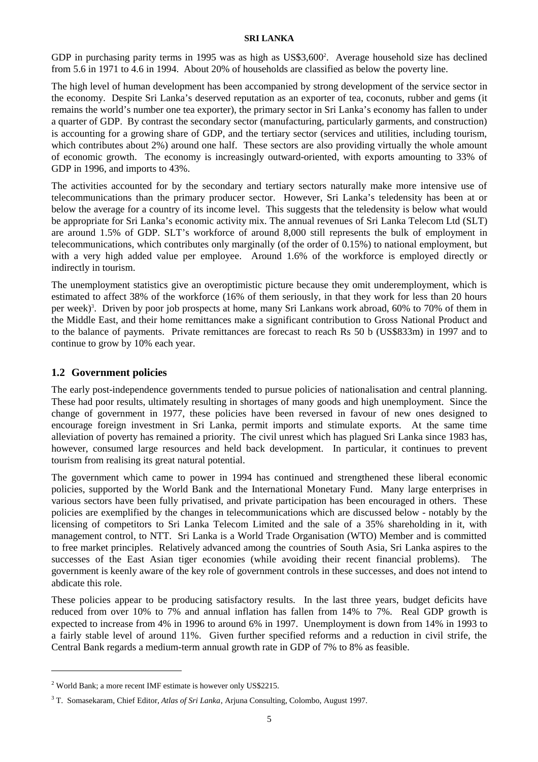GDP in purchasing parity terms in 1995 was as high as US$3,600[2]. Average household size has declined from 5.6 in 1971 to 4.6 in 1994. About 20% of households are classified as below the poverty line.

The high level of human development has been accompanied by strong development of the service sector in the economy. Despite Sri Lanka's deserved reputation as an exporter of tea, coconuts, rubber and gems (it remains the world's number one tea exporter), the primary sector in Sri Lanka's economy has fallen to under a quarter of GDP. By contrast the secondary sector (manufacturing, particularly garments, and construction) is accounting for a growing share of GDP, and the tertiary sector (services and utilities, including tourism, which contributes about 2%) around one half. These sectors are also providing virtually the whole amount of economic growth. The economy is increasingly outward-oriented, with exports amounting to 33% of GDP in 1996, and imports to 43%.

The activities accounted for by the secondary and tertiary sectors naturally make more intensive use of telecommunications than the primary producer sector. However, Sri Lanka's teledensity has been at or below the average for a country of its income level. This suggests that the teledensity is below what would be appropriate for Sri Lanka's economic activity mix. The annual revenues of Sri Lanka Telecom Ltd (SLT) are around 1.5% of GDP. SLT's workforce of around 8,000 still represents the bulk of employment in telecommunications, which contributes only marginally (of the order of 0.15%) to national employment, but with a very high added value per employee. Around 1.6% of the workforce is employed directly or indirectly in tourism.

The unemployment statistics give an overoptimistic picture because they omit underemployment, which is estimated to affect 38% of the workforce (16% of them seriously, in that they work for less than 20 hours per week)[3]. Driven by poor job prospects at home, many Sri Lankans work abroad, 60% to 70% of them in the Middle East, and their home remittances make a significant contribution to Gross National Product and to the balance of payments. Private remittances are forecast to reach Rs 50 b (US$833m) in 1997 and to continue to grow by 10% each year.

## 1.2 Government policies

The early post-independence governments tended to pursue policies of nationalisation and central planning. These had poor results, ultimately resulting in shortages of many goods and high unemployment. Since the change of government in 1977, these policies have been reversed in favour of new ones designed to encourage foreign investment in Sri Lanka, permit imports and stimulate exports. At the same time alleviation of poverty has remained a priority. The civil unrest which has plagued Sri Lanka since 1983 has, however, consumed large resources and held back development. In particular, it continues to prevent tourism from realising its great natural potential.

The government which came to power in 1994 has continued and strengthened these liberal economic policies, supported by the World Bank and the International Monetary Fund. Many large enterprises in various sectors have been fully privatised, and private participation has been encouraged in others. These policies are exemplified by the changes in telecommunications which are discussed below - notably by the licensing of competitors to Sri Lanka Telecom Limited and the sale of a 35% shareholding in it, with management control, to NTT. Sri Lanka is a World Trade Organisation (WTO) Member and is committed to free market principles. Relatively advanced among the countries of South Asia, Sri Lanka aspires to the successes of the East Asian tiger economies (while avoiding their recent financial problems). The government is keenly aware of the key role of government controls in these successes, and does not intend to abdicate this role.

These policies appear to be producing satisfactory results. In the last three years, budget deficits have reduced from over 10% to 7% and annual inflation has fallen from 14% to 7%. Real GDP growth is expected to increase from 4% in 1996 to around 6% in 1997. Unemployment is down from 14% in 1993 to a fairly stable level of around 11%. Given further specified reforms and a reduction in civil strife, the Central Bank regards a medium-term annual growth rate in GDP of 7% to 8% as feasible.

---

[2] World Bank; a more recent IMF estimate is however only US$2215.

[3] T. Somasekaram, Chief Editor, *Atlas of Sri Lanka*, Arjuna Consulting, Colombo, August 1997.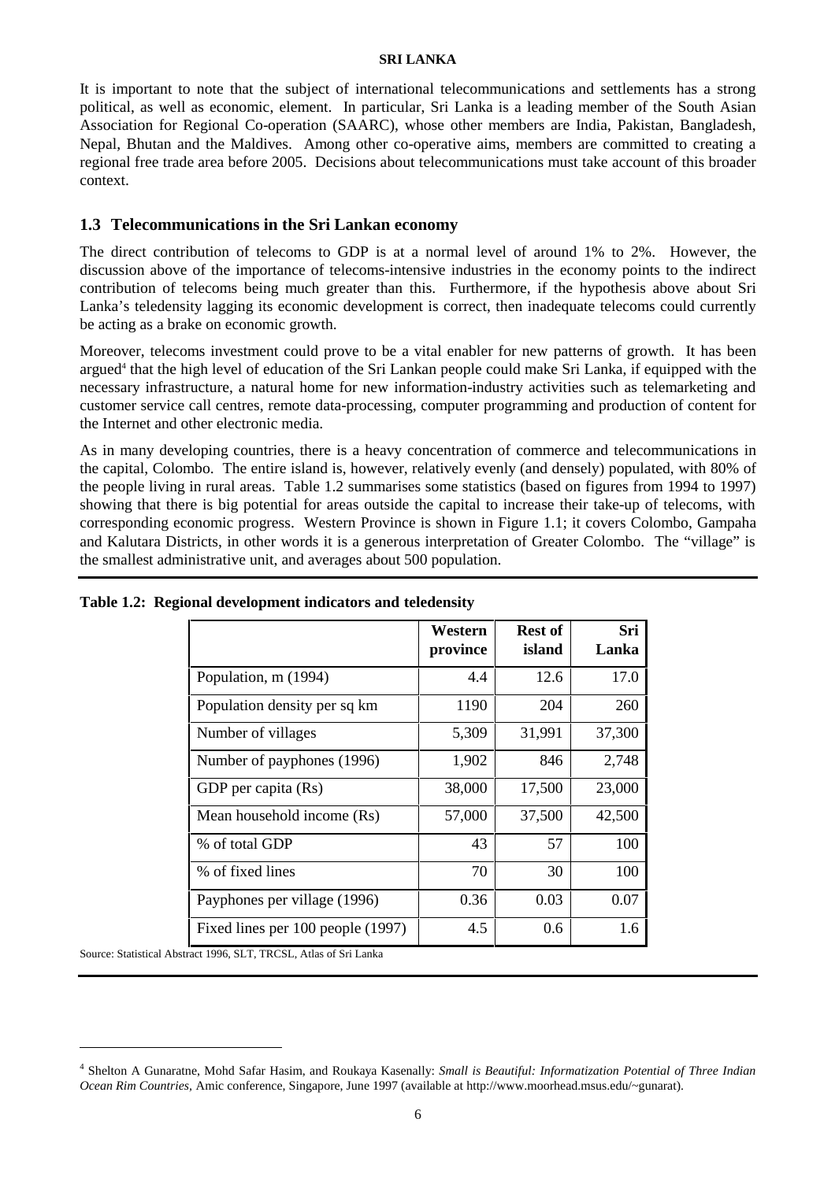It is important to note that the subject of international telecommunications and settlements has a strong political, as well as economic, element. In particular, Sri Lanka is a leading member of the South Asian Association for Regional Co-operation (SAARC), whose other members are India, Pakistan, Bangladesh, Nepal, Bhutan and the Maldives. Among other co-operative aims, members are committed to creating a regional free trade area before 2005. Decisions about telecommunications must take account of this broader context.

## 1.3 Telecommunications in the Sri Lankan economy

The direct contribution of telecoms to GDP is at a normal level of around 1% to 2%. However, the discussion above of the importance of telecoms-intensive industries in the economy points to the indirect contribution of telecoms being much greater than this. Furthermore, if the hypothesis above about Sri Lanka's teledensity lagging its economic development is correct, then inadequate telecoms could currently be acting as a brake on economic growth.

Moreover, telecoms investment could prove to be a vital enabler for new patterns of growth. It has been argued[4] that the high level of education of the Sri Lankan people could make Sri Lanka, if equipped with the necessary infrastructure, a natural home for new information-industry activities such as telemarketing and customer service call centres, remote data-processing, computer programming and production of content for the Internet and other electronic media.

As in many developing countries, there is a heavy concentration of commerce and telecommunications in the capital, Colombo. The entire island is, however, relatively evenly (and densely) populated, with 80% of the people living in rural areas. Table 1.2 summarises some statistics (based on figures from 1994 to 1997) showing that there is big potential for areas outside the capital to increase their take-up of telecoms, with corresponding economic progress. Western Province is shown in Figure 1.1; it covers Colombo, Gampaha and Kalutara Districts, in other words it is a generous interpretation of Greater Colombo. The "village" is the smallest administrative unit, and averages about 500 population.

**Table 1.2: Regional development indicators and teledensity**

| | Western province | Rest of island | Sri Lanka |
|---|---|---|---|
| Population, m (1994) | 4.4 | 12.6 | 17.0 |
| Population density per sq km | 1190 | 204 | 260 |
| Number of villages | 5,309 | 31,991 | 37,300 |
| Number of payphones (1996) | 1,902 | 846 | 2,748 |
| GDP per capita (Rs) | 38,000 | 17,500 | 23,000 |
| Mean household income (Rs) | 57,000 | 37,500 | 42,500 |
| % of total GDP | 43 | 57 | 100 |
| % of fixed lines | 70 | 30 | 100 |
| Payphones per village (1996) | 0.36 | 0.03 | 0.07 |
| Fixed lines per 100 people (1997) | 4.5 | 0.6 | 1.6 |

Source: Statistical Abstract 1996, SLT, TRCSL, Atlas of Sri Lanka

[4] Shelton A Gunaratne, Mohd Safar Hasim, and Roukaya Kasenally: *Small is Beautiful: Informatization Potential of Three Indian Ocean Rim Countries*, Amic conference, Singapore, June 1997 (available at http://www.moorhead.msus.edu/~gunarat).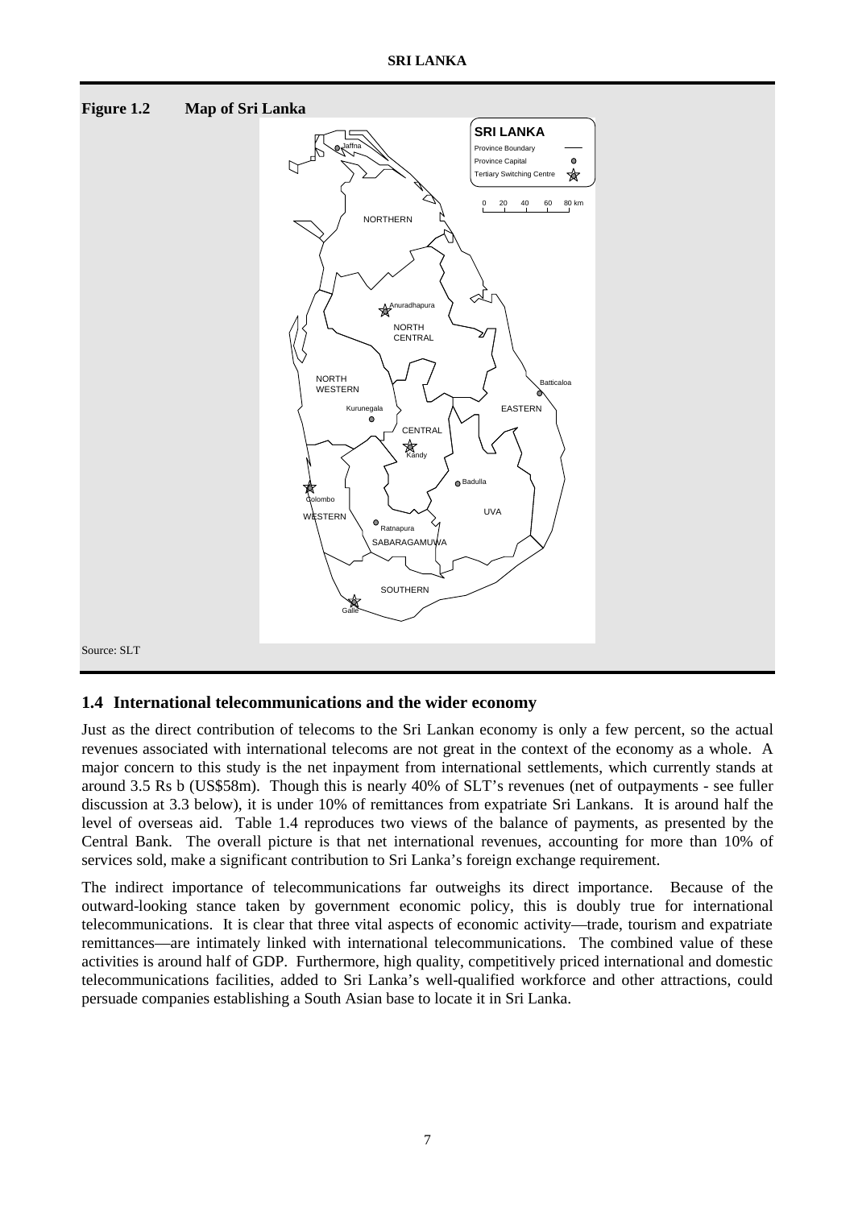**Figure 1.2 Map of Sri Lanka**

Source: SLT

## 1.4 International telecommunications and the wider economy

Just as the direct contribution of telecoms to the Sri Lankan economy is only a few percent, so the actual revenues associated with international telecoms are not great in the context of the economy as a whole. A major concern to this study is the net inpayment from international settlements, which currently stands at around 3.5 Rs b (US$58m). Though this is nearly 40% of SLT's revenues (net of outpayments - see fuller discussion at 3.3 below), it is under 10% of remittances from expatriate Sri Lankans. It is around half the level of overseas aid. Table 1.4 reproduces two views of the balance of payments, as presented by the Central Bank. The overall picture is that net international revenues, accounting for more than 10% of services sold, make a significant contribution to Sri Lanka's foreign exchange requirement.

The indirect importance of telecommunications far outweighs its direct importance. Because of the outward-looking stance taken by government economic policy, this is doubly true for international telecommunications. It is clear that three vital aspects of economic activity—trade, tourism and expatriate remittances—are intimately linked with international telecommunications. The combined value of these activities is around half of GDP. Furthermore, high quality, competitively priced international and domestic telecommunications facilities, added to Sri Lanka's well-qualified workforce and other attractions, could persuade companies establishing a South Asian base to locate it in Sri Lanka.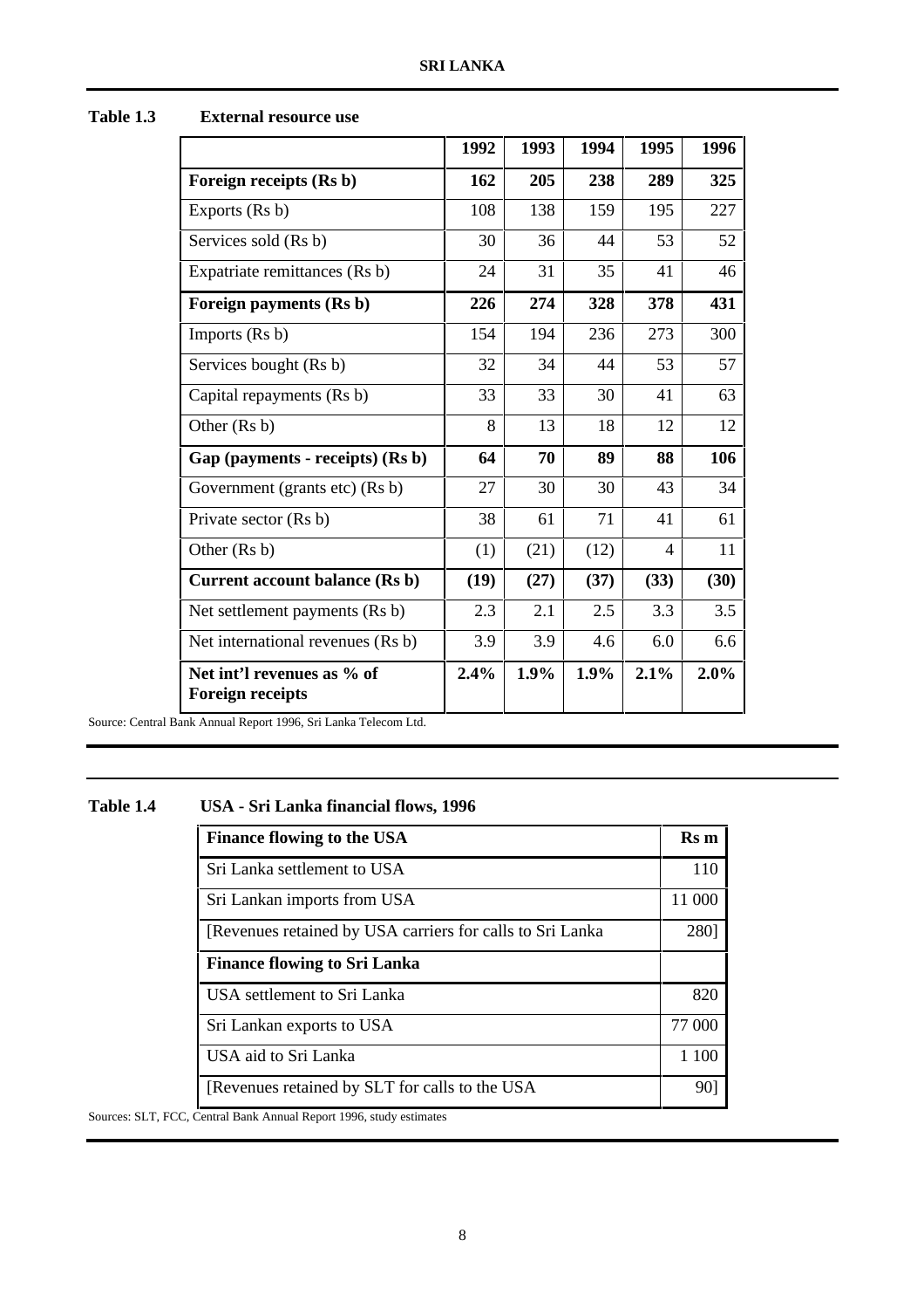**Table 1.3 External resource use**

| | 1992 | 1993 | 1994 | 1995 | 1996 |
|---|---|---|---|---|---|
| **Foreign receipts (Rs b)** | **162** | **205** | **238** | **289** | **325** |
| Exports (Rs b) | 108 | 138 | 159 | 195 | 227 |
| Services sold (Rs b) | 30 | 36 | 44 | 53 | 52 |
| Expatriate remittances (Rs b) | 24 | 31 | 35 | 41 | 46 |
| **Foreign payments (Rs b)** | **226** | **274** | **328** | **378** | **431** |
| Imports (Rs b) | 154 | 194 | 236 | 273 | 300 |
| Services bought (Rs b) | 32 | 34 | 44 | 53 | 57 |
| Capital repayments (Rs b) | 33 | 33 | 30 | 41 | 63 |
| Other (Rs b) | 8 | 13 | 18 | 12 | 12 |
| **Gap (payments - receipts) (Rs b)** | **64** | **70** | **89** | **88** | **106** |
| Government (grants etc) (Rs b) | 27 | 30 | 30 | 43 | 34 |
| Private sector (Rs b) | 38 | 61 | 71 | 41 | 61 |
| Other (Rs b) | (1) | (21) | (12) | 4 | 11 |
| **Current account balance (Rs b)** | **(19)** | **(27)** | **(37)** | **(33)** | **(30)** |
| Net settlement payments (Rs b) | 2.3 | 2.1 | 2.5 | 3.3 | 3.5 |
| Net international revenues (Rs b) | 3.9 | 3.9 | 4.6 | 6.0 | 6.6 |
| **Net int'l revenues as % of Foreign receipts** | **2.4%** | **1.9%** | **1.9%** | **2.1%** | **2.0%** |

Source: Central Bank Annual Report 1996, Sri Lanka Telecom Ltd.

**Table 1.4 USA - Sri Lanka financial flows, 1996**

| **Finance flowing to the USA** | **Rs m** |
|---|---|
| Sri Lanka settlement to USA | 110 |
| Sri Lankan imports from USA | 11 000 |
| [Revenues retained by USA carriers for calls to Sri Lanka | 280] |
| **Finance flowing to Sri Lanka** | |
| USA settlement to Sri Lanka | 820 |
| Sri Lankan exports to USA | 77 000 |
| USA aid to Sri Lanka | 1 100 |
| [Revenues retained by SLT for calls to the USA | 90] |

Sources: SLT, FCC, Central Bank Annual Report 1996, study estimates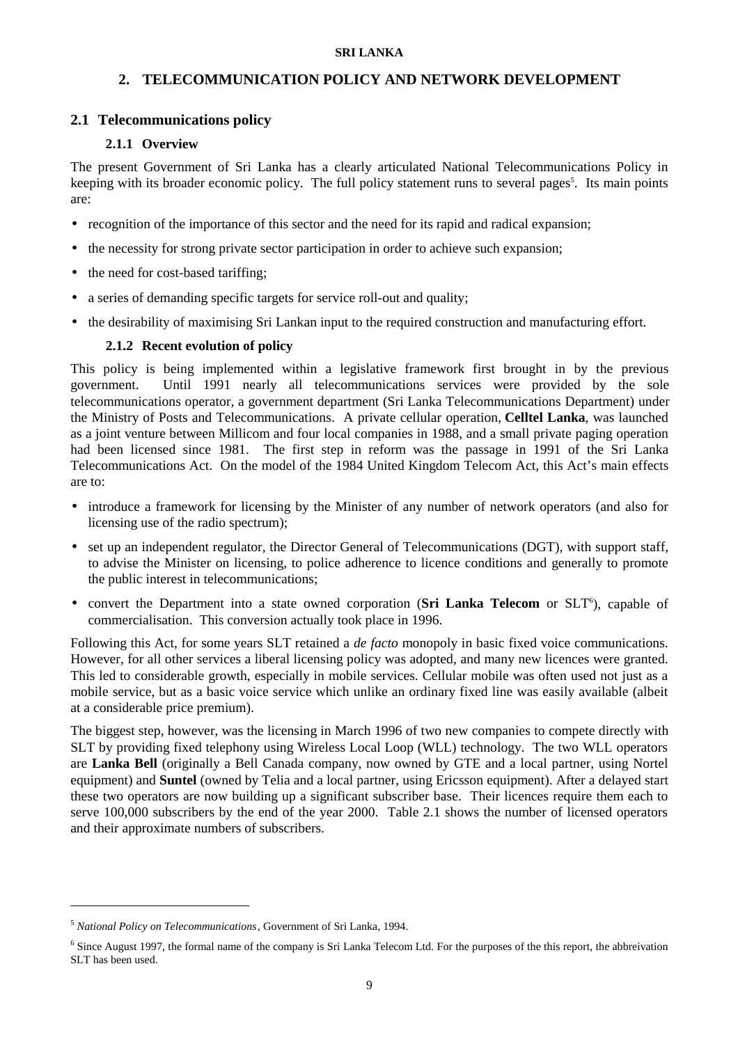# 2. TELECOMMUNICATION POLICY AND NETWORK DEVELOPMENT

## 2.1 Telecommunications policy

### 2.1.1 Overview

The present Government of Sri Lanka has a clearly articulated National Telecommunications Policy in keeping with its broader economic policy. The full policy statement runs to several pages[5]. Its main points are:

- recognition of the importance of this sector and the need for its rapid and radical expansion;
- the necessity for strong private sector participation in order to achieve such expansion;
- the need for cost-based tariffing;
- a series of demanding specific targets for service roll-out and quality;
- the desirability of maximising Sri Lankan input to the required construction and manufacturing effort.

### 2.1.2 Recent evolution of policy

This policy is being implemented within a legislative framework first brought in by the previous government. Until 1991 nearly all telecommunications services were provided by the sole telecommunications operator, a government department (Sri Lanka Telecommunications Department) under the Ministry of Posts and Telecommunications. A private cellular operation, **Celltel Lanka**, was launched as a joint venture between Millicom and four local companies in 1988, and a small private paging operation had been licensed since 1981. The first step in reform was the passage in 1991 of the Sri Lanka Telecommunications Act. On the model of the 1984 United Kingdom Telecom Act, this Act's main effects are to:

- introduce a framework for licensing by the Minister of any number of network operators (and also for licensing use of the radio spectrum);
- set up an independent regulator, the Director General of Telecommunications (DGT), with support staff, to advise the Minister on licensing, to police adherence to licence conditions and generally to promote the public interest in telecommunications;
- convert the Department into a state owned corporation (**Sri Lanka Telecom** or SLT[6]), capable of commercialisation. This conversion actually took place in 1996.

Following this Act, for some years SLT retained a *de facto* monopoly in basic fixed voice communications. However, for all other services a liberal licensing policy was adopted, and many new licences were granted. This led to considerable growth, especially in mobile services. Cellular mobile was often used not just as a mobile service, but as a basic voice service which unlike an ordinary fixed line was easily available (albeit at a considerable price premium).

The biggest step, however, was the licensing in March 1996 of two new companies to compete directly with SLT by providing fixed telephony using Wireless Local Loop (WLL) technology. The two WLL operators are **Lanka Bell** (originally a Bell Canada company, now owned by GTE and a local partner, using Nortel equipment) and **Suntel** (owned by Telia and a local partner, using Ericsson equipment). After a delayed start these two operators are now building up a significant subscriber base. Their licences require them each to serve 100,000 subscribers by the end of the year 2000. Table 2.1 shows the number of licensed operators and their approximate numbers of subscribers.

---

[5] *National Policy on Telecommunications*, Government of Sri Lanka, 1994.

[6] Since August 1997, the formal name of the company is Sri Lanka Telecom Ltd. For the purposes of the this report, the abbreivation SLT has been used.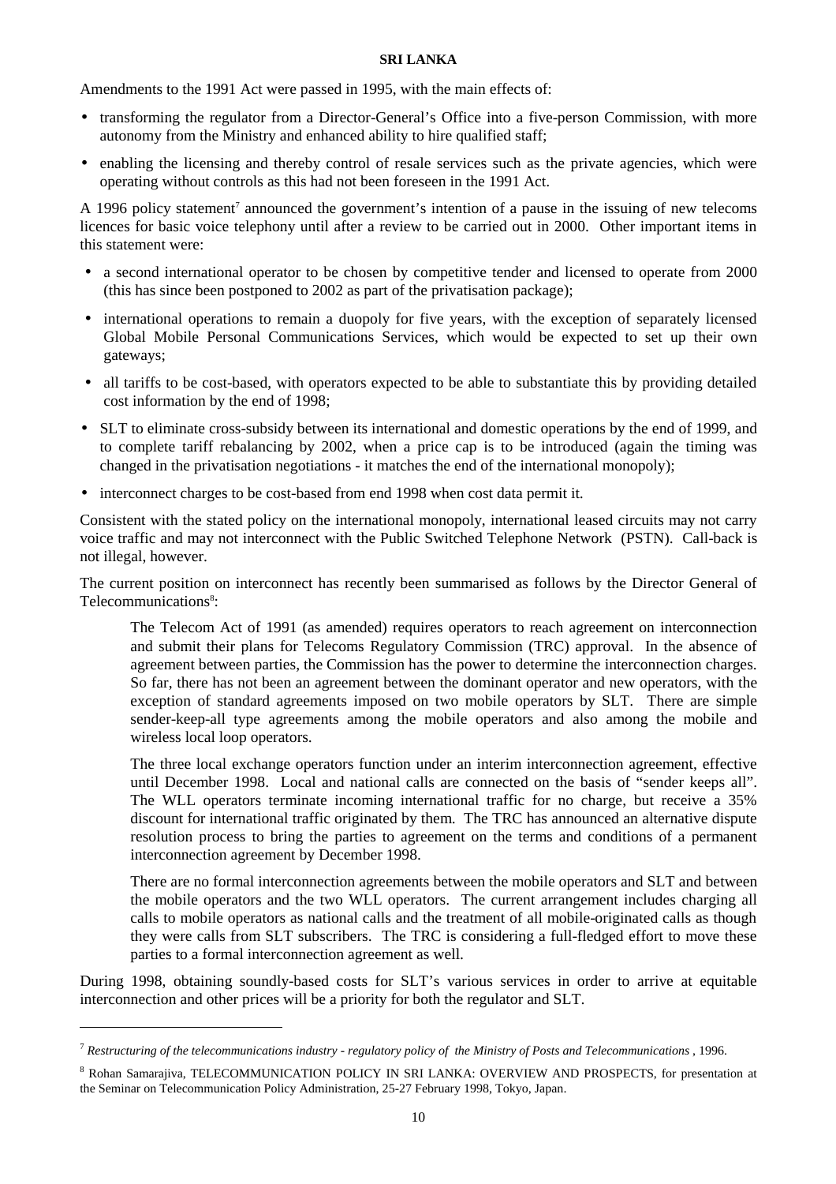Amendments to the 1991 Act were passed in 1995, with the main effects of:

- transforming the regulator from a Director-General's Office into a five-person Commission, with more autonomy from the Ministry and enhanced ability to hire qualified staff;
- enabling the licensing and thereby control of resale services such as the private agencies, which were operating without controls as this had not been foreseen in the 1991 Act.

A 1996 policy statement[7] announced the government's intention of a pause in the issuing of new telecoms licences for basic voice telephony until after a review to be carried out in 2000. Other important items in this statement were:

- a second international operator to be chosen by competitive tender and licensed to operate from 2000 (this has since been postponed to 2002 as part of the privatisation package);
- international operations to remain a duopoly for five years, with the exception of separately licensed Global Mobile Personal Communications Services, which would be expected to set up their own gateways;
- all tariffs to be cost-based, with operators expected to be able to substantiate this by providing detailed cost information by the end of 1998;
- SLT to eliminate cross-subsidy between its international and domestic operations by the end of 1999, and to complete tariff rebalancing by 2002, when a price cap is to be introduced (again the timing was changed in the privatisation negotiations - it matches the end of the international monopoly);
- interconnect charges to be cost-based from end 1998 when cost data permit it.

Consistent with the stated policy on the international monopoly, international leased circuits may not carry voice traffic and may not interconnect with the Public Switched Telephone Network (PSTN). Call-back is not illegal, however.

The current position on interconnect has recently been summarised as follows by the Director General of Telecommunications[8]:

> The Telecom Act of 1991 (as amended) requires operators to reach agreement on interconnection and submit their plans for Telecoms Regulatory Commission (TRC) approval. In the absence of agreement between parties, the Commission has the power to determine the interconnection charges. So far, there has not been an agreement between the dominant operator and new operators, with the exception of standard agreements imposed on two mobile operators by SLT. There are simple sender-keep-all type agreements among the mobile operators and also among the mobile and wireless local loop operators.
>
> The three local exchange operators function under an interim interconnection agreement, effective until December 1998. Local and national calls are connected on the basis of "sender keeps all". The WLL operators terminate incoming international traffic for no charge, but receive a 35% discount for international traffic originated by them. The TRC has announced an alternative dispute resolution process to bring the parties to agreement on the terms and conditions of a permanent interconnection agreement by December 1998.
>
> There are no formal interconnection agreements between the mobile operators and SLT and between the mobile operators and the two WLL operators. The current arrangement includes charging all calls to mobile operators as national calls and the treatment of all mobile-originated calls as though they were calls from SLT subscribers. The TRC is considering a full-fledged effort to move these parties to a formal interconnection agreement as well.

During 1998, obtaining soundly-based costs for SLT's various services in order to arrive at equitable interconnection and other prices will be a priority for both the regulator and SLT.

---

[7] *Restructuring of the telecommunications industry - regulatory policy of the Ministry of Posts and Telecommunications* , 1996.

[8] Rohan Samarajiva, TELECOMMUNICATION POLICY IN SRI LANKA: OVERVIEW AND PROSPECTS, for presentation at the Seminar on Telecommunication Policy Administration, 25-27 February 1998, Tokyo, Japan.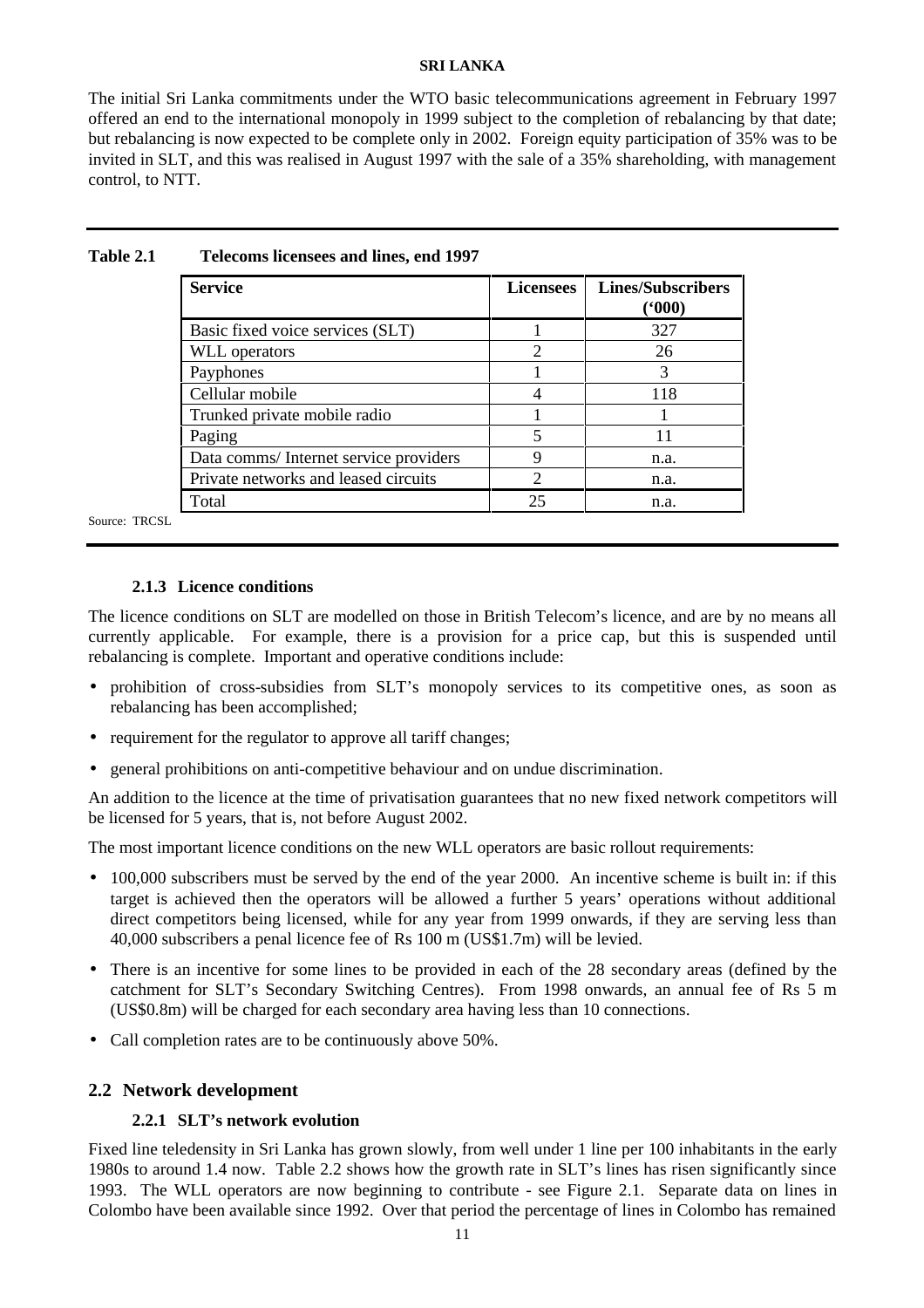The initial Sri Lanka commitments under the WTO basic telecommunications agreement in February 1997 offered an end to the international monopoly in 1999 subject to the completion of rebalancing by that date; but rebalancing is now expected to be complete only in 2002. Foreign equity participation of 35% was to be invited in SLT, and this was realised in August 1997 with the sale of a 35% shareholding, with management control, to NTT.

**Table 2.1 Telecoms licensees and lines, end 1997**

| Service | Licensees | Lines/Subscribers ('000) |
|---|---|---|
| Basic fixed voice services (SLT) | 1 | 327 |
| WLL operators | 2 | 26 |
| Payphones | 1 | 3 |
| Cellular mobile | 4 | 118 |
| Trunked private mobile radio | 1 | 1 |
| Paging | 5 | 11 |
| Data comms/ Internet service providers | 9 | n.a. |
| Private networks and leased circuits | 2 | n.a. |
| Total | 25 | n.a. |

Source: TRCSL

### 2.1.3 Licence conditions

The licence conditions on SLT are modelled on those in British Telecom's licence, and are by no means all currently applicable. For example, there is a provision for a price cap, but this is suspended until rebalancing is complete. Important and operative conditions include:

- prohibition of cross-subsidies from SLT's monopoly services to its competitive ones, as soon as rebalancing has been accomplished;
- requirement for the regulator to approve all tariff changes;
- general prohibitions on anti-competitive behaviour and on undue discrimination.

An addition to the licence at the time of privatisation guarantees that no new fixed network competitors will be licensed for 5 years, that is, not before August 2002.

The most important licence conditions on the new WLL operators are basic rollout requirements:

- 100,000 subscribers must be served by the end of the year 2000. An incentive scheme is built in: if this target is achieved then the operators will be allowed a further 5 years' operations without additional direct competitors being licensed, while for any year from 1999 onwards, if they are serving less than 40,000 subscribers a penal licence fee of Rs 100 m (US$1.7m) will be levied.
- There is an incentive for some lines to be provided in each of the 28 secondary areas (defined by the catchment for SLT's Secondary Switching Centres). From 1998 onwards, an annual fee of Rs 5 m (US$0.8m) will be charged for each secondary area having less than 10 connections.
- Call completion rates are to be continuously above 50%.

## 2.2 Network development

### 2.2.1 SLT's network evolution

Fixed line teledensity in Sri Lanka has grown slowly, from well under 1 line per 100 inhabitants in the early 1980s to around 1.4 now. Table 2.2 shows how the growth rate in SLT's lines has risen significantly since 1993. The WLL operators are now beginning to contribute - see Figure 2.1. Separate data on lines in Colombo have been available since 1992. Over that period the percentage of lines in Colombo has remained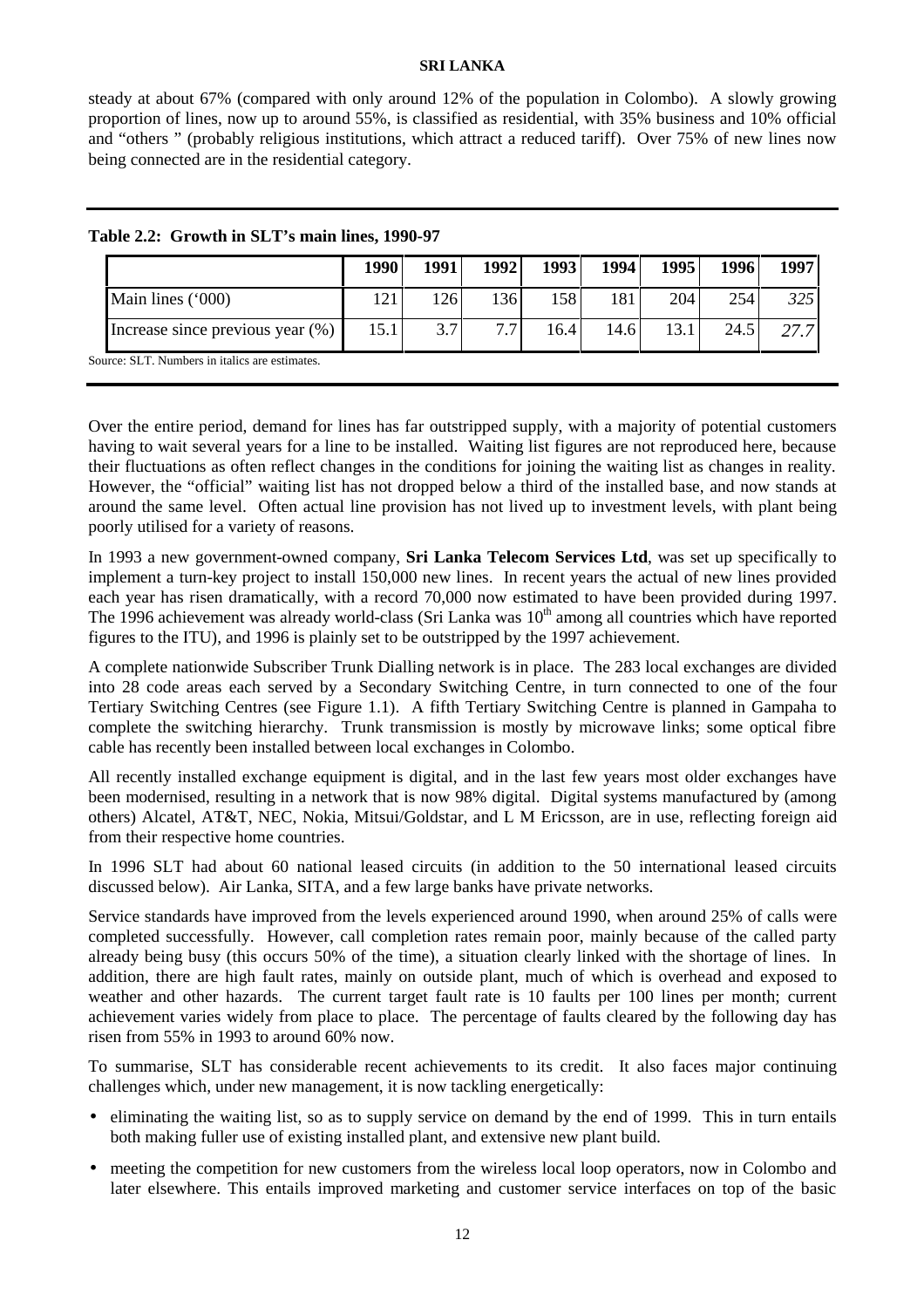steady at about 67% (compared with only around 12% of the population in Colombo). A slowly growing proportion of lines, now up to around 55%, is classified as residential, with 35% business and 10% official and "others " (probably religious institutions, which attract a reduced tariff). Over 75% of new lines now being connected are in the residential category.

**Table 2.2: Growth in SLT's main lines, 1990-97**

| | 1990 | 1991 | 1992 | 1993 | 1994 | 1995 | 1996 | 1997 |
|---|---|---|---|---|---|---|---|---|
| Main lines ('000) | 121 | 126 | 136 | 158 | 181 | 204 | 254 | *325* |
| Increase since previous year (%) | 15.1 | 3.7 | 7.7 | 16.4 | 14.6 | 13.1 | 24.5 | *27.7* |

Source: SLT. Numbers in italics are estimates.

Over the entire period, demand for lines has far outstripped supply, with a majority of potential customers having to wait several years for a line to be installed. Waiting list figures are not reproduced here, because their fluctuations as often reflect changes in the conditions for joining the waiting list as changes in reality. However, the "official" waiting list has not dropped below a third of the installed base, and now stands at around the same level. Often actual line provision has not lived up to investment levels, with plant being poorly utilised for a variety of reasons.

In 1993 a new government-owned company, **Sri Lanka Telecom Services Ltd**, was set up specifically to implement a turn-key project to install 150,000 new lines. In recent years the actual of new lines provided each year has risen dramatically, with a record 70,000 now estimated to have been provided during 1997. The 1996 achievement was already world-class (Sri Lanka was 10th among all countries which have reported figures to the ITU), and 1996 is plainly set to be outstripped by the 1997 achievement.

A complete nationwide Subscriber Trunk Dialling network is in place. The 283 local exchanges are divided into 28 code areas each served by a Secondary Switching Centre, in turn connected to one of the four Tertiary Switching Centres (see Figure 1.1). A fifth Tertiary Switching Centre is planned in Gampaha to complete the switching hierarchy. Trunk transmission is mostly by microwave links; some optical fibre cable has recently been installed between local exchanges in Colombo.

All recently installed exchange equipment is digital, and in the last few years most older exchanges have been modernised, resulting in a network that is now 98% digital. Digital systems manufactured by (among others) Alcatel, AT&T, NEC, Nokia, Mitsui/Goldstar, and L M Ericsson, are in use, reflecting foreign aid from their respective home countries.

In 1996 SLT had about 60 national leased circuits (in addition to the 50 international leased circuits discussed below). Air Lanka, SITA, and a few large banks have private networks.

Service standards have improved from the levels experienced around 1990, when around 25% of calls were completed successfully. However, call completion rates remain poor, mainly because of the called party already being busy (this occurs 50% of the time), a situation clearly linked with the shortage of lines. In addition, there are high fault rates, mainly on outside plant, much of which is overhead and exposed to weather and other hazards. The current target fault rate is 10 faults per 100 lines per month; current achievement varies widely from place to place. The percentage of faults cleared by the following day has risen from 55% in 1993 to around 60% now.

To summarise, SLT has considerable recent achievements to its credit. It also faces major continuing challenges which, under new management, it is now tackling energetically:

- eliminating the waiting list, so as to supply service on demand by the end of 1999. This in turn entails both making fuller use of existing installed plant, and extensive new plant build.
- meeting the competition for new customers from the wireless local loop operators, now in Colombo and later elsewhere. This entails improved marketing and customer service interfaces on top of the basic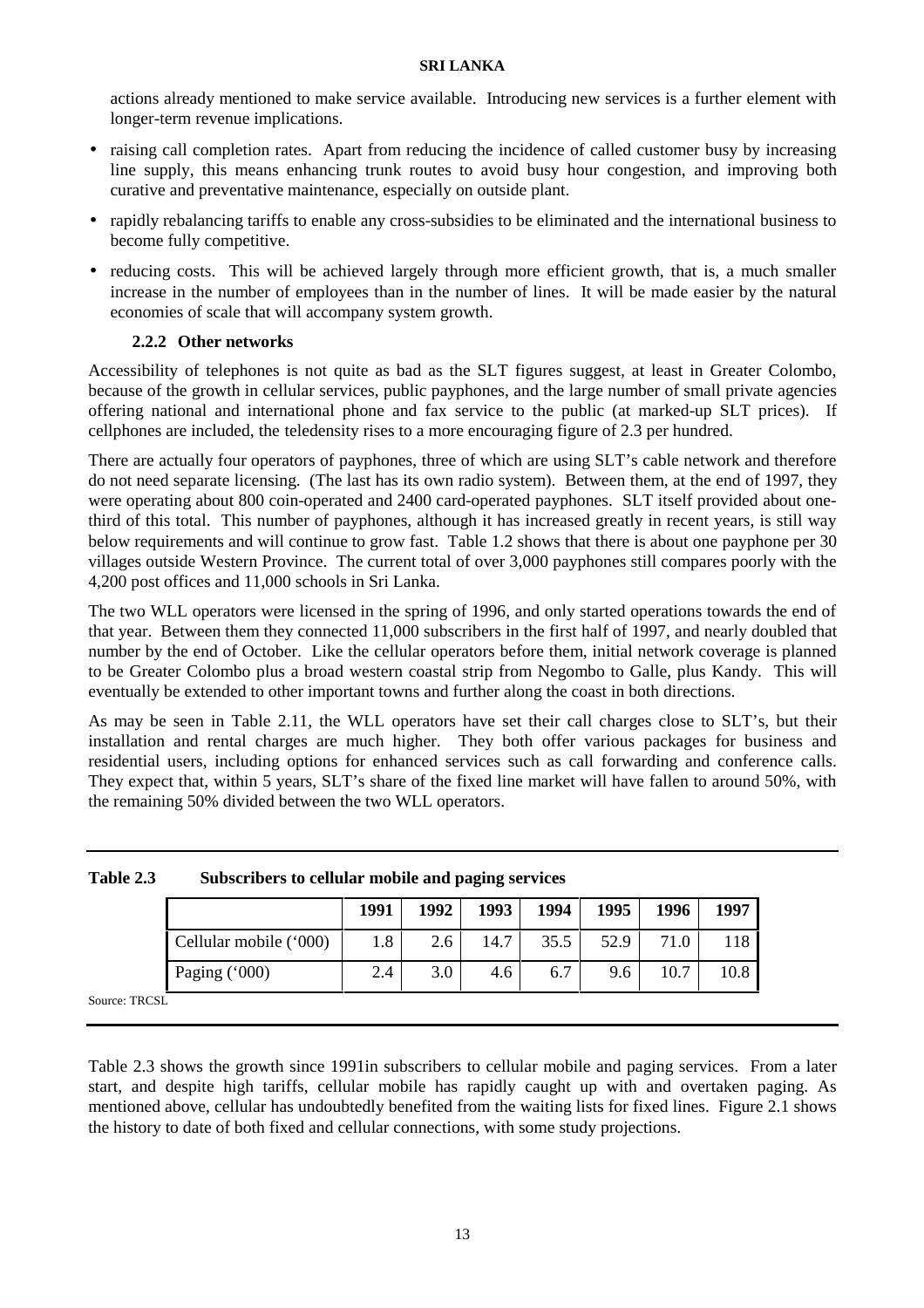actions already mentioned to make service available. Introducing new services is a further element with longer-term revenue implications.

- raising call completion rates. Apart from reducing the incidence of called customer busy by increasing line supply, this means enhancing trunk routes to avoid busy hour congestion, and improving both curative and preventative maintenance, especially on outside plant.
- rapidly rebalancing tariffs to enable any cross-subsidies to be eliminated and the international business to become fully competitive.
- reducing costs. This will be achieved largely through more efficient growth, that is, a much smaller increase in the number of employees than in the number of lines. It will be made easier by the natural economies of scale that will accompany system growth.

### 2.2.2 Other networks

Accessibility of telephones is not quite as bad as the SLT figures suggest, at least in Greater Colombo, because of the growth in cellular services, public payphones, and the large number of small private agencies offering national and international phone and fax service to the public (at marked-up SLT prices). If cellphones are included, the teledensity rises to a more encouraging figure of 2.3 per hundred.

There are actually four operators of payphones, three of which are using SLT's cable network and therefore do not need separate licensing. (The last has its own radio system). Between them, at the end of 1997, they were operating about 800 coin-operated and 2400 card-operated payphones. SLT itself provided about one-third of this total. This number of payphones, although it has increased greatly in recent years, is still way below requirements and will continue to grow fast. Table 1.2 shows that there is about one payphone per 30 villages outside Western Province. The current total of over 3,000 payphones still compares poorly with the 4,200 post offices and 11,000 schools in Sri Lanka.

The two WLL operators were licensed in the spring of 1996, and only started operations towards the end of that year. Between them they connected 11,000 subscribers in the first half of 1997, and nearly doubled that number by the end of October. Like the cellular operators before them, initial network coverage is planned to be Greater Colombo plus a broad western coastal strip from Negombo to Galle, plus Kandy. This will eventually be extended to other important towns and further along the coast in both directions.

As may be seen in Table 2.11, the WLL operators have set their call charges close to SLT's, but their installation and rental charges are much higher. They both offer various packages for business and residential users, including options for enhanced services such as call forwarding and conference calls. They expect that, within 5 years, SLT's share of the fixed line market will have fallen to around 50%, with the remaining 50% divided between the two WLL operators.

**Table 2.3 Subscribers to cellular mobile and paging services**

| | 1991 | 1992 | 1993 | 1994 | 1995 | 1996 | 1997 |
|---|---|---|---|---|---|---|---|
| Cellular mobile ('000) | 1.8 | 2.6 | 14.7 | 35.5 | 52.9 | 71.0 | 118 |
| Paging ('000) | 2.4 | 3.0 | 4.6 | 6.7 | 9.6 | 10.7 | 10.8 |

Source: TRCSL

Table 2.3 shows the growth since 1991in subscribers to cellular mobile and paging services. From a later start, and despite high tariffs, cellular mobile has rapidly caught up with and overtaken paging. As mentioned above, cellular has undoubtedly benefited from the waiting lists for fixed lines. Figure 2.1 shows the history to date of both fixed and cellular connections, with some study projections.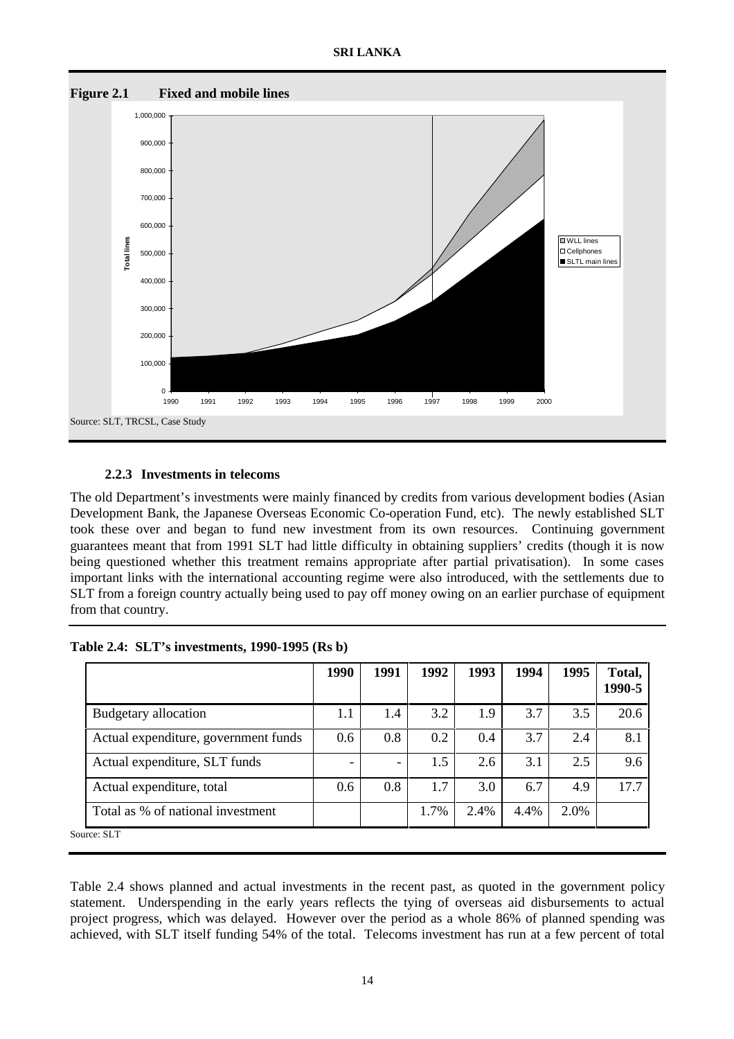**Figure 2.1 Fixed and mobile lines**

Source: SLT, TRCSL, Case Study

### 2.2.3 Investments in telecoms

The old Department's investments were mainly financed by credits from various development bodies (Asian Development Bank, the Japanese Overseas Economic Co-operation Fund, etc). The newly established SLT took these over and began to fund new investment from its own resources. Continuing government guarantees meant that from 1991 SLT had little difficulty in obtaining suppliers' credits (though it is now being questioned whether this treatment remains appropriate after partial privatisation). In some cases important links with the international accounting regime were also introduced, with the settlements due to SLT from a foreign country actually being used to pay off money owing on an earlier purchase of equipment from that country.

**Table 2.4: SLT's investments, 1990-1995 (Rs b)**

| | 1990 | 1991 | 1992 | 1993 | 1994 | 1995 | Total, 1990-5 |
|---|---|---|---|---|---|---|---|
| Budgetary allocation | 1.1 | 1.4 | 3.2 | 1.9 | 3.7 | 3.5 | 20.6 |
| Actual expenditure, government funds | 0.6 | 0.8 | 0.2 | 0.4 | 3.7 | 2.4 | 8.1 |
| Actual expenditure, SLT funds | - | - | 1.5 | 2.6 | 3.1 | 2.5 | 9.6 |
| Actual expenditure, total | 0.6 | 0.8 | 1.7 | 3.0 | 6.7 | 4.9 | 17.7 |
| Total as % of national investment | | | 1.7% | 2.4% | 4.4% | 2.0% | |

Source: SLT

Table 2.4 shows planned and actual investments in the recent past, as quoted in the government policy statement. Underspending in the early years reflects the tying of overseas aid disbursements to actual project progress, which was delayed. However over the period as a whole 86% of planned spending was achieved, with SLT itself funding 54% of the total. Telecoms investment has run at a few percent of total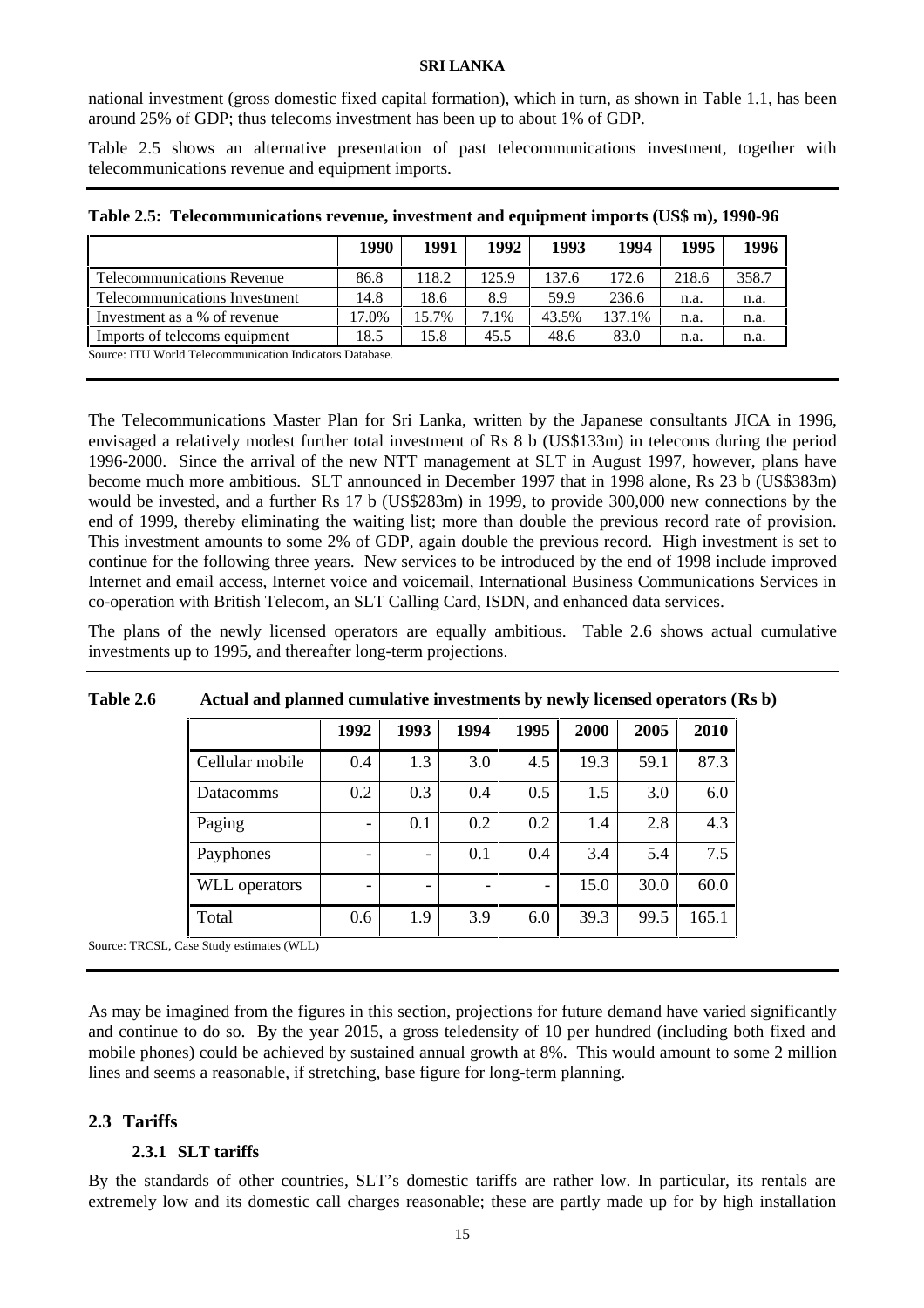national investment (gross domestic fixed capital formation), which in turn, as shown in Table 1.1, has been around 25% of GDP; thus telecoms investment has been up to about 1% of GDP.

Table 2.5 shows an alternative presentation of past telecommunications investment, together with telecommunications revenue and equipment imports.

**Table 2.5: Telecommunications revenue, investment and equipment imports (US$ m), 1990-96**

| | 1990 | 1991 | 1992 | 1993 | 1994 | 1995 | 1996 |
|---|---|---|---|---|---|---|---|
| Telecommunications Revenue | 86.8 | 118.2 | 125.9 | 137.6 | 172.6 | 218.6 | 358.7 |
| Telecommunications Investment | 14.8 | 18.6 | 8.9 | 59.9 | 236.6 | n.a. | n.a. |
| Investment as a % of revenue | 17.0% | 15.7% | 7.1% | 43.5% | 137.1% | n.a. | n.a. |
| Imports of telecoms equipment | 18.5 | 15.8 | 45.5 | 48.6 | 83.0 | n.a. | n.a. |

Source: ITU World Telecommunication Indicators Database.

The Telecommunications Master Plan for Sri Lanka, written by the Japanese consultants JICA in 1996, envisaged a relatively modest further total investment of Rs 8 b (US$133m) in telecoms during the period 1996-2000. Since the arrival of the new NTT management at SLT in August 1997, however, plans have become much more ambitious. SLT announced in December 1997 that in 1998 alone, Rs 23 b (US$383m) would be invested, and a further Rs 17 b (US$283m) in 1999, to provide 300,000 new connections by the end of 1999, thereby eliminating the waiting list; more than double the previous record rate of provision. This investment amounts to some 2% of GDP, again double the previous record. High investment is set to continue for the following three years. New services to be introduced by the end of 1998 include improved Internet and email access, Internet voice and voicemail, International Business Communications Services in co-operation with British Telecom, an SLT Calling Card, ISDN, and enhanced data services.

The plans of the newly licensed operators are equally ambitious. Table 2.6 shows actual cumulative investments up to 1995, and thereafter long-term projections.

**Table 2.6 Actual and planned cumulative investments by newly licensed operators (Rs b)**

| | 1992 | 1993 | 1994 | 1995 | 2000 | 2005 | 2010 |
|---|---|---|---|---|---|---|---|
| Cellular mobile | 0.4 | 1.3 | 3.0 | 4.5 | 19.3 | 59.1 | 87.3 |
| Datacomms | 0.2 | 0.3 | 0.4 | 0.5 | 1.5 | 3.0 | 6.0 |
| Paging | - | 0.1 | 0.2 | 0.2 | 1.4 | 2.8 | 4.3 |
| Payphones | - | - | 0.1 | 0.4 | 3.4 | 5.4 | 7.5 |
| WLL operators | - | - | - | - | 15.0 | 30.0 | 60.0 |
| Total | 0.6 | 1.9 | 3.9 | 6.0 | 39.3 | 99.5 | 165.1 |

Source: TRCSL, Case Study estimates (WLL)

As may be imagined from the figures in this section, projections for future demand have varied significantly and continue to do so. By the year 2015, a gross teledensity of 10 per hundred (including both fixed and mobile phones) could be achieved by sustained annual growth at 8%. This would amount to some 2 million lines and seems a reasonable, if stretching, base figure for long-term planning.

## 2.3 Tariffs

### 2.3.1 SLT tariffs

By the standards of other countries, SLT's domestic tariffs are rather low. In particular, its rentals are extremely low and its domestic call charges reasonable; these are partly made up for by high installation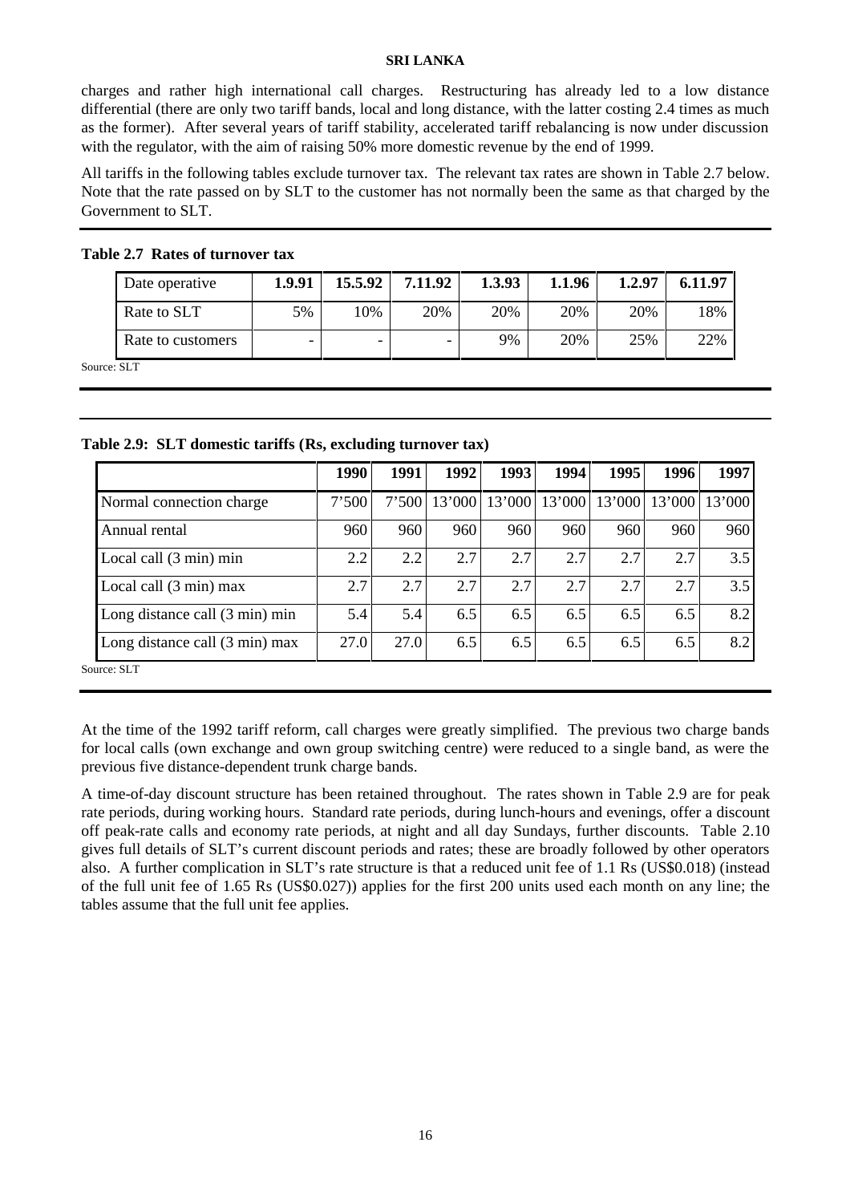charges and rather high international call charges. Restructuring has already led to a low distance differential (there are only two tariff bands, local and long distance, with the latter costing 2.4 times as much as the former). After several years of tariff stability, accelerated tariff rebalancing is now under discussion with the regulator, with the aim of raising 50% more domestic revenue by the end of 1999.

All tariffs in the following tables exclude turnover tax. The relevant tax rates are shown in Table 2.7 below. Note that the rate passed on by SLT to the customer has not normally been the same as that charged by the Government to SLT.

**Table 2.7 Rates of turnover tax**

| Date operative | 1.9.91 | 15.5.92 | 7.11.92 | 1.3.93 | 1.1.96 | 1.2.97 | 6.11.97 |
|---|---|---|---|---|---|---|---|
| Rate to SLT | 5% | 10% | 20% | 20% | 20% | 20% | 18% |
| Rate to customers | - | - | - | 9% | 20% | 25% | 22% |

Source: SLT

**Table 2.9: SLT domestic tariffs (Rs, excluding turnover tax)**

| | 1990 | 1991 | 1992 | 1993 | 1994 | 1995 | 1996 | 1997 |
|---|---|---|---|---|---|---|---|---|
| Normal connection charge | 7'500 | 7'500 | 13'000 | 13'000 | 13'000 | 13'000 | 13'000 | 13'000 |
| Annual rental | 960 | 960 | 960 | 960 | 960 | 960 | 960 | 960 |
| Local call (3 min) min | 2.2 | 2.2 | 2.7 | 2.7 | 2.7 | 2.7 | 2.7 | 3.5 |
| Local call (3 min) max | 2.7 | 2.7 | 2.7 | 2.7 | 2.7 | 2.7 | 2.7 | 3.5 |
| Long distance call (3 min) min | 5.4 | 5.4 | 6.5 | 6.5 | 6.5 | 6.5 | 6.5 | 8.2 |
| Long distance call (3 min) max | 27.0 | 27.0 | 6.5 | 6.5 | 6.5 | 6.5 | 6.5 | 8.2 |

Source: SLT

At the time of the 1992 tariff reform, call charges were greatly simplified. The previous two charge bands for local calls (own exchange and own group switching centre) were reduced to a single band, as were the previous five distance-dependent trunk charge bands.

A time-of-day discount structure has been retained throughout. The rates shown in Table 2.9 are for peak rate periods, during working hours. Standard rate periods, during lunch-hours and evenings, offer a discount off peak-rate calls and economy rate periods, at night and all day Sundays, further discounts. Table 2.10 gives full details of SLT's current discount periods and rates; these are broadly followed by other operators also. A further complication in SLT's rate structure is that a reduced unit fee of 1.1 Rs (US$0.018) (instead of the full unit fee of 1.65 Rs (US$0.027)) applies for the first 200 units used each month on any line; the tables assume that the full unit fee applies.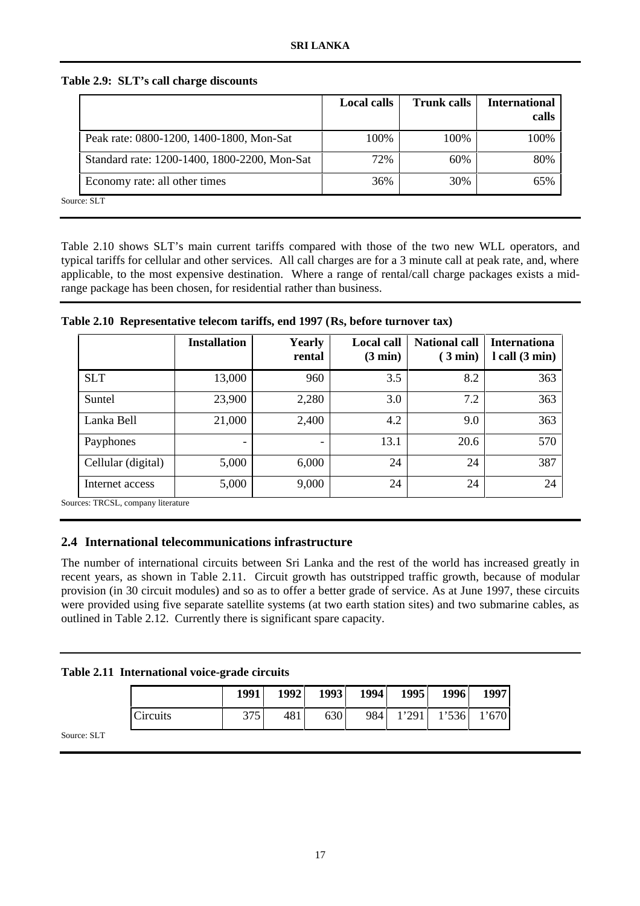**Table 2.9: SLT's call charge discounts**

| | Local calls | Trunk calls | International calls |
|---|---|---|---|
| Peak rate: 0800-1200, 1400-1800, Mon-Sat | 100% | 100% | 100% |
| Standard rate: 1200-1400, 1800-2200, Mon-Sat | 72% | 60% | 80% |
| Economy rate: all other times | 36% | 30% | 65% |

Source: SLT

Table 2.10 shows SLT's main current tariffs compared with those of the two new WLL operators, and typical tariffs for cellular and other services. All call charges are for a 3 minute call at peak rate, and, where applicable, to the most expensive destination. Where a range of rental/call charge packages exists a mid-range package has been chosen, for residential rather than business.

**Table 2.10 Representative telecom tariffs, end 1997 (Rs, before turnover tax)**

| | Installation | Yearly rental | Local call (3 min) | National call (3 min) | International call (3 min) |
|---|---|---|---|---|---|
| SLT | 13,000 | 960 | 3.5 | 8.2 | 363 |
| Suntel | 23,900 | 2,280 | 3.0 | 7.2 | 363 |
| Lanka Bell | 21,000 | 2,400 | 4.2 | 9.0 | 363 |
| Payphones | - | - | 13.1 | 20.6 | 570 |
| Cellular (digital) | 5,000 | 6,000 | 24 | 24 | 387 |
| Internet access | 5,000 | 9,000 | 24 | 24 | 24 |

Sources: TRCSL, company literature

## 2.4 International telecommunications infrastructure

The number of international circuits between Sri Lanka and the rest of the world has increased greatly in recent years, as shown in Table 2.11. Circuit growth has outstripped traffic growth, because of modular provision (in 30 circuit modules) and so as to offer a better grade of service. As at June 1997, these circuits were provided using five separate satellite systems (at two earth station sites) and two submarine cables, as outlined in Table 2.12. Currently there is significant spare capacity.

**Table 2.11 International voice-grade circuits**

| | 1991 | 1992 | 1993 | 1994 | 1995 | 1996 | 1997 |
|---|---|---|---|---|---|---|---|
| Circuits | 375 | 481 | 630 | 984 | 1'291 | 1'536 | 1'670 |

Source: SLT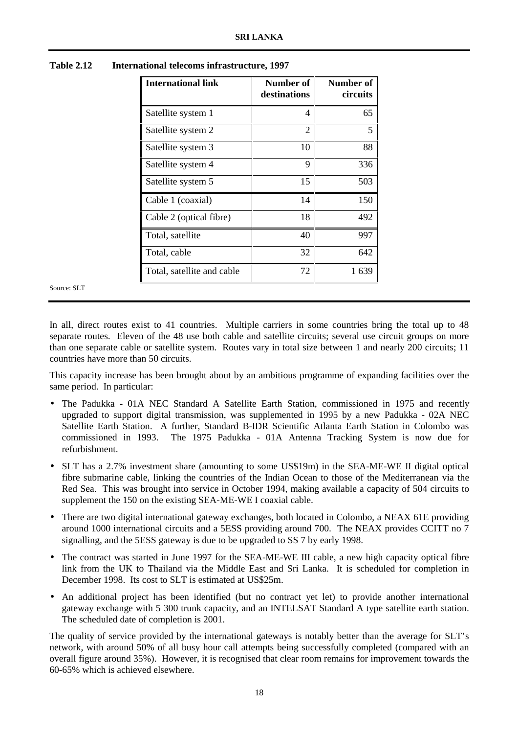**Table 2.12 International telecoms infrastructure, 1997**

| International link | Number of destinations | Number of circuits |
|---|---|---|
| Satellite system 1 | 4 | 65 |
| Satellite system 2 | 2 | 5 |
| Satellite system 3 | 10 | 88 |
| Satellite system 4 | 9 | 336 |
| Satellite system 5 | 15 | 503 |
| Cable 1 (coaxial) | 14 | 150 |
| Cable 2 (optical fibre) | 18 | 492 |
| Total, satellite | 40 | 997 |
| Total, cable | 32 | 642 |
| Total, satellite and cable | 72 | 1 639 |

Source: SLT

In all, direct routes exist to 41 countries. Multiple carriers in some countries bring the total up to 48 separate routes. Eleven of the 48 use both cable and satellite circuits; several use circuit groups on more than one separate cable or satellite system. Routes vary in total size between 1 and nearly 200 circuits; 11 countries have more than 50 circuits.

This capacity increase has been brought about by an ambitious programme of expanding facilities over the same period. In particular:

- The Padukka - 01A NEC Standard A Satellite Earth Station, commissioned in 1975 and recently upgraded to support digital transmission, was supplemented in 1995 by a new Padukka - 02A NEC Satellite Earth Station. A further, Standard B-IDR Scientific Atlanta Earth Station in Colombo was commissioned in 1993. The 1975 Padukka - 01A Antenna Tracking System is now due for refurbishment.
- SLT has a 2.7% investment share (amounting to some US$19m) in the SEA-ME-WE II digital optical fibre submarine cable, linking the countries of the Indian Ocean to those of the Mediterranean via the Red Sea. This was brought into service in October 1994, making available a capacity of 504 circuits to supplement the 150 on the existing SEA-ME-WE I coaxial cable.
- There are two digital international gateway exchanges, both located in Colombo, a NEAX 61E providing around 1000 international circuits and a 5ESS providing around 700. The NEAX provides CCITT no 7 signalling, and the 5ESS gateway is due to be upgraded to SS 7 by early 1998.
- The contract was started in June 1997 for the SEA-ME-WE III cable, a new high capacity optical fibre link from the UK to Thailand via the Middle East and Sri Lanka. It is scheduled for completion in December 1998. Its cost to SLT is estimated at US$25m.
- An additional project has been identified (but no contract yet let) to provide another international gateway exchange with 5 300 trunk capacity, and an INTELSAT Standard A type satellite earth station. The scheduled date of completion is 2001.

The quality of service provided by the international gateways is notably better than the average for SLT's network, with around 50% of all busy hour call attempts being successfully completed (compared with an overall figure around 35%). However, it is recognised that clear room remains for improvement towards the 60-65% which is achieved elsewhere.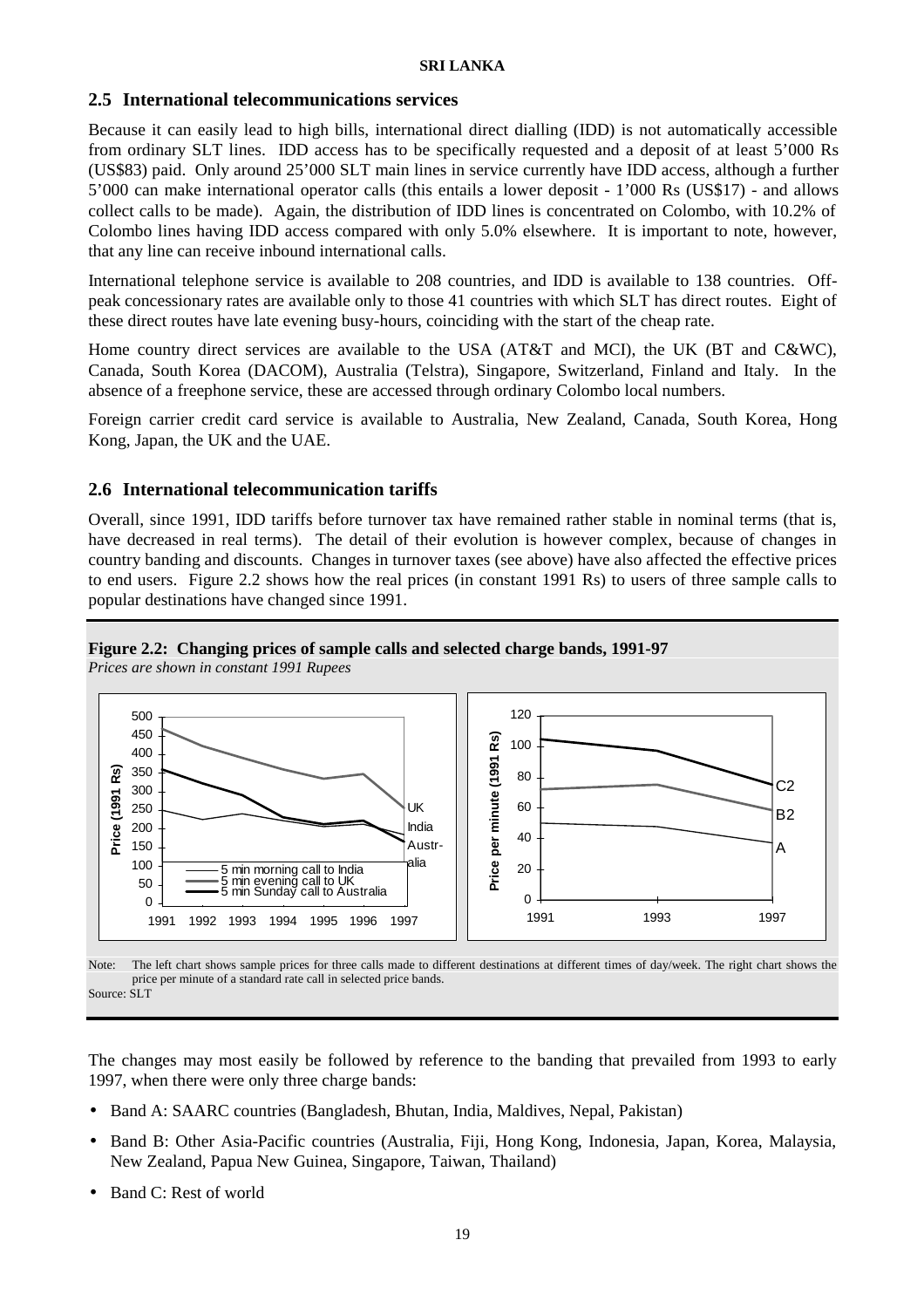## 2.5 International telecommunications services

Because it can easily lead to high bills, international direct dialling (IDD) is not automatically accessible from ordinary SLT lines. IDD access has to be specifically requested and a deposit of at least 5'000 Rs (US$83) paid. Only around 25'000 SLT main lines in service currently have IDD access, although a further 5'000 can make international operator calls (this entails a lower deposit - 1'000 Rs (US$17) - and allows collect calls to be made). Again, the distribution of IDD lines is concentrated on Colombo, with 10.2% of Colombo lines having IDD access compared with only 5.0% elsewhere. It is important to note, however, that any line can receive inbound international calls.

International telephone service is available to 208 countries, and IDD is available to 138 countries. Off-peak concessionary rates are available only to those 41 countries with which SLT has direct routes. Eight of these direct routes have late evening busy-hours, coinciding with the start of the cheap rate.

Home country direct services are available to the USA (AT&T and MCI), the UK (BT and C&WC), Canada, South Korea (DACOM), Australia (Telstra), Singapore, Switzerland, Finland and Italy. In the absence of a freephone service, these are accessed through ordinary Colombo local numbers.

Foreign carrier credit card service is available to Australia, New Zealand, Canada, South Korea, Hong Kong, Japan, the UK and the UAE.

## 2.6 International telecommunication tariffs

Overall, since 1991, IDD tariffs before turnover tax have remained rather stable in nominal terms (that is, have decreased in real terms). The detail of their evolution is however complex, because of changes in country banding and discounts. Changes in turnover taxes (see above) have also affected the effective prices to end users. Figure 2.2 shows how the real prices (in constant 1991 Rs) to users of three sample calls to popular destinations have changed since 1991.

**Figure 2.2: Changing prices of sample calls and selected charge bands, 1991-97**

*Prices are shown in constant 1991 Rupees*

Note: The left chart shows sample prices for three calls made to different destinations at different times of day/week. The right chart shows the price per minute of a standard rate call in selected price bands.

Source: SLT

The changes may most easily be followed by reference to the banding that prevailed from 1993 to early 1997, when there were only three charge bands:

- Band A: SAARC countries (Bangladesh, Bhutan, India, Maldives, Nepal, Pakistan)
- Band B: Other Asia-Pacific countries (Australia, Fiji, Hong Kong, Indonesia, Japan, Korea, Malaysia, New Zealand, Papua New Guinea, Singapore, Taiwan, Thailand)
- Band C: Rest of world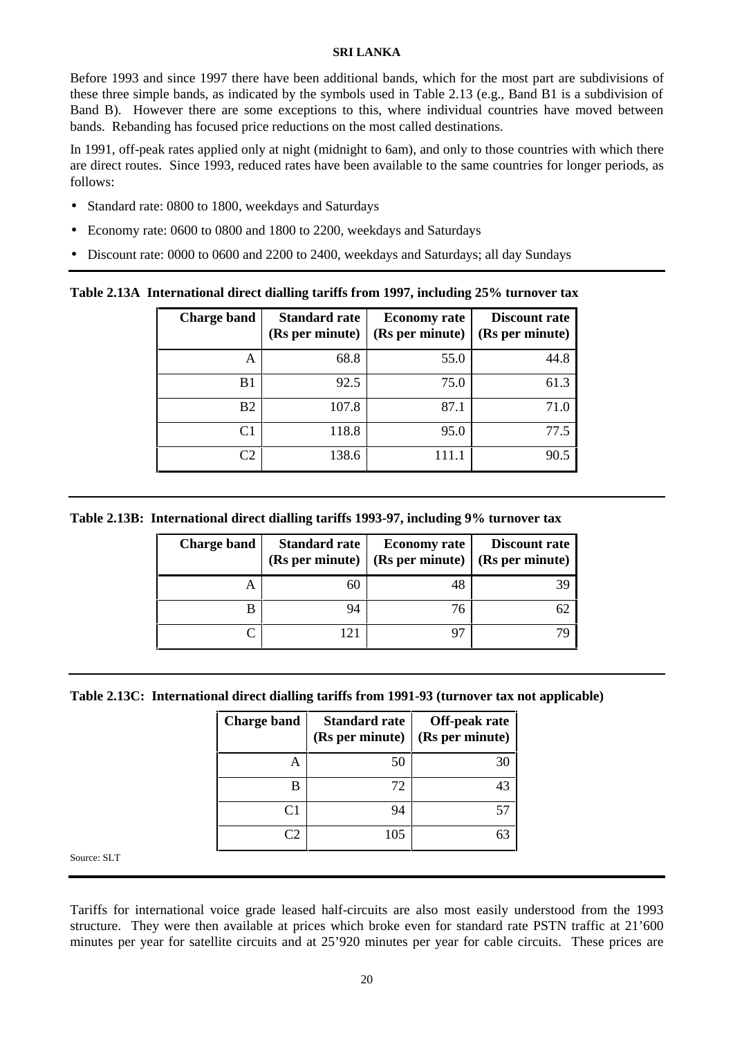Before 1993 and since 1997 there have been additional bands, which for the most part are subdivisions of these three simple bands, as indicated by the symbols used in Table 2.13 (e.g., Band B1 is a subdivision of Band B). However there are some exceptions to this, where individual countries have moved between bands. Rebanding has focused price reductions on the most called destinations.

In 1991, off-peak rates applied only at night (midnight to 6am), and only to those countries with which there are direct routes. Since 1993, reduced rates have been available to the same countries for longer periods, as follows:

- Standard rate: 0800 to 1800, weekdays and Saturdays
- Economy rate: 0600 to 0800 and 1800 to 2200, weekdays and Saturdays
- Discount rate: 0000 to 0600 and 2200 to 2400, weekdays and Saturdays; all day Sundays

**Table 2.13A International direct dialling tariffs from 1997, including 25% turnover tax**

| Charge band | Standard rate (Rs per minute) | Economy rate (Rs per minute) | Discount rate (Rs per minute) |
|---|---|---|---|
| A | 68.8 | 55.0 | 44.8 |
| B1 | 92.5 | 75.0 | 61.3 |
| B2 | 107.8 | 87.1 | 71.0 |
| C1 | 118.8 | 95.0 | 77.5 |
| C2 | 138.6 | 111.1 | 90.5 |

**Table 2.13B: International direct dialling tariffs 1993-97, including 9% turnover tax**

| Charge band | Standard rate (Rs per minute) | Economy rate (Rs per minute) | Discount rate (Rs per minute) |
|---|---|---|---|
| A | 60 | 48 | 39 |
| B | 94 | 76 | 62 |
| C | 121 | 97 | 79 |

**Table 2.13C: International direct dialling tariffs from 1991-93 (turnover tax not applicable)**

| Charge band | Standard rate (Rs per minute) | Off-peak rate (Rs per minute) |
|---|---|---|
| A | 50 | 30 |
| B | 72 | 43 |
| C1 | 94 | 57 |
| C2 | 105 | 63 |

Source: SLT

Tariffs for international voice grade leased half-circuits are also most easily understood from the 1993 structure. They were then available at prices which broke even for standard rate PSTN traffic at 21'600 minutes per year for satellite circuits and at 25'920 minutes per year for cable circuits. These prices are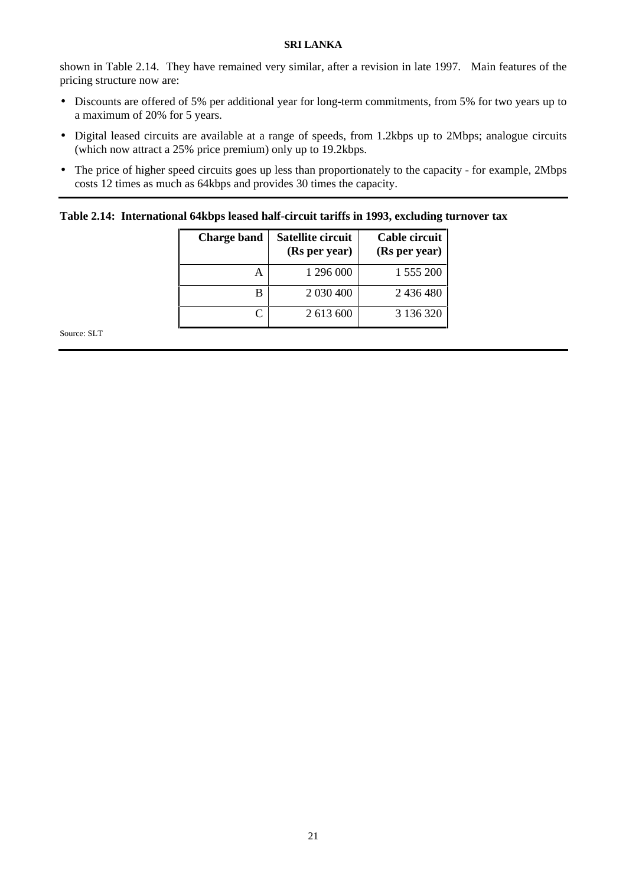shown in Table 2.14. They have remained very similar, after a revision in late 1997. Main features of the pricing structure now are:

- Discounts are offered of 5% per additional year for long-term commitments, from 5% for two years up to a maximum of 20% for 5 years.
- Digital leased circuits are available at a range of speeds, from 1.2kbps up to 2Mbps; analogue circuits (which now attract a 25% price premium) only up to 19.2kbps.
- The price of higher speed circuits goes up less than proportionately to the capacity - for example, 2Mbps costs 12 times as much as 64kbps and provides 30 times the capacity.

**Table 2.14: International 64kbps leased half-circuit tariffs in 1993, excluding turnover tax**

| Charge band | Satellite circuit (Rs per year) | Cable circuit (Rs per year) |
|---|---|---|
| A | 1 296 000 | 1 555 200 |
| B | 2 030 400 | 2 436 480 |
| C | 2 613 600 | 3 136 320 |

Source: SLT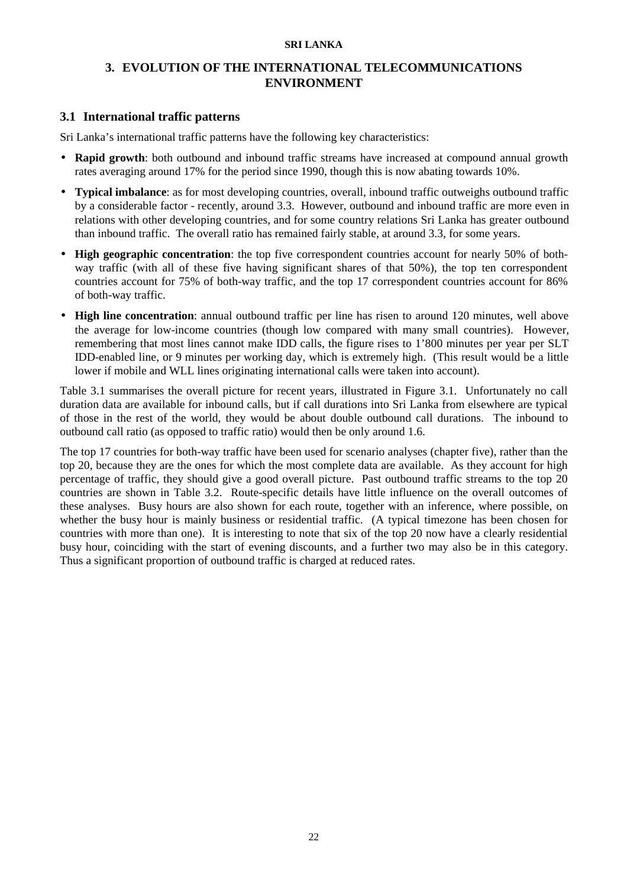## 3. EVOLUTION OF THE INTERNATIONAL TELECOMMUNICATIONS ENVIRONMENT

### 3.1 International traffic patterns

Sri Lanka's international traffic patterns have the following key characteristics:

- **Rapid growth**: both outbound and inbound traffic streams have increased at compound annual growth rates averaging around 17% for the period since 1990, though this is now abating towards 10%.
- **Typical imbalance**: as for most developing countries, overall, inbound traffic outweighs outbound traffic by a considerable factor - recently, around 3.3. However, outbound and inbound traffic are more even in relations with other developing countries, and for some country relations Sri Lanka has greater outbound than inbound traffic. The overall ratio has remained fairly stable, at around 3.3, for some years.
- **High geographic concentration**: the top five correspondent countries account for nearly 50% of both-way traffic (with all of these five having significant shares of that 50%), the top ten correspondent countries account for 75% of both-way traffic, and the top 17 correspondent countries account for 86% of both-way traffic.
- **High line concentration**: annual outbound traffic per line has risen to around 120 minutes, well above the average for low-income countries (though low compared with many small countries). However, remembering that most lines cannot make IDD calls, the figure rises to 1'800 minutes per year per SLT IDD-enabled line, or 9 minutes per working day, which is extremely high. (This result would be a little lower if mobile and WLL lines originating international calls were taken into account).

Table 3.1 summarises the overall picture for recent years, illustrated in Figure 3.1. Unfortunately no call duration data are available for inbound calls, but if call durations into Sri Lanka from elsewhere are typical of those in the rest of the world, they would be about double outbound call durations. The inbound to outbound call ratio (as opposed to traffic ratio) would then be only around 1.6.

The top 17 countries for both-way traffic have been used for scenario analyses (chapter five), rather than the top 20, because they are the ones for which the most complete data are available. As they account for high percentage of traffic, they should give a good overall picture. Past outbound traffic streams to the top 20 countries are shown in Table 3.2. Route-specific details have little influence on the overall outcomes of these analyses. Busy hours are also shown for each route, together with an inference, where possible, on whether the busy hour is mainly business or residential traffic. (A typical timezone has been chosen for countries with more than one). It is interesting to note that six of the top 20 now have a clearly residential busy hour, coinciding with the start of evening discounts, and a further two may also be in this category. Thus a significant proportion of outbound traffic is charged at reduced rates.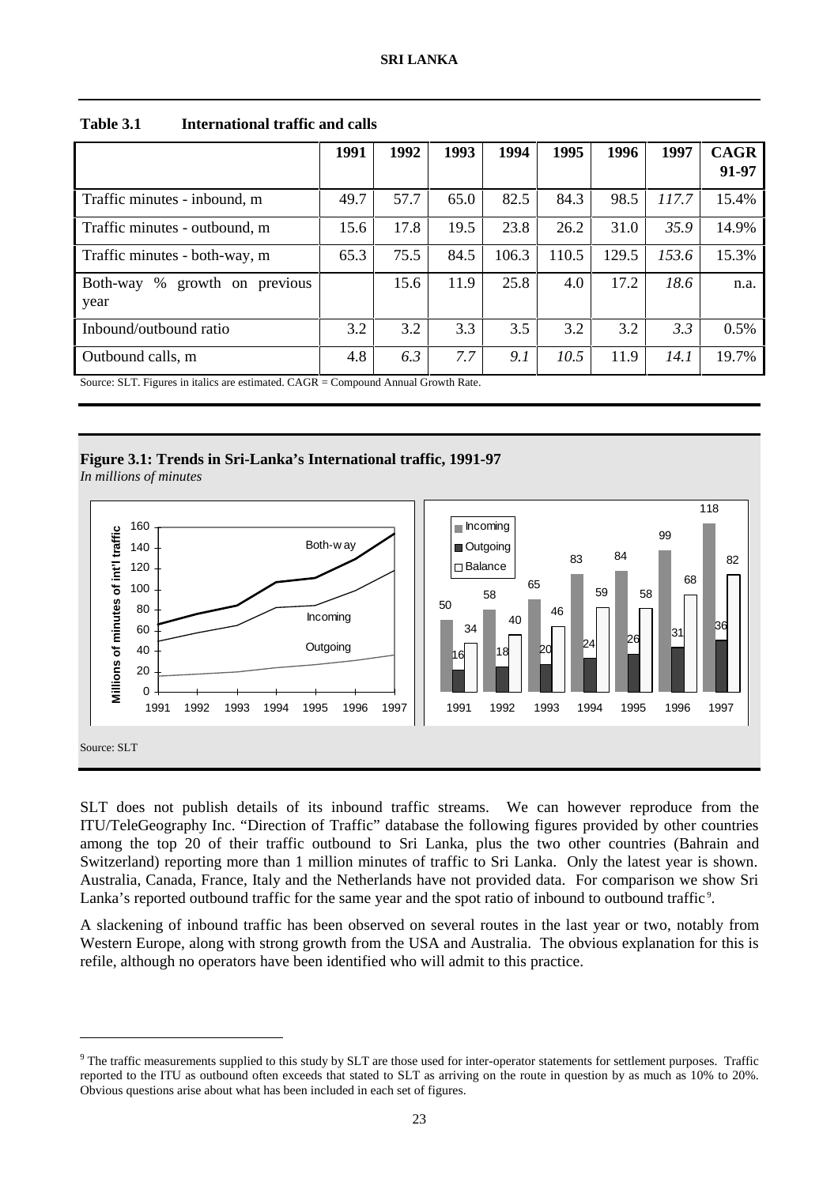**Table 3.1 International traffic and calls**

| | 1991 | 1992 | 1993 | 1994 | 1995 | 1996 | 1997 | CAGR 91-97 |
|---|---|---|---|---|---|---|---|---|
| Traffic minutes - inbound, m | 49.7 | 57.7 | 65.0 | 82.5 | 84.3 | 98.5 | *117.7* | 15.4% |
| Traffic minutes - outbound, m | 15.6 | 17.8 | 19.5 | 23.8 | 26.2 | 31.0 | *35.9* | 14.9% |
| Traffic minutes - both-way, m | 65.3 | 75.5 | 84.5 | 106.3 | 110.5 | 129.5 | *153.6* | 15.3% |
| Both-way % growth on previous year | | 15.6 | 11.9 | 25.8 | 4.0 | 17.2 | *18.6* | n.a. |
| Inbound/outbound ratio | 3.2 | 3.2 | 3.3 | 3.5 | 3.2 | 3.2 | *3.3* | 0.5% |
| Outbound calls, m | 4.8 | *6.3* | *7.7* | *9.1* | *10.5* | 11.9 | *14.1* | 19.7% |

Source: SLT. Figures in italics are estimated. CAGR = Compound Annual Growth Rate.

**Figure 3.1: Trends in Sri-Lanka's International traffic, 1991-97**
*In millions of minutes*

Source: SLT

SLT does not publish details of its inbound traffic streams. We can however reproduce from the ITU/TeleGeography Inc. "Direction of Traffic" database the following figures provided by other countries among the top 20 of their traffic outbound to Sri Lanka, plus the two other countries (Bahrain and Switzerland) reporting more than 1 million minutes of traffic to Sri Lanka. Only the latest year is shown. Australia, Canada, France, Italy and the Netherlands have not provided data. For comparison we show Sri Lanka's reported outbound traffic for the same year and the spot ratio of inbound to outbound traffic[9].

A slackening of inbound traffic has been observed on several routes in the last year or two, notably from Western Europe, along with strong growth from the USA and Australia. The obvious explanation for this is refile, although no operators have been identified who will admit to this practice.

[9] The traffic measurements supplied to this study by SLT are those used for inter-operator statements for settlement purposes. Traffic reported to the ITU as outbound often exceeds that stated to SLT as arriving on the route in question by as much as 10% to 20%. Obvious questions arise about what has been included in each set of figures.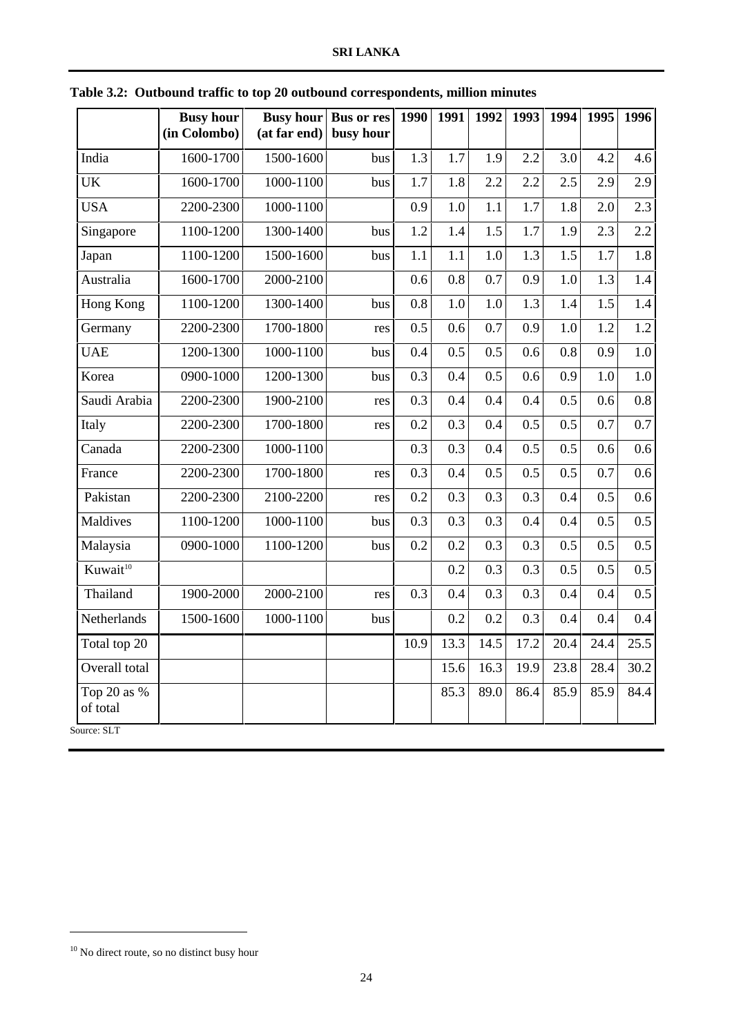**Table 3.2: Outbound traffic to top 20 outbound correspondents, million minutes**

| | Busy hour (in Colombo) | Busy hour (at far end) | Bus or res busy hour | 1990 | 1991 | 1992 | 1993 | 1994 | 1995 | 1996 |
|---|---|---|---|---|---|---|---|---|---|---|
| India | 1600-1700 | 1500-1600 | bus | 1.3 | 1.7 | 1.9 | 2.2 | 3.0 | 4.2 | 4.6 |
| UK | 1600-1700 | 1000-1100 | bus | 1.7 | 1.8 | 2.2 | 2.2 | 2.5 | 2.9 | 2.9 |
| USA | 2200-2300 | 1000-1100 | | 0.9 | 1.0 | 1.1 | 1.7 | 1.8 | 2.0 | 2.3 |
| Singapore | 1100-1200 | 1300-1400 | bus | 1.2 | 1.4 | 1.5 | 1.7 | 1.9 | 2.3 | 2.2 |
| Japan | 1100-1200 | 1500-1600 | bus | 1.1 | 1.1 | 1.0 | 1.3 | 1.5 | 1.7 | 1.8 |
| Australia | 1600-1700 | 2000-2100 | | 0.6 | 0.8 | 0.7 | 0.9 | 1.0 | 1.3 | 1.4 |
| Hong Kong | 1100-1200 | 1300-1400 | bus | 0.8 | 1.0 | 1.0 | 1.3 | 1.4 | 1.5 | 1.4 |
| Germany | 2200-2300 | 1700-1800 | res | 0.5 | 0.6 | 0.7 | 0.9 | 1.0 | 1.2 | 1.2 |
| UAE | 1200-1300 | 1000-1100 | bus | 0.4 | 0.5 | 0.5 | 0.6 | 0.8 | 0.9 | 1.0 |
| Korea | 0900-1000 | 1200-1300 | bus | 0.3 | 0.4 | 0.5 | 0.6 | 0.9 | 1.0 | 1.0 |
| Saudi Arabia | 2200-2300 | 1900-2100 | res | 0.3 | 0.4 | 0.4 | 0.4 | 0.5 | 0.6 | 0.8 |
| Italy | 2200-2300 | 1700-1800 | res | 0.2 | 0.3 | 0.4 | 0.5 | 0.5 | 0.7 | 0.7 |
| Canada | 2200-2300 | 1000-1100 | | 0.3 | 0.3 | 0.4 | 0.5 | 0.5 | 0.6 | 0.6 |
| France | 2200-2300 | 1700-1800 | res | 0.3 | 0.4 | 0.5 | 0.5 | 0.5 | 0.7 | 0.6 |
| Pakistan | 2200-2300 | 2100-2200 | res | 0.2 | 0.3 | 0.3 | 0.3 | 0.4 | 0.5 | 0.6 |
| Maldives | 1100-1200 | 1000-1100 | bus | 0.3 | 0.3 | 0.3 | 0.4 | 0.4 | 0.5 | 0.5 |
| Malaysia | 0900-1000 | 1100-1200 | bus | 0.2 | 0.2 | 0.3 | 0.3 | 0.5 | 0.5 | 0.5 |
| Kuwait[10] | | | | | 0.2 | 0.3 | 0.3 | 0.5 | 0.5 | 0.5 |
| Thailand | 1900-2000 | 2000-2100 | res | 0.3 | 0.4 | 0.3 | 0.3 | 0.4 | 0.4 | 0.5 |
| Netherlands | 1500-1600 | 1000-1100 | bus | | 0.2 | 0.2 | 0.3 | 0.4 | 0.4 | 0.4 |
| Total top 20 | | | | 10.9 | 13.3 | 14.5 | 17.2 | 20.4 | 24.4 | 25.5 |
| Overall total | | | | | 15.6 | 16.3 | 19.9 | 23.8 | 28.4 | 30.2 |
| Top 20 as % of total | | | | | 85.3 | 89.0 | 86.4 | 85.9 | 85.9 | 84.4 |

Source: SLT

[10] No direct route, so no distinct busy hour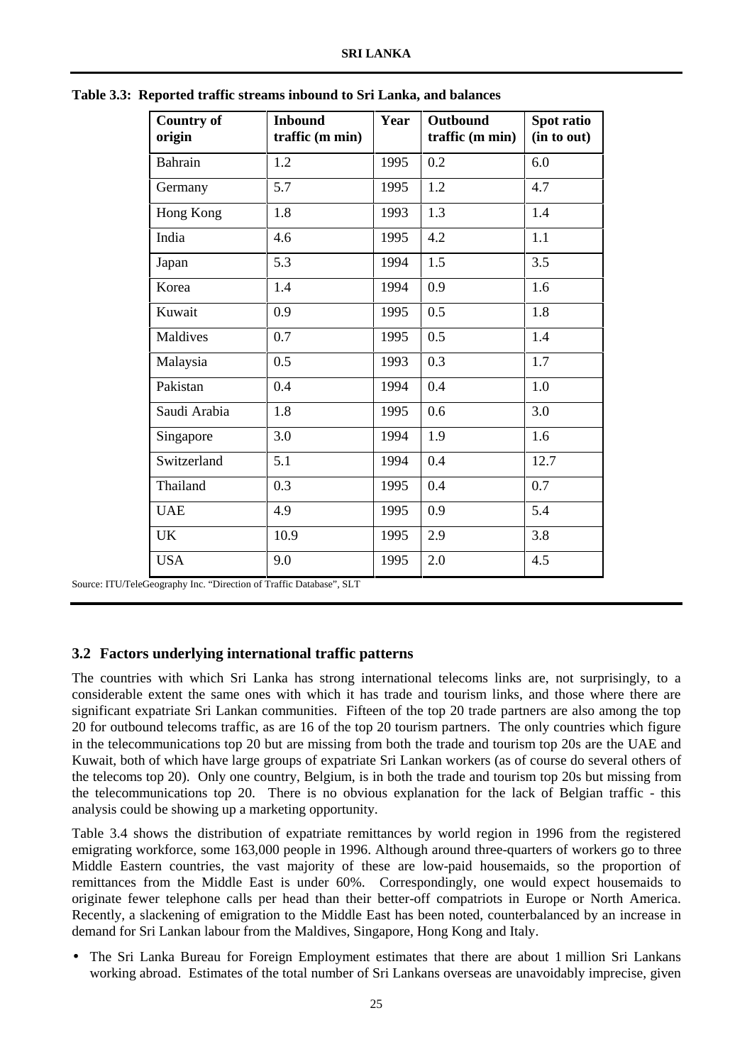**Table 3.3: Reported traffic streams inbound to Sri Lanka, and balances**

| Country of origin | Inbound traffic (m min) | Year | Outbound traffic (m min) | Spot ratio (in to out) |
|---|---|---|---|---|
| Bahrain | 1.2 | 1995 | 0.2 | 6.0 |
| Germany | 5.7 | 1995 | 1.2 | 4.7 |
| Hong Kong | 1.8 | 1993 | 1.3 | 1.4 |
| India | 4.6 | 1995 | 4.2 | 1.1 |
| Japan | 5.3 | 1994 | 1.5 | 3.5 |
| Korea | 1.4 | 1994 | 0.9 | 1.6 |
| Kuwait | 0.9 | 1995 | 0.5 | 1.8 |
| Maldives | 0.7 | 1995 | 0.5 | 1.4 |
| Malaysia | 0.5 | 1993 | 0.3 | 1.7 |
| Pakistan | 0.4 | 1994 | 0.4 | 1.0 |
| Saudi Arabia | 1.8 | 1995 | 0.6 | 3.0 |
| Singapore | 3.0 | 1994 | 1.9 | 1.6 |
| Switzerland | 5.1 | 1994 | 0.4 | 12.7 |
| Thailand | 0.3 | 1995 | 0.4 | 0.7 |
| UAE | 4.9 | 1995 | 0.9 | 5.4 |
| UK | 10.9 | 1995 | 2.9 | 3.8 |
| USA | 9.0 | 1995 | 2.0 | 4.5 |

Source: ITU/TeleGeography Inc. "Direction of Traffic Database", SLT

## 3.2 Factors underlying international traffic patterns

The countries with which Sri Lanka has strong international telecoms links are, not surprisingly, to a considerable extent the same ones with which it has trade and tourism links, and those where there are significant expatriate Sri Lankan communities. Fifteen of the top 20 trade partners are also among the top 20 for outbound telecoms traffic, as are 16 of the top 20 tourism partners. The only countries which figure in the telecommunications top 20 but are missing from both the trade and tourism top 20s are the UAE and Kuwait, both of which have large groups of expatriate Sri Lankan workers (as of course do several others of the telecoms top 20). Only one country, Belgium, is in both the trade and tourism top 20s but missing from the telecommunications top 20. There is no obvious explanation for the lack of Belgian traffic - this analysis could be showing up a marketing opportunity.

Table 3.4 shows the distribution of expatriate remittances by world region in 1996 from the registered emigrating workforce, some 163,000 people in 1996. Although around three-quarters of workers go to three Middle Eastern countries, the vast majority of these are low-paid housemaids, so the proportion of remittances from the Middle East is under 60%. Correspondingly, one would expect housemaids to originate fewer telephone calls per head than their better-off compatriots in Europe or North America. Recently, a slackening of emigration to the Middle East has been noted, counterbalanced by an increase in demand for Sri Lankan labour from the Maldives, Singapore, Hong Kong and Italy.

- The Sri Lanka Bureau for Foreign Employment estimates that there are about 1 million Sri Lankans working abroad. Estimates of the total number of Sri Lankans overseas are unavoidably imprecise, given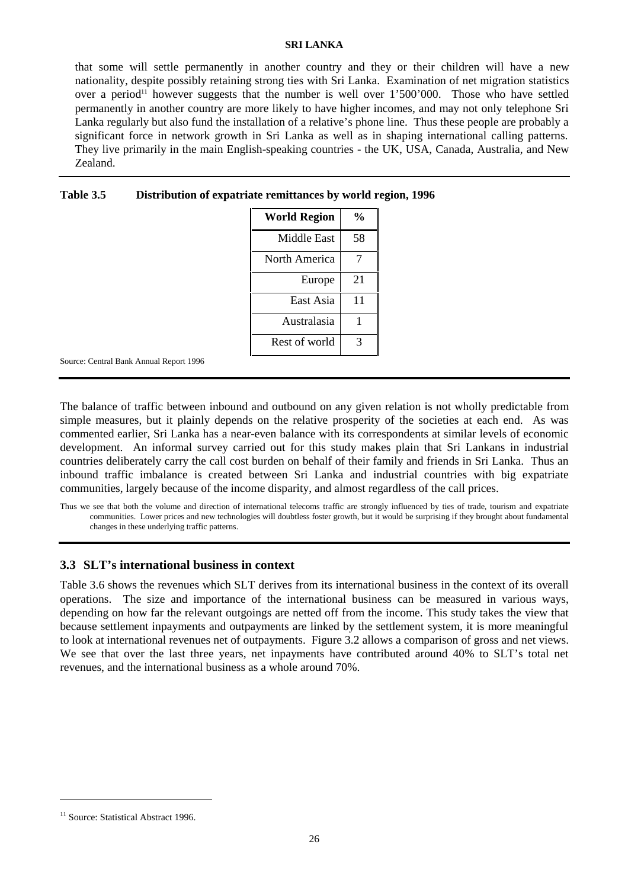that some will settle permanently in another country and they or their children will have a new nationality, despite possibly retaining strong ties with Sri Lanka. Examination of net migration statistics over a period[11] however suggests that the number is well over 1'500'000. Those who have settled permanently in another country are more likely to have higher incomes, and may not only telephone Sri Lanka regularly but also fund the installation of a relative's phone line. Thus these people are probably a significant force in network growth in Sri Lanka as well as in shaping international calling patterns. They live primarily in the main English-speaking countries - the UK, USA, Canada, Australia, and New Zealand.

**Table 3.5 Distribution of expatriate remittances by world region, 1996**

| World Region | % |
|---|---|
| Middle East | 58 |
| North America | 7 |
| Europe | 21 |
| East Asia | 11 |
| Australasia | 1 |
| Rest of world | 3 |

Source: Central Bank Annual Report 1996

The balance of traffic between inbound and outbound on any given relation is not wholly predictable from simple measures, but it plainly depends on the relative prosperity of the societies at each end. As was commented earlier, Sri Lanka has a near-even balance with its correspondents at similar levels of economic development. An informal survey carried out for this study makes plain that Sri Lankans in industrial countries deliberately carry the call cost burden on behalf of their family and friends in Sri Lanka. Thus an inbound traffic imbalance is created between Sri Lanka and industrial countries with big expatriate communities, largely because of the income disparity, and almost regardless of the call prices.

Thus we see that both the volume and direction of international telecoms traffic are strongly influenced by ties of trade, tourism and expatriate communities. Lower prices and new technologies will doubtless foster growth, but it would be surprising if they brought about fundamental changes in these underlying traffic patterns.

## 3.3 SLT's international business in context

Table 3.6 shows the revenues which SLT derives from its international business in the context of its overall operations. The size and importance of the international business can be measured in various ways, depending on how far the relevant outgoings are netted off from the income. This study takes the view that because settlement inpayments and outpayments are linked by the settlement system, it is more meaningful to look at international revenues net of outpayments. Figure 3.2 allows a comparison of gross and net views. We see that over the last three years, net inpayments have contributed around 40% to SLT's total net revenues, and the international business as a whole around 70%.

[11] Source: Statistical Abstract 1996.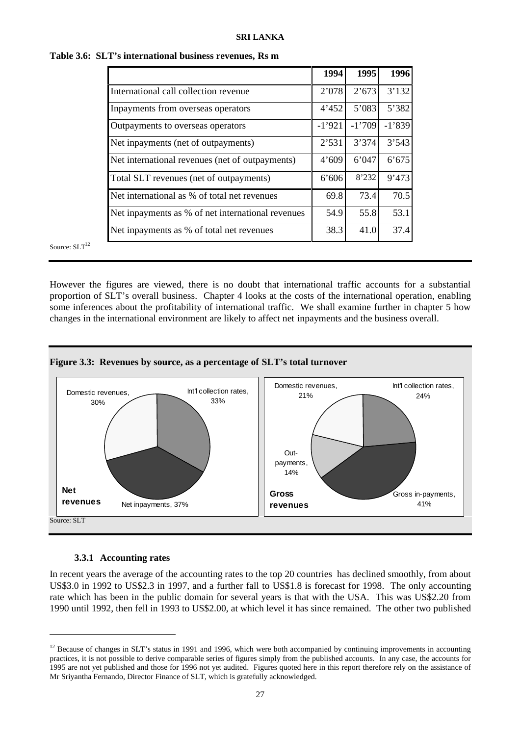**Table 3.6: SLT's international business revenues, Rs m**

| | 1994 | 1995 | 1996 |
|---|---|---|---|
| International call collection revenue | 2'078 | 2'673 | 3'132 |
| Inpayments from overseas operators | 4'452 | 5'083 | 5'382 |
| Outpayments to overseas operators | -1'921 | -1'709 | -1'839 |
| Net inpayments (net of outpayments) | 2'531 | 3'374 | 3'543 |
| Net international revenues (net of outpayments) | 4'609 | 6'047 | 6'675 |
| Total SLT revenues (net of outpayments) | 6'606 | 8'232 | 9'473 |
| Net international as % of total net revenues | 69.8 | 73.4 | 70.5 |
| Net inpayments as % of net international revenues | 54.9 | 55.8 | 53.1 |
| Net inpayments as % of total net revenues | 38.3 | 41.0 | 37.4 |

Source: SLT[12]

However the figures are viewed, there is no doubt that international traffic accounts for a substantial proportion of SLT's overall business. Chapter 4 looks at the costs of the international operation, enabling some inferences about the profitability of international traffic. We shall examine further in chapter 5 how changes in the international environment are likely to affect net inpayments and the business overall.

**Figure 3.3: Revenues by source, as a percentage of SLT's total turnover**

**Net revenues**: Domestic revenues, 30%; Int'l collection rates, 33%; Net inpayments, 37%

**Gross revenues**: Domestic revenues, 21%; Int'l collection rates, 24%; Gross in-payments, 41%; Out-payments, 14%

Source: SLT

### 3.3.1 Accounting rates

In recent years the average of the accounting rates to the top 20 countries has declined smoothly, from about US$3.0 in 1992 to US$2.3 in 1997, and a further fall to US$1.8 is forecast for 1998. The only accounting rate which has been in the public domain for several years is that with the USA. This was US$2.20 from 1990 until 1992, then fell in 1993 to US$2.00, at which level it has since remained. The other two published

[12] Because of changes in SLT's status in 1991 and 1996, which were both accompanied by continuing improvements in accounting practices, it is not possible to derive comparable series of figures simply from the published accounts. In any case, the accounts for 1995 are not yet published and those for 1996 not yet audited. Figures quoted here in this report therefore rely on the assistance of Mr Sriyantha Fernando, Director Finance of SLT, which is gratefully acknowledged.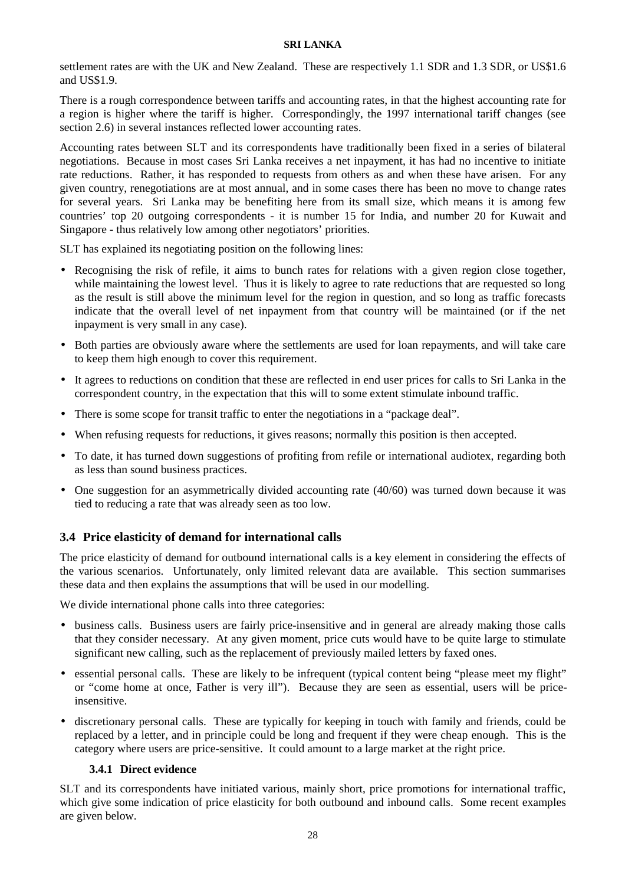settlement rates are with the UK and New Zealand. These are respectively 1.1 SDR and 1.3 SDR, or US$1.6 and US$1.9.

There is a rough correspondence between tariffs and accounting rates, in that the highest accounting rate for a region is higher where the tariff is higher. Correspondingly, the 1997 international tariff changes (see section 2.6) in several instances reflected lower accounting rates.

Accounting rates between SLT and its correspondents have traditionally been fixed in a series of bilateral negotiations. Because in most cases Sri Lanka receives a net inpayment, it has had no incentive to initiate rate reductions. Rather, it has responded to requests from others as and when these have arisen. For any given country, renegotiations are at most annual, and in some cases there has been no move to change rates for several years. Sri Lanka may be benefiting here from its small size, which means it is among few countries' top 20 outgoing correspondents - it is number 15 for India, and number 20 for Kuwait and Singapore - thus relatively low among other negotiators' priorities.

SLT has explained its negotiating position on the following lines:

- Recognising the risk of refile, it aims to bunch rates for relations with a given region close together, while maintaining the lowest level. Thus it is likely to agree to rate reductions that are requested so long as the result is still above the minimum level for the region in question, and so long as traffic forecasts indicate that the overall level of net inpayment from that country will be maintained (or if the net inpayment is very small in any case).
- Both parties are obviously aware where the settlements are used for loan repayments, and will take care to keep them high enough to cover this requirement.
- It agrees to reductions on condition that these are reflected in end user prices for calls to Sri Lanka in the correspondent country, in the expectation that this will to some extent stimulate inbound traffic.
- There is some scope for transit traffic to enter the negotiations in a "package deal".
- When refusing requests for reductions, it gives reasons; normally this position is then accepted.
- To date, it has turned down suggestions of profiting from refile or international audiotex, regarding both as less than sound business practices.
- One suggestion for an asymmetrically divided accounting rate (40/60) was turned down because it was tied to reducing a rate that was already seen as too low.

## 3.4 Price elasticity of demand for international calls

The price elasticity of demand for outbound international calls is a key element in considering the effects of the various scenarios. Unfortunately, only limited relevant data are available. This section summarises these data and then explains the assumptions that will be used in our modelling.

We divide international phone calls into three categories:

- business calls. Business users are fairly price-insensitive and in general are already making those calls that they consider necessary. At any given moment, price cuts would have to be quite large to stimulate significant new calling, such as the replacement of previously mailed letters by faxed ones.
- essential personal calls. These are likely to be infrequent (typical content being "please meet my flight" or "come home at once, Father is very ill"). Because they are seen as essential, users will be price-insensitive.
- discretionary personal calls. These are typically for keeping in touch with family and friends, could be replaced by a letter, and in principle could be long and frequent if they were cheap enough. This is the category where users are price-sensitive. It could amount to a large market at the right price.

### 3.4.1 Direct evidence

SLT and its correspondents have initiated various, mainly short, price promotions for international traffic, which give some indication of price elasticity for both outbound and inbound calls. Some recent examples are given below.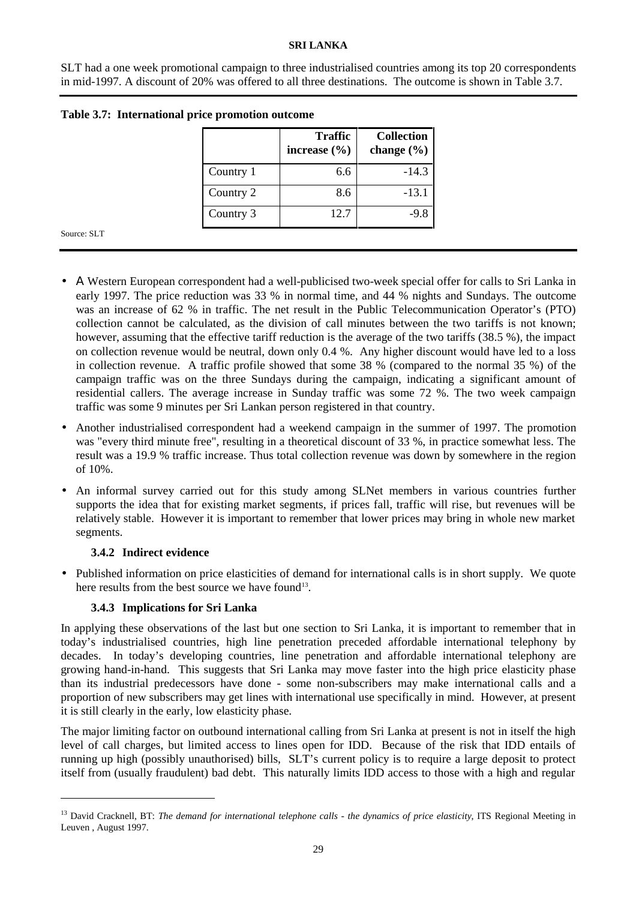SLT had a one week promotional campaign to three industrialised countries among its top 20 correspondents in mid-1997. A discount of 20% was offered to all three destinations. The outcome is shown in Table 3.7.

**Table 3.7: International price promotion outcome**

| | Traffic increase (%) | Collection change (%) |
|---|---|---|
| Country 1 | 6.6 | -14.3 |
| Country 2 | 8.6 | -13.1 |
| Country 3 | 12.7 | -9.8 |

Source: SLT

- A Western European correspondent had a well-publicised two-week special offer for calls to Sri Lanka in early 1997. The price reduction was 33 % in normal time, and 44 % nights and Sundays. The outcome was an increase of 62 % in traffic. The net result in the Public Telecommunication Operator's (PTO) collection cannot be calculated, as the division of call minutes between the two tariffs is not known; however, assuming that the effective tariff reduction is the average of the two tariffs (38.5 %), the impact on collection revenue would be neutral, down only 0.4 %. Any higher discount would have led to a loss in collection revenue. A traffic profile showed that some 38 % (compared to the normal 35 %) of the campaign traffic was on the three Sundays during the campaign, indicating a significant amount of residential callers. The average increase in Sunday traffic was some 72 %. The two week campaign traffic was some 9 minutes per Sri Lankan person registered in that country.
- Another industrialised correspondent had a weekend campaign in the summer of 1997. The promotion was "every third minute free", resulting in a theoretical discount of 33 %, in practice somewhat less. The result was a 19.9 % traffic increase. Thus total collection revenue was down by somewhere in the region of 10%.
- An informal survey carried out for this study among SLNet members in various countries further supports the idea that for existing market segments, if prices fall, traffic will rise, but revenues will be relatively stable. However it is important to remember that lower prices may bring in whole new market segments.

### 3.4.2 Indirect evidence

- Published information on price elasticities of demand for international calls is in short supply. We quote here results from the best source we have found[13].

### 3.4.3 Implications for Sri Lanka

In applying these observations of the last but one section to Sri Lanka, it is important to remember that in today's industrialised countries, high line penetration preceded affordable international telephony by decades. In today's developing countries, line penetration and affordable international telephony are growing hand-in-hand. This suggests that Sri Lanka may move faster into the high price elasticity phase than its industrial predecessors have done - some non-subscribers may make international calls and a proportion of new subscribers may get lines with international use specifically in mind. However, at present it is still clearly in the early, low elasticity phase.

The major limiting factor on outbound international calling from Sri Lanka at present is not in itself the high level of call charges, but limited access to lines open for IDD. Because of the risk that IDD entails of running up high (possibly unauthorised) bills, SLT's current policy is to require a large deposit to protect itself from (usually fraudulent) bad debt. This naturally limits IDD access to those with a high and regular

---

[13] David Cracknell, BT: *The demand for international telephone calls - the dynamics of price elasticity*, ITS Regional Meeting in Leuven , August 1997.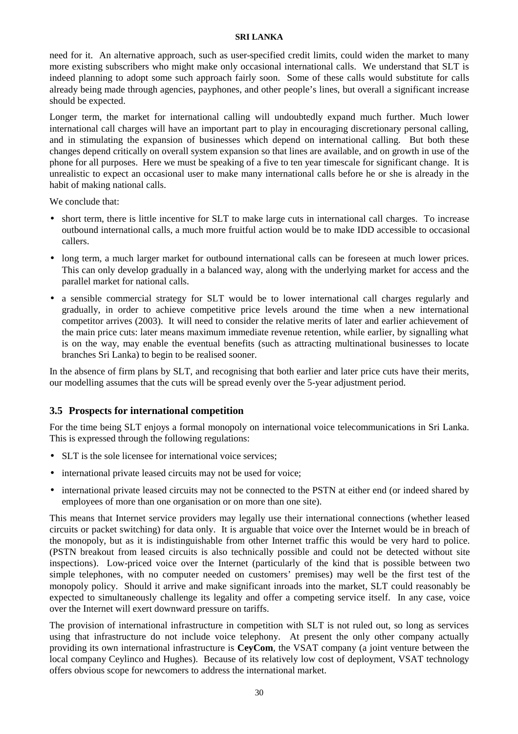need for it. An alternative approach, such as user-specified credit limits, could widen the market to many more existing subscribers who might make only occasional international calls. We understand that SLT is indeed planning to adopt some such approach fairly soon. Some of these calls would substitute for calls already being made through agencies, payphones, and other people's lines, but overall a significant increase should be expected.

Longer term, the market for international calling will undoubtedly expand much further. Much lower international call charges will have an important part to play in encouraging discretionary personal calling, and in stimulating the expansion of businesses which depend on international calling. But both these changes depend critically on overall system expansion so that lines are available, and on growth in use of the phone for all purposes. Here we must be speaking of a five to ten year timescale for significant change. It is unrealistic to expect an occasional user to make many international calls before he or she is already in the habit of making national calls.

We conclude that:

- short term, there is little incentive for SLT to make large cuts in international call charges. To increase outbound international calls, a much more fruitful action would be to make IDD accessible to occasional callers.
- long term, a much larger market for outbound international calls can be foreseen at much lower prices. This can only develop gradually in a balanced way, along with the underlying market for access and the parallel market for national calls.
- a sensible commercial strategy for SLT would be to lower international call charges regularly and gradually, in order to achieve competitive price levels around the time when a new international competitor arrives (2003). It will need to consider the relative merits of later and earlier achievement of the main price cuts: later means maximum immediate revenue retention, while earlier, by signalling what is on the way, may enable the eventual benefits (such as attracting multinational businesses to locate branches Sri Lanka) to begin to be realised sooner.

In the absence of firm plans by SLT, and recognising that both earlier and later price cuts have their merits, our modelling assumes that the cuts will be spread evenly over the 5-year adjustment period.

## 3.5 Prospects for international competition

For the time being SLT enjoys a formal monopoly on international voice telecommunications in Sri Lanka. This is expressed through the following regulations:

- SLT is the sole licensee for international voice services;
- international private leased circuits may not be used for voice;
- international private leased circuits may not be connected to the PSTN at either end (or indeed shared by employees of more than one organisation or on more than one site).

This means that Internet service providers may legally use their international connections (whether leased circuits or packet switching) for data only. It is arguable that voice over the Internet would be in breach of the monopoly, but as it is indistinguishable from other Internet traffic this would be very hard to police. (PSTN breakout from leased circuits is also technically possible and could not be detected without site inspections). Low-priced voice over the Internet (particularly of the kind that is possible between two simple telephones, with no computer needed on customers' premises) may well be the first test of the monopoly policy. Should it arrive and make significant inroads into the market, SLT could reasonably be expected to simultaneously challenge its legality and offer a competing service itself. In any case, voice over the Internet will exert downward pressure on tariffs.

The provision of international infrastructure in competition with SLT is not ruled out, so long as services using that infrastructure do not include voice telephony. At present the only other company actually providing its own international infrastructure is **CeyCom**, the VSAT company (a joint venture between the local company Ceylinco and Hughes). Because of its relatively low cost of deployment, VSAT technology offers obvious scope for newcomers to address the international market.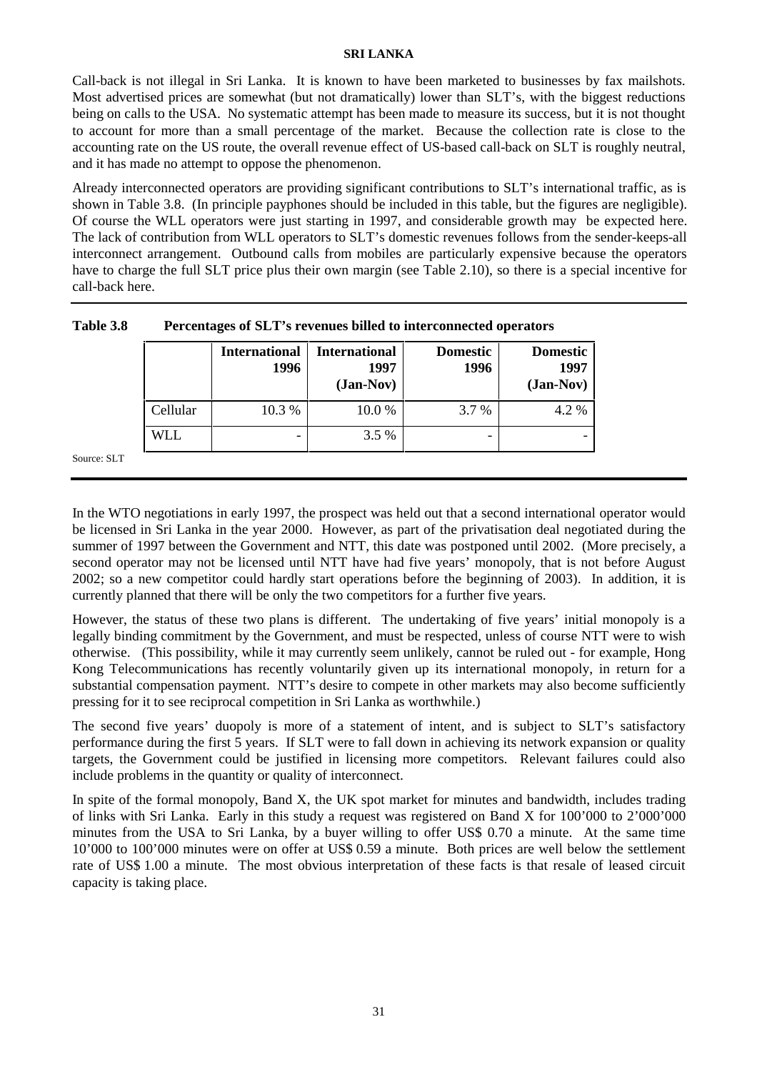Call-back is not illegal in Sri Lanka. It is known to have been marketed to businesses by fax mailshots. Most advertised prices are somewhat (but not dramatically) lower than SLT's, with the biggest reductions being on calls to the USA. No systematic attempt has been made to measure its success, but it is not thought to account for more than a small percentage of the market. Because the collection rate is close to the accounting rate on the US route, the overall revenue effect of US-based call-back on SLT is roughly neutral, and it has made no attempt to oppose the phenomenon.

Already interconnected operators are providing significant contributions to SLT's international traffic, as is shown in Table 3.8. (In principle payphones should be included in this table, but the figures are negligible). Of course the WLL operators were just starting in 1997, and considerable growth may be expected here. The lack of contribution from WLL operators to SLT's domestic revenues follows from the sender-keeps-all interconnect arrangement. Outbound calls from mobiles are particularly expensive because the operators have to charge the full SLT price plus their own margin (see Table 2.10), so there is a special incentive for call-back here.

**Table 3.8 Percentages of SLT's revenues billed to interconnected operators**

| | International 1996 | International 1997 (Jan-Nov) | Domestic 1996 | Domestic 1997 (Jan-Nov) |
|---|---|---|---|---|
| Cellular | 10.3 % | 10.0 % | 3.7 % | 4.2 % |
| WLL | - | 3.5 % | - | - |

Source: SLT

In the WTO negotiations in early 1997, the prospect was held out that a second international operator would be licensed in Sri Lanka in the year 2000. However, as part of the privatisation deal negotiated during the summer of 1997 between the Government and NTT, this date was postponed until 2002. (More precisely, a second operator may not be licensed until NTT have had five years' monopoly, that is not before August 2002; so a new competitor could hardly start operations before the beginning of 2003). In addition, it is currently planned that there will be only the two competitors for a further five years.

However, the status of these two plans is different. The undertaking of five years' initial monopoly is a legally binding commitment by the Government, and must be respected, unless of course NTT were to wish otherwise. (This possibility, while it may currently seem unlikely, cannot be ruled out - for example, Hong Kong Telecommunications has recently voluntarily given up its international monopoly, in return for a substantial compensation payment. NTT's desire to compete in other markets may also become sufficiently pressing for it to see reciprocal competition in Sri Lanka as worthwhile.)

The second five years' duopoly is more of a statement of intent, and is subject to SLT's satisfactory performance during the first 5 years. If SLT were to fall down in achieving its network expansion or quality targets, the Government could be justified in licensing more competitors. Relevant failures could also include problems in the quantity or quality of interconnect.

In spite of the formal monopoly, Band X, the UK spot market for minutes and bandwidth, includes trading of links with Sri Lanka. Early in this study a request was registered on Band X for 100'000 to 2'000'000 minutes from the USA to Sri Lanka, by a buyer willing to offer US$ 0.70 a minute. At the same time 10'000 to 100'000 minutes were on offer at US$ 0.59 a minute. Both prices are well below the settlement rate of US$ 1.00 a minute. The most obvious interpretation of these facts is that resale of leased circuit capacity is taking place.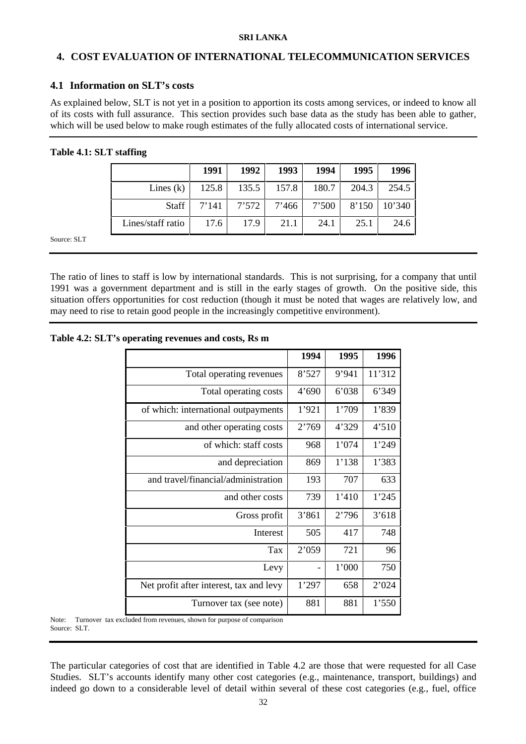## 4. COST EVALUATION OF INTERNATIONAL TELECOMMUNICATION SERVICES

### 4.1 Information on SLT's costs

As explained below, SLT is not yet in a position to apportion its costs among services, or indeed to know all of its costs with full assurance. This section provides such base data as the study has been able to gather, which will be used below to make rough estimates of the fully allocated costs of international service.

**Table 4.1: SLT staffing**

| | 1991 | 1992 | 1993 | 1994 | 1995 | 1996 |
|---|---|---|---|---|---|---|
| Lines (k) | 125.8 | 135.5 | 157.8 | 180.7 | 204.3 | 254.5 |
| Staff | 7'141 | 7'572 | 7'466 | 7'500 | 8'150 | 10'340 |
| Lines/staff ratio | 17.6 | 17.9 | 21.1 | 24.1 | 25.1 | 24.6 |

Source: SLT

The ratio of lines to staff is low by international standards. This is not surprising, for a company that until 1991 was a government department and is still in the early stages of growth. On the positive side, this situation offers opportunities for cost reduction (though it must be noted that wages are relatively low, and may need to rise to retain good people in the increasingly competitive environment).

**Table 4.2: SLT's operating revenues and costs, Rs m**

| | 1994 | 1995 | 1996 |
|---|---|---|---|
| Total operating revenues | 8'527 | 9'941 | 11'312 |
| Total operating costs | 4'690 | 6'038 | 6'349 |
| of which: international outpayments | 1'921 | 1'709 | 1'839 |
| and other operating costs | 2'769 | 4'329 | 4'510 |
| of which: staff costs | 968 | 1'074 | 1'249 |
| and depreciation | 869 | 1'138 | 1'383 |
| and travel/financial/administration | 193 | 707 | 633 |
| and other costs | 739 | 1'410 | 1'245 |
| Gross profit | 3'861 | 2'796 | 3'618 |
| Interest | 505 | 417 | 748 |
| Tax | 2'059 | 721 | 96 |
| Levy | - | 1'000 | 750 |
| Net profit after interest, tax and levy | 1'297 | 658 | 2'024 |
| Turnover tax (see note) | 881 | 881 | 1'550 |

Note: Turnover tax excluded from revenues, shown for purpose of comparison
Source: SLT.

The particular categories of cost that are identified in Table 4.2 are those that were requested for all Case Studies. SLT's accounts identify many other cost categories (e.g., maintenance, transport, buildings) and indeed go down to a considerable level of detail within several of these cost categories (e.g., fuel, office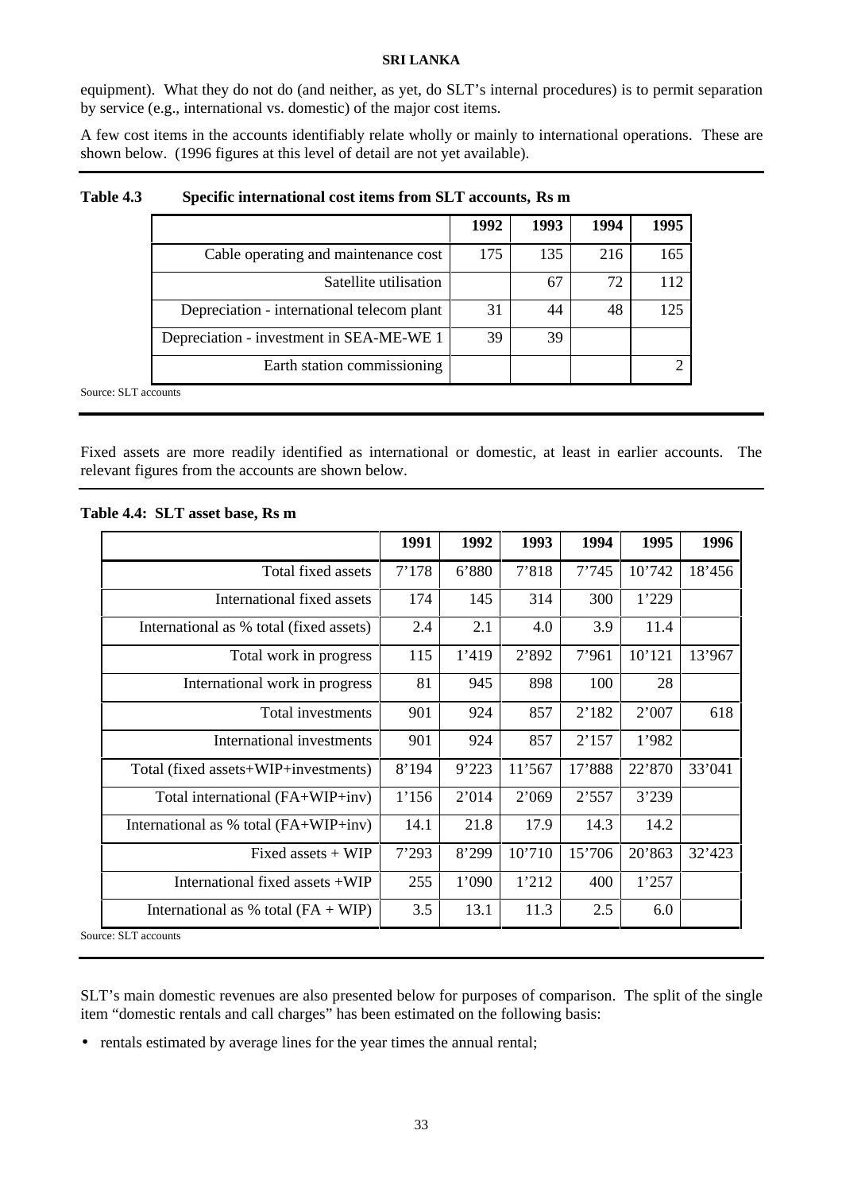equipment). What they do not do (and neither, as yet, do SLT's internal procedures) is to permit separation by service (e.g., international vs. domestic) of the major cost items.

A few cost items in the accounts identifiably relate wholly or mainly to international operations. These are shown below. (1996 figures at this level of detail are not yet available).

**Table 4.3 Specific international cost items from SLT accounts, Rs m**

| | 1992 | 1993 | 1994 | 1995 |
|---|---|---|---|---|
| Cable operating and maintenance cost | 175 | 135 | 216 | 165 |
| Satellite utilisation | | 67 | 72 | 112 |
| Depreciation - international telecom plant | 31 | 44 | 48 | 125 |
| Depreciation - investment in SEA-ME-WE 1 | 39 | 39 | | |
| Earth station commissioning | | | | 2 |

Source: SLT accounts

Fixed assets are more readily identified as international or domestic, at least in earlier accounts. The relevant figures from the accounts are shown below.

**Table 4.4: SLT asset base, Rs m**

| | 1991 | 1992 | 1993 | 1994 | 1995 | 1996 |
|---|---|---|---|---|---|---|
| Total fixed assets | 7'178 | 6'880 | 7'818 | 7'745 | 10'742 | 18'456 |
| International fixed assets | 174 | 145 | 314 | 300 | 1'229 | |
| International as % total (fixed assets) | 2.4 | 2.1 | 4.0 | 3.9 | 11.4 | |
| Total work in progress | 115 | 1'419 | 2'892 | 7'961 | 10'121 | 13'967 |
| International work in progress | 81 | 945 | 898 | 100 | 28 | |
| Total investments | 901 | 924 | 857 | 2'182 | 2'007 | 618 |
| International investments | 901 | 924 | 857 | 2'157 | 1'982 | |
| Total (fixed assets+WIP+investments) | 8'194 | 9'223 | 11'567 | 17'888 | 22'870 | 33'041 |
| Total international (FA+WIP+inv) | 1'156 | 2'014 | 2'069 | 2'557 | 3'239 | |
| International as % total (FA+WIP+inv) | 14.1 | 21.8 | 17.9 | 14.3 | 14.2 | |
| Fixed assets + WIP | 7'293 | 8'299 | 10'710 | 15'706 | 20'863 | 32'423 |
| International fixed assets +WIP | 255 | 1'090 | 1'212 | 400 | 1'257 | |
| International as % total (FA + WIP) | 3.5 | 13.1 | 11.3 | 2.5 | 6.0 | |

Source: SLT accounts

SLT's main domestic revenues are also presented below for purposes of comparison. The split of the single item "domestic rentals and call charges" has been estimated on the following basis:

- rentals estimated by average lines for the year times the annual rental;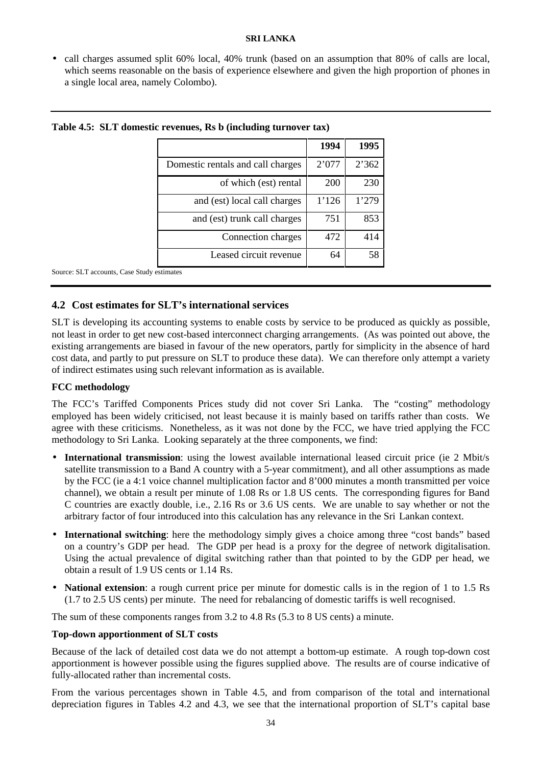- call charges assumed split 60% local, 40% trunk (based on an assumption that 80% of calls are local, which seems reasonable on the basis of experience elsewhere and given the high proportion of phones in a single local area, namely Colombo).

**Table 4.5: SLT domestic revenues, Rs b (including turnover tax)**

| | 1994 | 1995 |
|---|---|---|
| Domestic rentals and call charges | 2’077 | 2’362 |
| of which (est) rental | 200 | 230 |
| and (est) local call charges | 1’126 | 1’279 |
| and (est) trunk call charges | 751 | 853 |
| Connection charges | 472 | 414 |
| Leased circuit revenue | 64 | 58 |

Source: SLT accounts, Case Study estimates

## 4.2 Cost estimates for SLT’s international services

SLT is developing its accounting systems to enable costs by service to be produced as quickly as possible, not least in order to get new cost-based interconnect charging arrangements. (As was pointed out above, the existing arrangements are biased in favour of the new operators, partly for simplicity in the absence of hard cost data, and partly to put pressure on SLT to produce these data). We can therefore only attempt a variety of indirect estimates using such relevant information as is available.

**FCC methodology**

The FCC’s Tariffed Components Prices study did not cover Sri Lanka. The “costing” methodology employed has been widely criticised, not least because it is mainly based on tariffs rather than costs. We agree with these criticisms. Nonetheless, as it was not done by the FCC, we have tried applying the FCC methodology to Sri Lanka. Looking separately at the three components, we find:

- **International transmission**: using the lowest available international leased circuit price (ie 2 Mbit/s satellite transmission to a Band A country with a 5-year commitment), and all other assumptions as made by the FCC (ie a 4:1 voice channel multiplication factor and 8’000 minutes a month transmitted per voice channel), we obtain a result per minute of 1.08 Rs or 1.8 US cents. The corresponding figures for Band C countries are exactly double, i.e., 2.16 Rs or 3.6 US cents. We are unable to say whether or not the arbitrary factor of four introduced into this calculation has any relevance in the Sri Lankan context.
- **International switching**: here the methodology simply gives a choice among three “cost bands” based on a country’s GDP per head. The GDP per head is a proxy for the degree of network digitalisation. Using the actual prevalence of digital switching rather than that pointed to by the GDP per head, we obtain a result of 1.9 US cents or 1.14 Rs.
- **National extension**: a rough current price per minute for domestic calls is in the region of 1 to 1.5 Rs (1.7 to 2.5 US cents) per minute. The need for rebalancing of domestic tariffs is well recognised.

The sum of these components ranges from 3.2 to 4.8 Rs (5.3 to 8 US cents) a minute.

**Top-down apportionment of SLT costs**

Because of the lack of detailed cost data we do not attempt a bottom-up estimate. A rough top-down cost apportionment is however possible using the figures supplied above. The results are of course indicative of fully-allocated rather than incremental costs.

From the various percentages shown in Table 4.5, and from comparison of the total and international depreciation figures in Tables 4.2 and 4.3, we see that the international proportion of SLT’s capital base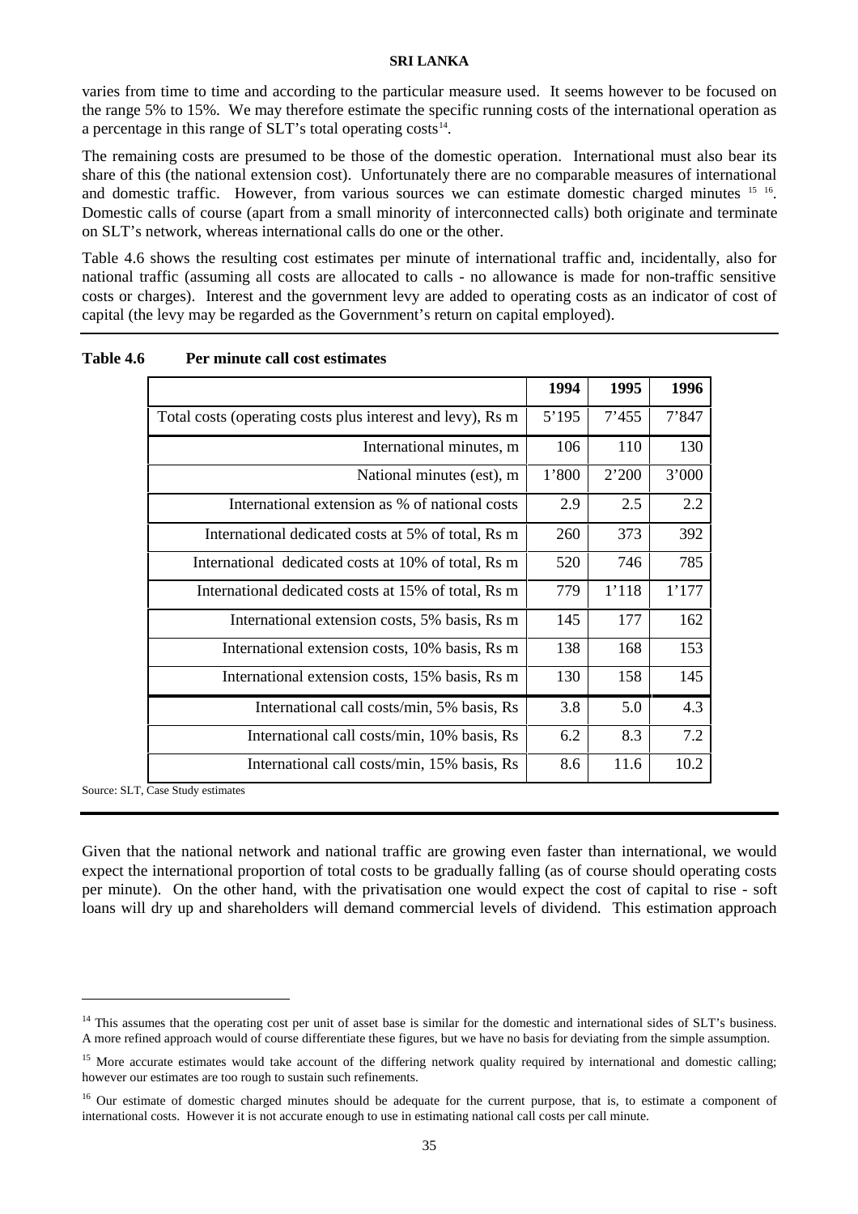varies from time to time and according to the particular measure used. It seems however to be focused on the range 5% to 15%. We may therefore estimate the specific running costs of the international operation as a percentage in this range of SLT's total operating costs[14].

The remaining costs are presumed to be those of the domestic operation. International must also bear its share of this (the national extension cost). Unfortunately there are no comparable measures of international and domestic traffic. However, from various sources we can estimate domestic charged minutes [15] [16]. Domestic calls of course (apart from a small minority of interconnected calls) both originate and terminate on SLT's network, whereas international calls do one or the other.

Table 4.6 shows the resulting cost estimates per minute of international traffic and, incidentally, also for national traffic (assuming all costs are allocated to calls - no allowance is made for non-traffic sensitive costs or charges). Interest and the government levy are added to operating costs as an indicator of cost of capital (the levy may be regarded as the Government's return on capital employed).

**Table 4.6 Per minute call cost estimates**

| | 1994 | 1995 | 1996 |
|---|---|---|---|
| Total costs (operating costs plus interest and levy), Rs m | 5'195 | 7'455 | 7'847 |
| International minutes, m | 106 | 110 | 130 |
| National minutes (est), m | 1'800 | 2'200 | 3'000 |
| International extension as % of national costs | 2.9 | 2.5 | 2.2 |
| International dedicated costs at 5% of total, Rs m | 260 | 373 | 392 |
| International dedicated costs at 10% of total, Rs m | 520 | 746 | 785 |
| International dedicated costs at 15% of total, Rs m | 779 | 1'118 | 1'177 |
| International extension costs, 5% basis, Rs m | 145 | 177 | 162 |
| International extension costs, 10% basis, Rs m | 138 | 168 | 153 |
| International extension costs, 15% basis, Rs m | 130 | 158 | 145 |
| International call costs/min, 5% basis, Rs | 3.8 | 5.0 | 4.3 |
| International call costs/min, 10% basis, Rs | 6.2 | 8.3 | 7.2 |
| International call costs/min, 15% basis, Rs | 8.6 | 11.6 | 10.2 |

Source: SLT, Case Study estimates

Given that the national network and national traffic are growing even faster than international, we would expect the international proportion of total costs to be gradually falling (as of course should operating costs per minute). On the other hand, with the privatisation one would expect the cost of capital to rise - soft loans will dry up and shareholders will demand commercial levels of dividend. This estimation approach

---

[14] This assumes that the operating cost per unit of asset base is similar for the domestic and international sides of SLT's business. A more refined approach would of course differentiate these figures, but we have no basis for deviating from the simple assumption.

[15] More accurate estimates would take account of the differing network quality required by international and domestic calling; however our estimates are too rough to sustain such refinements.

[16] Our estimate of domestic charged minutes should be adequate for the current purpose, that is, to estimate a component of international costs. However it is not accurate enough to use in estimating national call costs per call minute.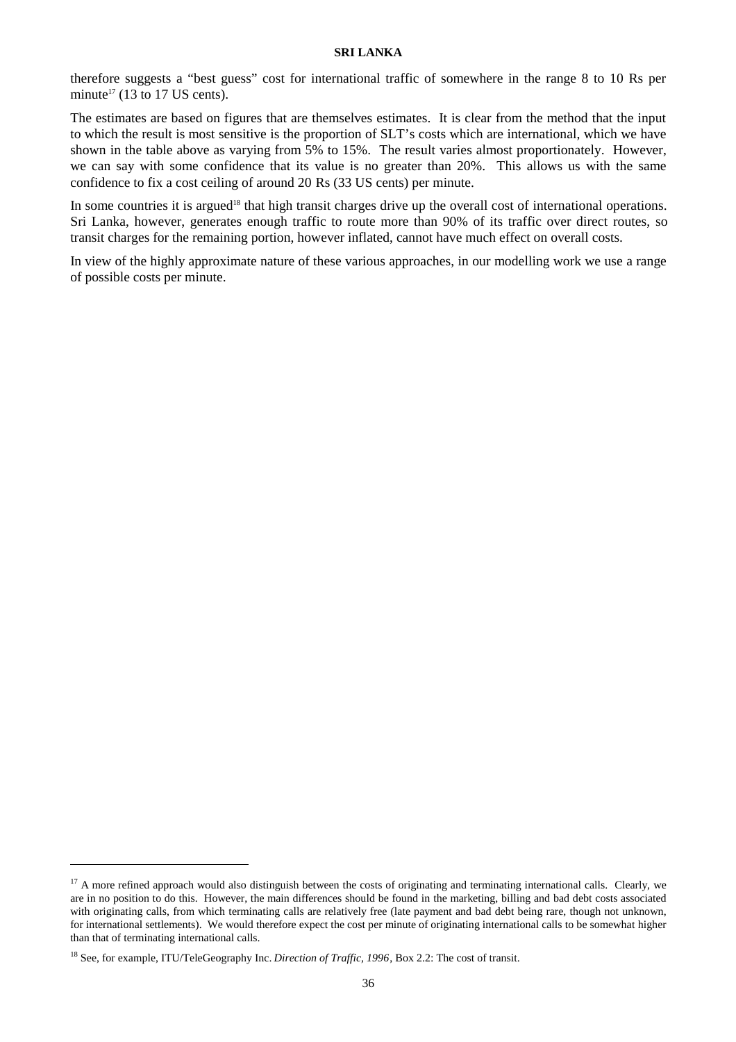therefore suggests a "best guess" cost for international traffic of somewhere in the range 8 to 10 Rs per minute[17] (13 to 17 US cents).

The estimates are based on figures that are themselves estimates. It is clear from the method that the input to which the result is most sensitive is the proportion of SLT's costs which are international, which we have shown in the table above as varying from 5% to 15%. The result varies almost proportionately. However, we can say with some confidence that its value is no greater than 20%. This allows us with the same confidence to fix a cost ceiling of around 20 Rs (33 US cents) per minute.

In some countries it is argued[18] that high transit charges drive up the overall cost of international operations. Sri Lanka, however, generates enough traffic to route more than 90% of its traffic over direct routes, so transit charges for the remaining portion, however inflated, cannot have much effect on overall costs.

In view of the highly approximate nature of these various approaches, in our modelling work we use a range of possible costs per minute.

---

[17] A more refined approach would also distinguish between the costs of originating and terminating international calls. Clearly, we are in no position to do this. However, the main differences should be found in the marketing, billing and bad debt costs associated with originating calls, from which terminating calls are relatively free (late payment and bad debt being rare, though not unknown, for international settlements). We would therefore expect the cost per minute of originating international calls to be somewhat higher than that of terminating international calls.

[18] See, for example, ITU/TeleGeography Inc. *Direction of Traffic, 1996*, Box 2.2: The cost of transit.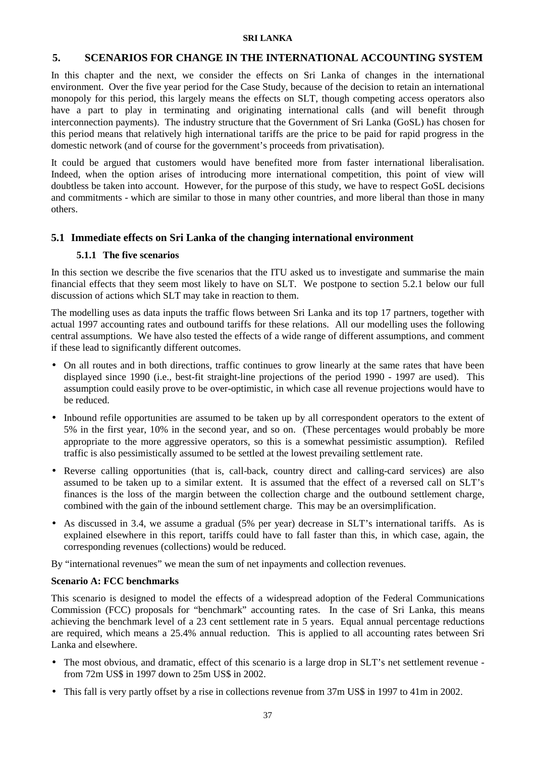# 5. SCENARIOS FOR CHANGE IN THE INTERNATIONAL ACCOUNTING SYSTEM

In this chapter and the next, we consider the effects on Sri Lanka of changes in the international environment. Over the five year period for the Case Study, because of the decision to retain an international monopoly for this period, this largely means the effects on SLT, though competing access operators also have a part to play in terminating and originating international calls (and will benefit through interconnection payments). The industry structure that the Government of Sri Lanka (GoSL) has chosen for this period means that relatively high international tariffs are the price to be paid for rapid progress in the domestic network (and of course for the government's proceeds from privatisation).

It could be argued that customers would have benefited more from faster international liberalisation. Indeed, when the option arises of introducing more international competition, this point of view will doubtless be taken into account. However, for the purpose of this study, we have to respect GoSL decisions and commitments - which are similar to those in many other countries, and more liberal than those in many others.

## 5.1 Immediate effects on Sri Lanka of the changing international environment

### 5.1.1 The five scenarios

In this section we describe the five scenarios that the ITU asked us to investigate and summarise the main financial effects that they seem most likely to have on SLT. We postpone to section 5.2.1 below our full discussion of actions which SLT may take in reaction to them.

The modelling uses as data inputs the traffic flows between Sri Lanka and its top 17 partners, together with actual 1997 accounting rates and outbound tariffs for these relations. All our modelling uses the following central assumptions. We have also tested the effects of a wide range of different assumptions, and comment if these lead to significantly different outcomes.

- On all routes and in both directions, traffic continues to grow linearly at the same rates that have been displayed since 1990 (i.e., best-fit straight-line projections of the period 1990 - 1997 are used). This assumption could easily prove to be over-optimistic, in which case all revenue projections would have to be reduced.
- Inbound refile opportunities are assumed to be taken up by all correspondent operators to the extent of 5% in the first year, 10% in the second year, and so on. (These percentages would probably be more appropriate to the more aggressive operators, so this is a somewhat pessimistic assumption). Refiled traffic is also pessimistically assumed to be settled at the lowest prevailing settlement rate.
- Reverse calling opportunities (that is, call-back, country direct and calling-card services) are also assumed to be taken up to a similar extent. It is assumed that the effect of a reversed call on SLT's finances is the loss of the margin between the collection charge and the outbound settlement charge, combined with the gain of the inbound settlement charge. This may be an oversimplification.
- As discussed in 3.4, we assume a gradual (5% per year) decrease in SLT's international tariffs. As is explained elsewhere in this report, tariffs could have to fall faster than this, in which case, again, the corresponding revenues (collections) would be reduced.

By "international revenues" we mean the sum of net inpayments and collection revenues.

**Scenario A: FCC benchmarks**

This scenario is designed to model the effects of a widespread adoption of the Federal Communications Commission (FCC) proposals for "benchmark" accounting rates. In the case of Sri Lanka, this means achieving the benchmark level of a 23 cent settlement rate in 5 years. Equal annual percentage reductions are required, which means a 25.4% annual reduction. This is applied to all accounting rates between Sri Lanka and elsewhere.

- The most obvious, and dramatic, effect of this scenario is a large drop in SLT's net settlement revenue - from 72m US$ in 1997 down to 25m US$ in 2002.
- This fall is very partly offset by a rise in collections revenue from 37m US$ in 1997 to 41m in 2002.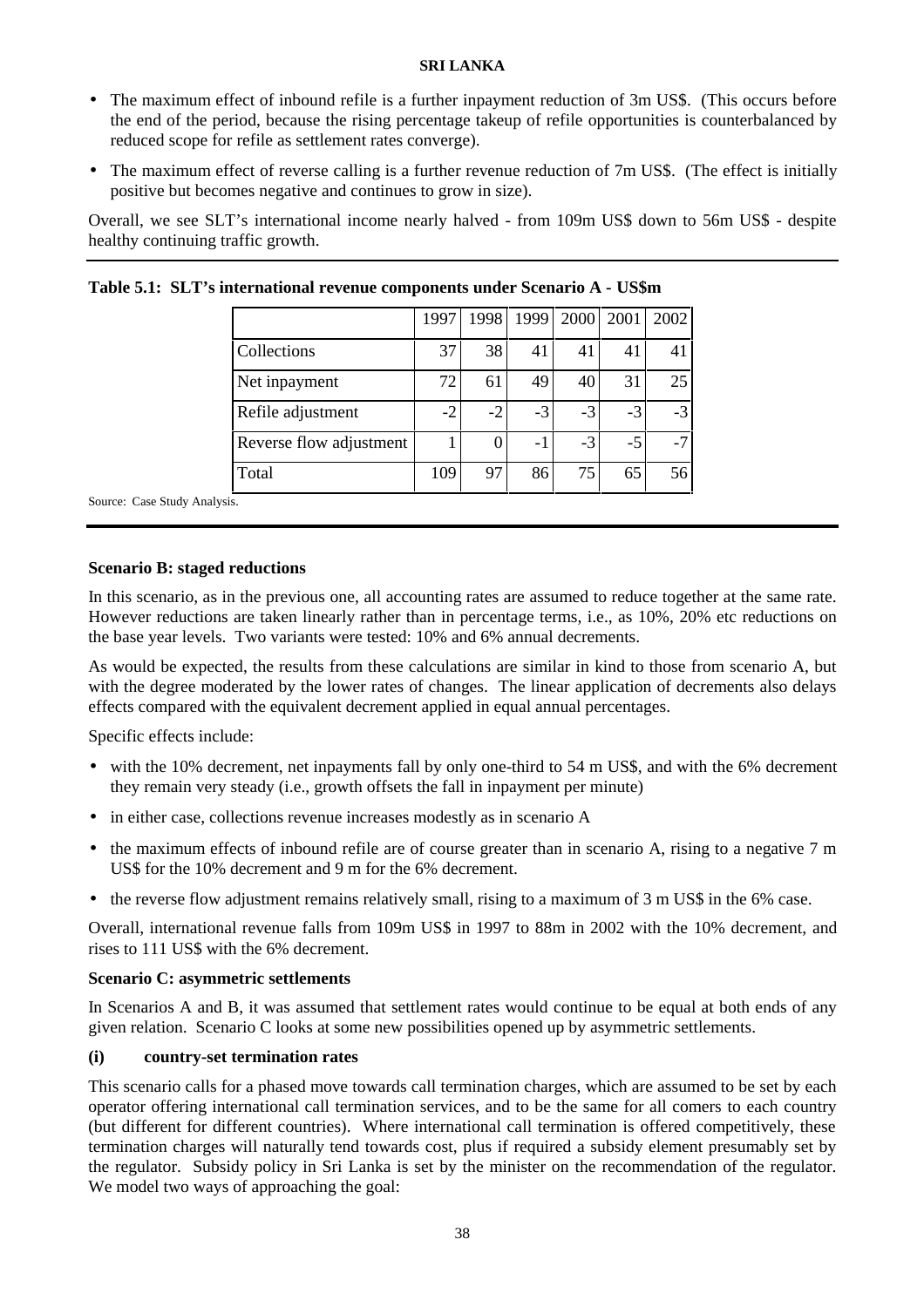- The maximum effect of inbound refile is a further inpayment reduction of 3m US$. (This occurs before the end of the period, because the rising percentage takeup of refile opportunities is counterbalanced by reduced scope for refile as settlement rates converge).
- The maximum effect of reverse calling is a further revenue reduction of 7m US$. (The effect is initially positive but becomes negative and continues to grow in size).

Overall, we see SLT's international income nearly halved - from 109m US$ down to 56m US$ - despite healthy continuing traffic growth.

**Table 5.1: SLT's international revenue components under Scenario A - US$m**

| | 1997 | 1998 | 1999 | 2000 | 2001 | 2002 |
|---|---|---|---|---|---|---|
| Collections | 37 | 38 | 41 | 41 | 41 | 41 |
| Net inpayment | 72 | 61 | 49 | 40 | 31 | 25 |
| Refile adjustment | -2 | -2 | -3 | -3 | -3 | -3 |
| Reverse flow adjustment | 1 | 0 | -1 | -3 | -5 | -7 |
| Total | 109 | 97 | 86 | 75 | 65 | 56 |

Source: Case Study Analysis.

**Scenario B: staged reductions**

In this scenario, as in the previous one, all accounting rates are assumed to reduce together at the same rate. However reductions are taken linearly rather than in percentage terms, i.e., as 10%, 20% etc reductions on the base year levels. Two variants were tested: 10% and 6% annual decrements.

As would be expected, the results from these calculations are similar in kind to those from scenario A, but with the degree moderated by the lower rates of changes. The linear application of decrements also delays effects compared with the equivalent decrement applied in equal annual percentages.

Specific effects include:

- with the 10% decrement, net inpayments fall by only one-third to 54 m US$, and with the 6% decrement they remain very steady (i.e., growth offsets the fall in inpayment per minute)
- in either case, collections revenue increases modestly as in scenario A
- the maximum effects of inbound refile are of course greater than in scenario A, rising to a negative 7 m US$ for the 10% decrement and 9 m for the 6% decrement.
- the reverse flow adjustment remains relatively small, rising to a maximum of 3 m US$ in the 6% case.

Overall, international revenue falls from 109m US$ in 1997 to 88m in 2002 with the 10% decrement, and rises to 111 US$ with the 6% decrement.

**Scenario C: asymmetric settlements**

In Scenarios A and B, it was assumed that settlement rates would continue to be equal at both ends of any given relation. Scenario C looks at some new possibilities opened up by asymmetric settlements.

**(i) country-set termination rates**

This scenario calls for a phased move towards call termination charges, which are assumed to be set by each operator offering international call termination services, and to be the same for all comers to each country (but different for different countries). Where international call termination is offered competitively, these termination charges will naturally tend towards cost, plus if required a subsidy element presumably set by the regulator. Subsidy policy in Sri Lanka is set by the minister on the recommendation of the regulator. We model two ways of approaching the goal: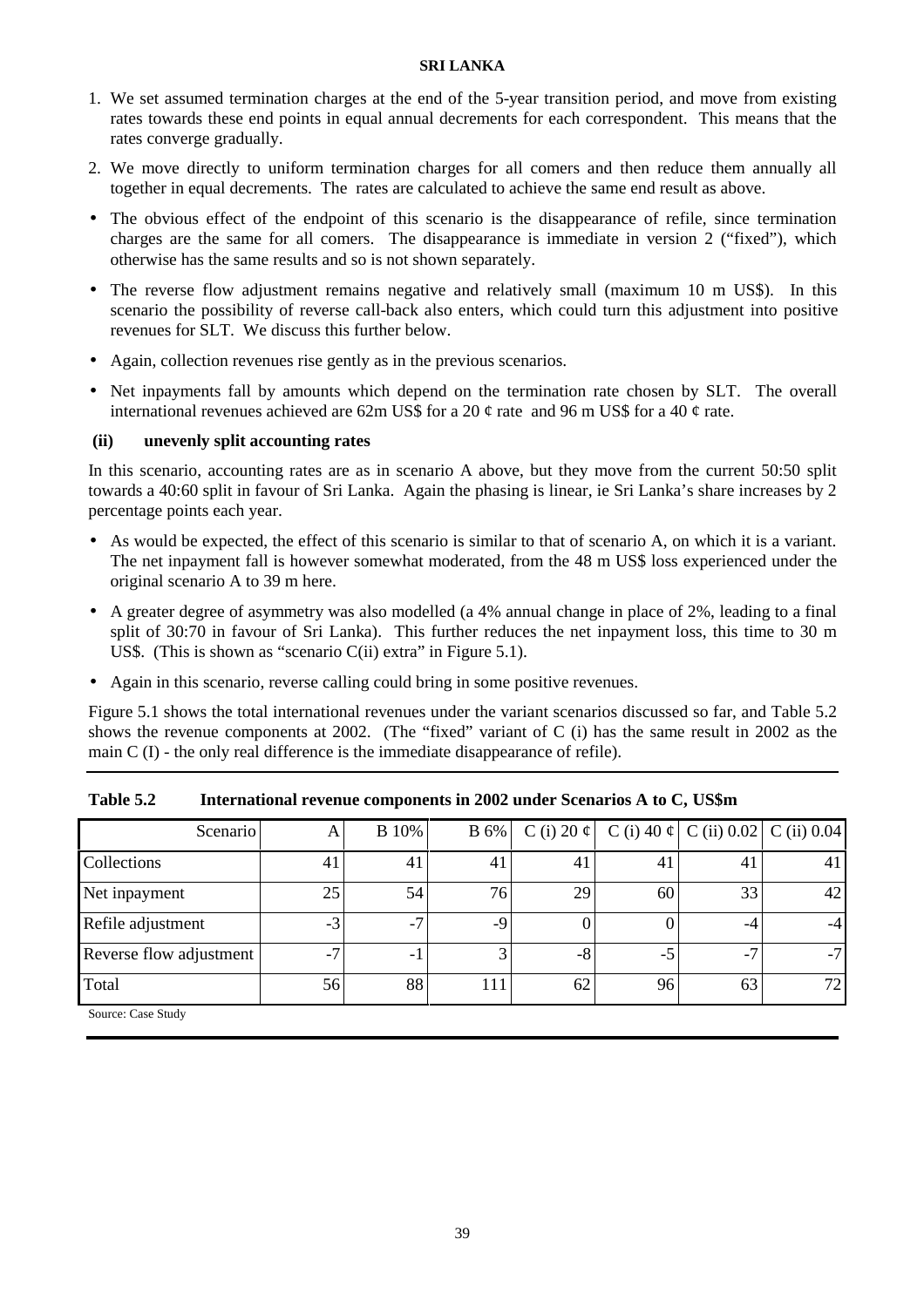1. We set assumed termination charges at the end of the 5-year transition period, and move from existing rates towards these end points in equal annual decrements for each correspondent. This means that the rates converge gradually.
2. We move directly to uniform termination charges for all comers and then reduce them annually all together in equal decrements. The rates are calculated to achieve the same end result as above.

- The obvious effect of the endpoint of this scenario is the disappearance of refile, since termination charges are the same for all comers. The disappearance is immediate in version 2 ("fixed"), which otherwise has the same results and so is not shown separately.
- The reverse flow adjustment remains negative and relatively small (maximum 10 m US$). In this scenario the possibility of reverse call-back also enters, which could turn this adjustment into positive revenues for SLT. We discuss this further below.
- Again, collection revenues rise gently as in the previous scenarios.
- Net inpayments fall by amounts which depend on the termination rate chosen by SLT. The overall international revenues achieved are 62m US$ for a 20 ¢ rate and 96 m US$ for a 40 ¢ rate.

**(ii) unevenly split accounting rates**

In this scenario, accounting rates are as in scenario A above, but they move from the current 50:50 split towards a 40:60 split in favour of Sri Lanka. Again the phasing is linear, ie Sri Lanka's share increases by 2 percentage points each year.

- As would be expected, the effect of this scenario is similar to that of scenario A, on which it is a variant. The net inpayment fall is however somewhat moderated, from the 48 m US$ loss experienced under the original scenario A to 39 m here.
- A greater degree of asymmetry was also modelled (a 4% annual change in place of 2%, leading to a final split of 30:70 in favour of Sri Lanka). This further reduces the net inpayment loss, this time to 30 m US$. (This is shown as "scenario C(ii) extra" in Figure 5.1).
- Again in this scenario, reverse calling could bring in some positive revenues.

Figure 5.1 shows the total international revenues under the variant scenarios discussed so far, and Table 5.2 shows the revenue components at 2002. (The "fixed" variant of C (i) has the same result in 2002 as the main C (I) - the only real difference is the immediate disappearance of refile).

**Table 5.2 International revenue components in 2002 under Scenarios A to C, US$m**

| Scenario | A | B 10% | B 6% | C (i) 20 ¢ | C (i) 40 ¢ | C (ii) 0.02 | C (ii) 0.04 |
|---|---|---|---|---|---|---|---|
| Collections | 41 | 41 | 41 | 41 | 41 | 41 | 41 |
| Net inpayment | 25 | 54 | 76 | 29 | 60 | 33 | 42 |
| Refile adjustment | -3 | -7 | -9 | 0 | 0 | -4 | -4 |
| Reverse flow adjustment | -7 | -1 | 3 | -8 | -5 | -7 | -7 |
| Total | 56 | 88 | 111 | 62 | 96 | 63 | 72 |

Source: Case Study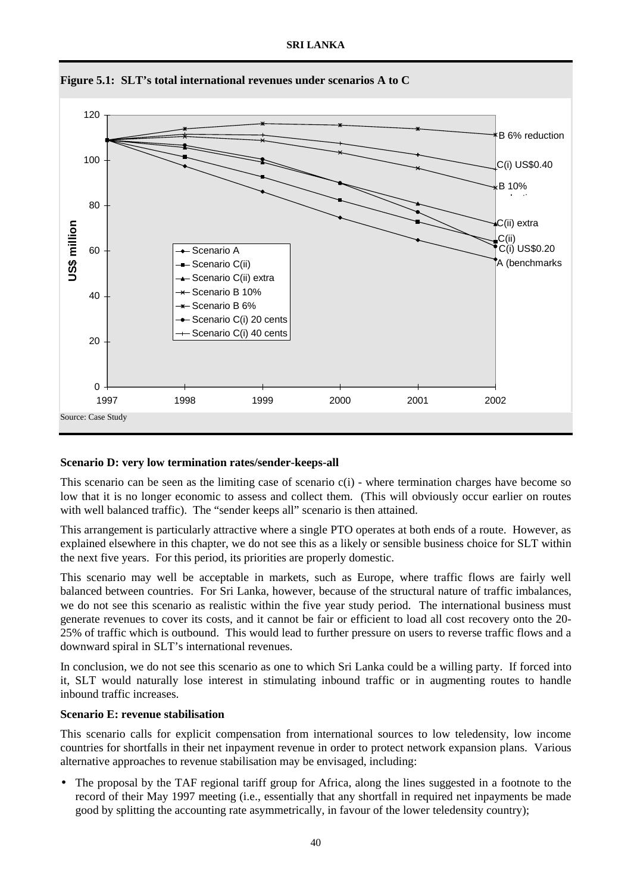**Figure 5.1: SLT's total international revenues under scenarios A to C**

Source: Case Study

**Scenario D: very low termination rates/sender-keeps-all**

This scenario can be seen as the limiting case of scenario c(i) - where termination charges have become so low that it is no longer economic to assess and collect them. (This will obviously occur earlier on routes with well balanced traffic). The "sender keeps all" scenario is then attained.

This arrangement is particularly attractive where a single PTO operates at both ends of a route. However, as explained elsewhere in this chapter, we do not see this as a likely or sensible business choice for SLT within the next five years. For this period, its priorities are properly domestic.

This scenario may well be acceptable in markets, such as Europe, where traffic flows are fairly well balanced between countries. For Sri Lanka, however, because of the structural nature of traffic imbalances, we do not see this scenario as realistic within the five year study period. The international business must generate revenues to cover its costs, and it cannot be fair or efficient to load all cost recovery onto the 20-25% of traffic which is outbound. This would lead to further pressure on users to reverse traffic flows and a downward spiral in SLT's international revenues.

In conclusion, we do not see this scenario as one to which Sri Lanka could be a willing party. If forced into it, SLT would naturally lose interest in stimulating inbound traffic or in augmenting routes to handle inbound traffic increases.

**Scenario E: revenue stabilisation**

This scenario calls for explicit compensation from international sources to low teledensity, low income countries for shortfalls in their net inpayment revenue in order to protect network expansion plans. Various alternative approaches to revenue stabilisation may be envisaged, including:

- The proposal by the TAF regional tariff group for Africa, along the lines suggested in a footnote to the record of their May 1997 meeting (i.e., essentially that any shortfall in required net inpayments be made good by splitting the accounting rate asymmetrically, in favour of the lower teledensity country);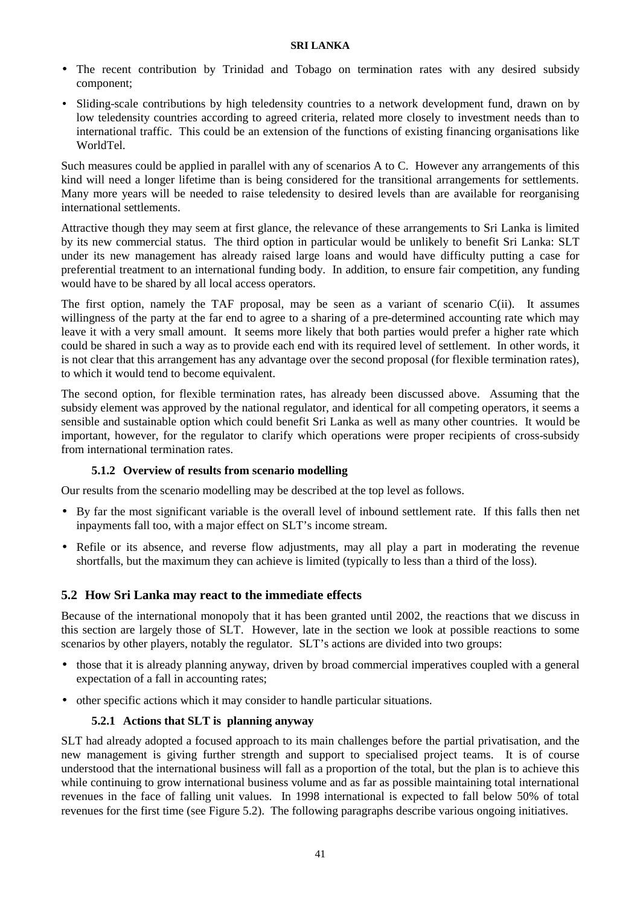- The recent contribution by Trinidad and Tobago on termination rates with any desired subsidy component;
- Sliding-scale contributions by high teledensity countries to a network development fund, drawn on by low teledensity countries according to agreed criteria, related more closely to investment needs than to international traffic. This could be an extension of the functions of existing financing organisations like WorldTel.

Such measures could be applied in parallel with any of scenarios A to C. However any arrangements of this kind will need a longer lifetime than is being considered for the transitional arrangements for settlements. Many more years will be needed to raise teledensity to desired levels than are available for reorganising international settlements.

Attractive though they may seem at first glance, the relevance of these arrangements to Sri Lanka is limited by its new commercial status. The third option in particular would be unlikely to benefit Sri Lanka: SLT under its new management has already raised large loans and would have difficulty putting a case for preferential treatment to an international funding body. In addition, to ensure fair competition, any funding would have to be shared by all local access operators.

The first option, namely the TAF proposal, may be seen as a variant of scenario C(ii). It assumes willingness of the party at the far end to agree to a sharing of a pre-determined accounting rate which may leave it with a very small amount. It seems more likely that both parties would prefer a higher rate which could be shared in such a way as to provide each end with its required level of settlement. In other words, it is not clear that this arrangement has any advantage over the second proposal (for flexible termination rates), to which it would tend to become equivalent.

The second option, for flexible termination rates, has already been discussed above. Assuming that the subsidy element was approved by the national regulator, and identical for all competing operators, it seems a sensible and sustainable option which could benefit Sri Lanka as well as many other countries. It would be important, however, for the regulator to clarify which operations were proper recipients of cross-subsidy from international termination rates.

#### 5.1.2 Overview of results from scenario modelling

Our results from the scenario modelling may be described at the top level as follows.

- By far the most significant variable is the overall level of inbound settlement rate. If this falls then net inpayments fall too, with a major effect on SLT's income stream.
- Refile or its absence, and reverse flow adjustments, may all play a part in moderating the revenue shortfalls, but the maximum they can achieve is limited (typically to less than a third of the loss).

### 5.2 How Sri Lanka may react to the immediate effects

Because of the international monopoly that it has been granted until 2002, the reactions that we discuss in this section are largely those of SLT. However, late in the section we look at possible reactions to some scenarios by other players, notably the regulator. SLT's actions are divided into two groups:

- those that it is already planning anyway, driven by broad commercial imperatives coupled with a general expectation of a fall in accounting rates;
- other specific actions which it may consider to handle particular situations.

#### 5.2.1 Actions that SLT is planning anyway

SLT had already adopted a focused approach to its main challenges before the partial privatisation, and the new management is giving further strength and support to specialised project teams. It is of course understood that the international business will fall as a proportion of the total, but the plan is to achieve this while continuing to grow international business volume and as far as possible maintaining total international revenues in the face of falling unit values. In 1998 international is expected to fall below 50% of total revenues for the first time (see Figure 5.2). The following paragraphs describe various ongoing initiatives.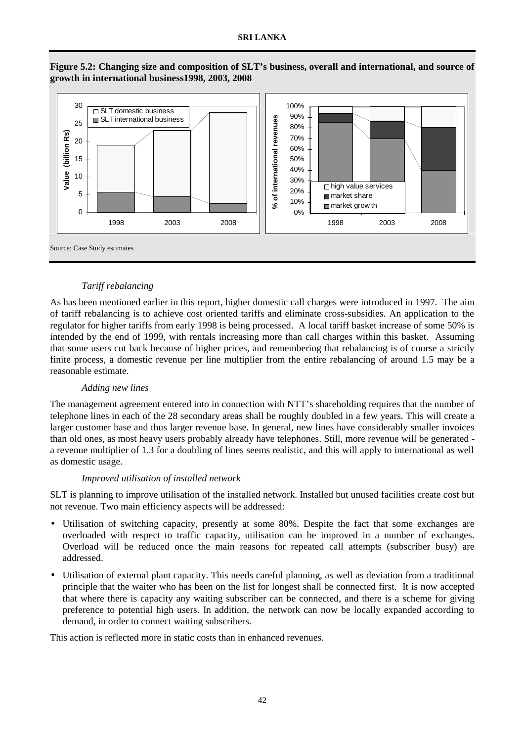**Figure 5.2: Changing size and composition of SLT's business, overall and international, and source of growth in international business1998, 2003, 2008**

Source: Case Study estimates

*Tariff rebalancing*

As has been mentioned earlier in this report, higher domestic call charges were introduced in 1997. The aim of tariff rebalancing is to achieve cost oriented tariffs and eliminate cross-subsidies. An application to the regulator for higher tariffs from early 1998 is being processed. A local tariff basket increase of some 50% is intended by the end of 1999, with rentals increasing more than call charges within this basket. Assuming that some users cut back because of higher prices, and remembering that rebalancing is of course a strictly finite process, a domestic revenue per line multiplier from the entire rebalancing of around 1.5 may be a reasonable estimate.

*Adding new lines*

The management agreement entered into in connection with NTT's shareholding requires that the number of telephone lines in each of the 28 secondary areas shall be roughly doubled in a few years. This will create a larger customer base and thus larger revenue base. In general, new lines have considerably smaller invoices than old ones, as most heavy users probably already have telephones. Still, more revenue will be generated - a revenue multiplier of 1.3 for a doubling of lines seems realistic, and this will apply to international as well as domestic usage.

*Improved utilisation of installed network*

SLT is planning to improve utilisation of the installed network. Installed but unused facilities create cost but not revenue. Two main efficiency aspects will be addressed:

- Utilisation of switching capacity, presently at some 80%. Despite the fact that some exchanges are overloaded with respect to traffic capacity, utilisation can be improved in a number of exchanges. Overload will be reduced once the main reasons for repeated call attempts (subscriber busy) are addressed.
- Utilisation of external plant capacity. This needs careful planning, as well as deviation from a traditional principle that the waiter who has been on the list for longest shall be connected first. It is now accepted that where there is capacity any waiting subscriber can be connected, and there is a scheme for giving preference to potential high users. In addition, the network can now be locally expanded according to demand, in order to connect waiting subscribers.

This action is reflected more in static costs than in enhanced revenues.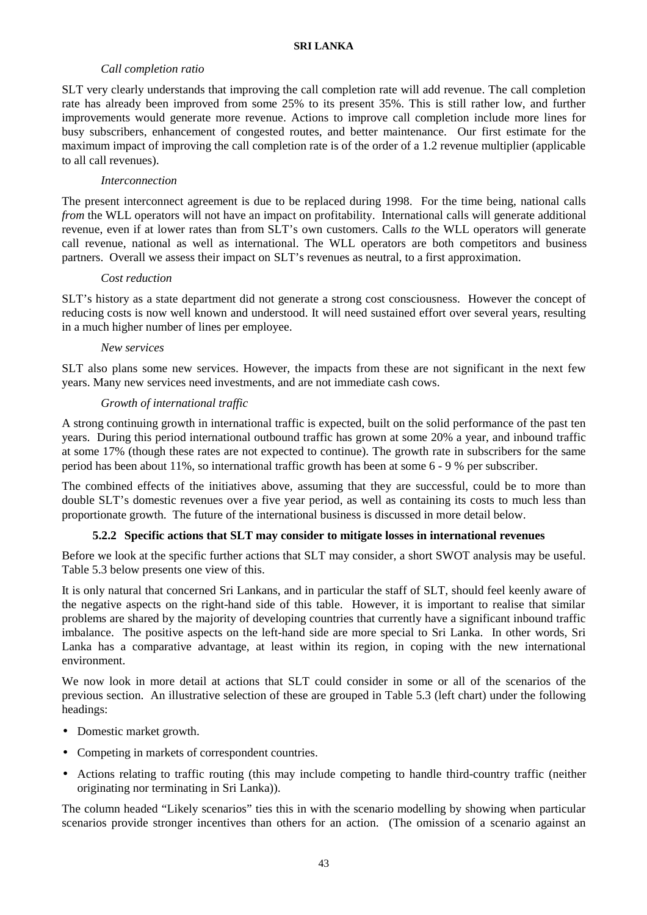*Call completion ratio*

SLT very clearly understands that improving the call completion rate will add revenue. The call completion rate has already been improved from some 25% to its present 35%. This is still rather low, and further improvements would generate more revenue. Actions to improve call completion include more lines for busy subscribers, enhancement of congested routes, and better maintenance. Our first estimate for the maximum impact of improving the call completion rate is of the order of a 1.2 revenue multiplier (applicable to all call revenues).

*Interconnection*

The present interconnect agreement is due to be replaced during 1998. For the time being, national calls *from* the WLL operators will not have an impact on profitability. International calls will generate additional revenue, even if at lower rates than from SLT's own customers. Calls *to* the WLL operators will generate call revenue, national as well as international. The WLL operators are both competitors and business partners. Overall we assess their impact on SLT's revenues as neutral, to a first approximation.

*Cost reduction*

SLT's history as a state department did not generate a strong cost consciousness. However the concept of reducing costs is now well known and understood. It will need sustained effort over several years, resulting in a much higher number of lines per employee.

*New services*

SLT also plans some new services. However, the impacts from these are not significant in the next few years. Many new services need investments, and are not immediate cash cows.

*Growth of international traffic*

A strong continuing growth in international traffic is expected, built on the solid performance of the past ten years. During this period international outbound traffic has grown at some 20% a year, and inbound traffic at some 17% (though these rates are not expected to continue). The growth rate in subscribers for the same period has been about 11%, so international traffic growth has been at some 6 - 9 % per subscriber.

The combined effects of the initiatives above, assuming that they are successful, could be to more than double SLT's domestic revenues over a five year period, as well as containing its costs to much less than proportionate growth. The future of the international business is discussed in more detail below.

### 5.2.2 Specific actions that SLT may consider to mitigate losses in international revenues

Before we look at the specific further actions that SLT may consider, a short SWOT analysis may be useful. Table 5.3 below presents one view of this.

It is only natural that concerned Sri Lankans, and in particular the staff of SLT, should feel keenly aware of the negative aspects on the right-hand side of this table. However, it is important to realise that similar problems are shared by the majority of developing countries that currently have a significant inbound traffic imbalance. The positive aspects on the left-hand side are more special to Sri Lanka. In other words, Sri Lanka has a comparative advantage, at least within its region, in coping with the new international environment.

We now look in more detail at actions that SLT could consider in some or all of the scenarios of the previous section. An illustrative selection of these are grouped in Table 5.3 (left chart) under the following headings:

- Domestic market growth.
- Competing in markets of correspondent countries.
- Actions relating to traffic routing (this may include competing to handle third-country traffic (neither originating nor terminating in Sri Lanka)).

The column headed "Likely scenarios" ties this in with the scenario modelling by showing when particular scenarios provide stronger incentives than others for an action. (The omission of a scenario against an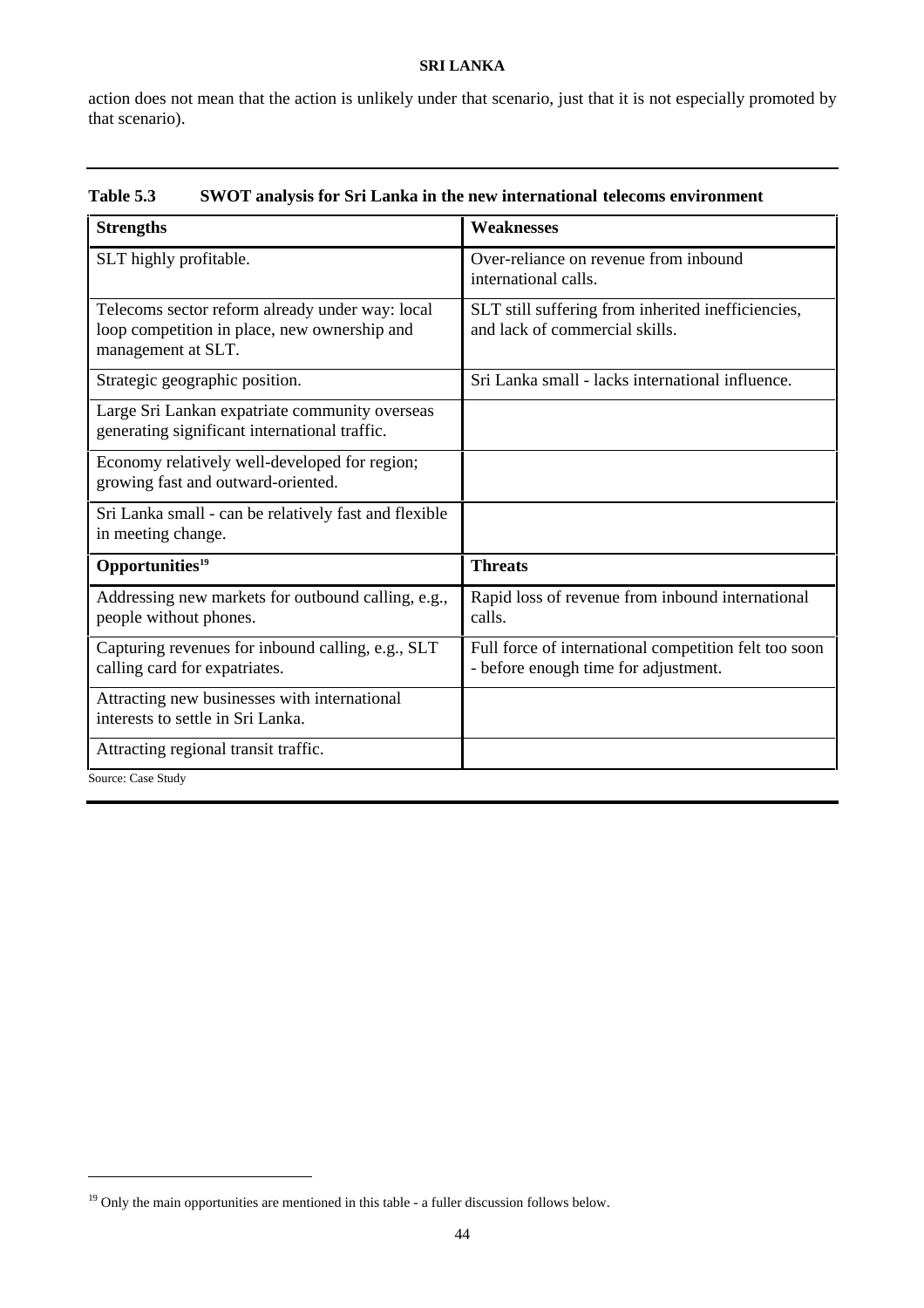action does not mean that the action is unlikely under that scenario, just that it is not especially promoted by that scenario).

**Table 5.3 SWOT analysis for Sri Lanka in the new international telecoms environment**

| Strengths | Weaknesses |
|---|---|
| SLT highly profitable. | Over-reliance on revenue from inbound international calls. |
| Telecoms sector reform already under way: local loop competition in place, new ownership and management at SLT. | SLT still suffering from inherited inefficiencies, and lack of commercial skills. |
| Strategic geographic position. | Sri Lanka small - lacks international influence. |
| Large Sri Lankan expatriate community overseas generating significant international traffic. | |
| Economy relatively well-developed for region; growing fast and outward-oriented. | |
| Sri Lanka small - can be relatively fast and flexible in meeting change. | |
| **Opportunities[19]** | **Threats** |
| Addressing new markets for outbound calling, e.g., people without phones. | Rapid loss of revenue from inbound international calls. |
| Capturing revenues for inbound calling, e.g., SLT calling card for expatriates. | Full force of international competition felt too soon - before enough time for adjustment. |
| Attracting new businesses with international interests to settle in Sri Lanka. | |
| Attracting regional transit traffic. | |

Source: Case Study

[19] Only the main opportunities are mentioned in this table - a fuller discussion follows below.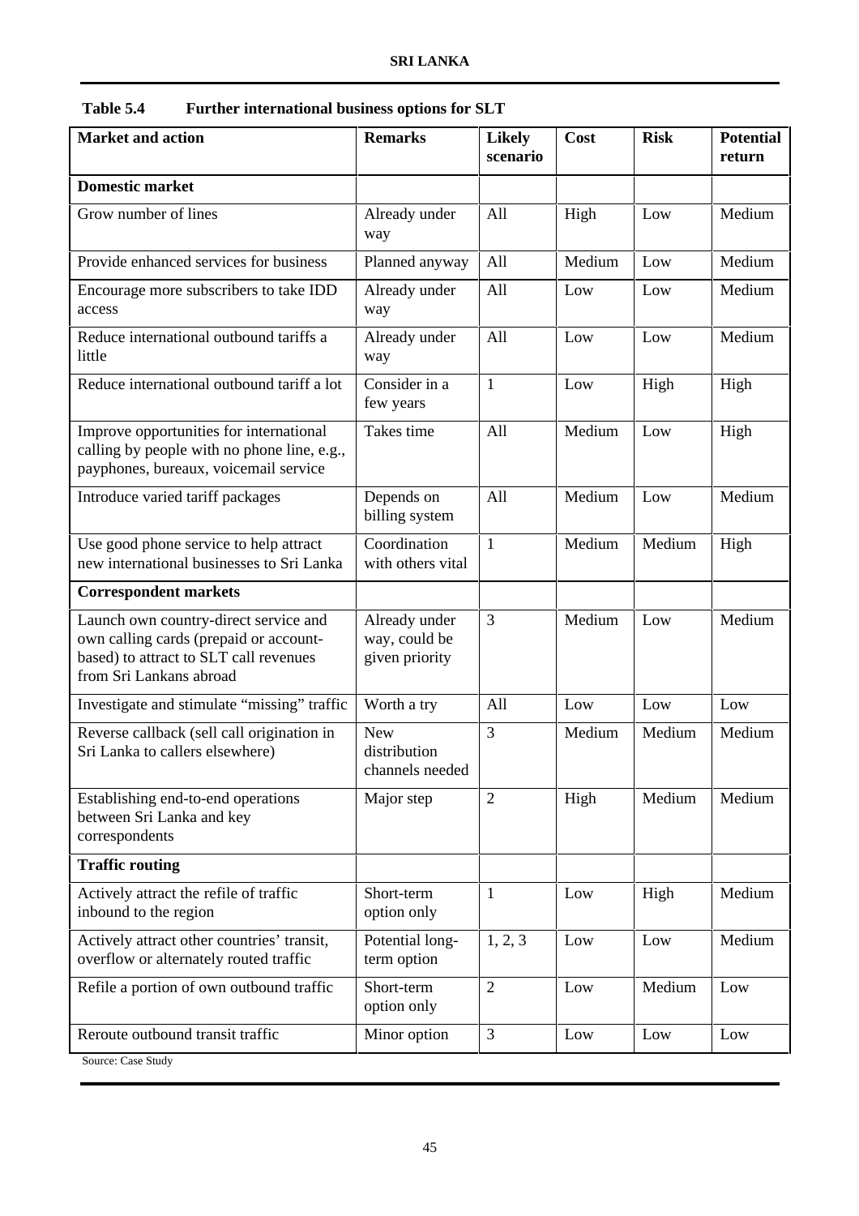**Table 5.4 Further international business options for SLT**

| Market and action | Remarks | Likely scenario | Cost | Risk | Potential return |
|---|---|---|---|---|---|
| **Domestic market** | | | | | |
| Grow number of lines | Already under way | All | High | Low | Medium |
| Provide enhanced services for business | Planned anyway | All | Medium | Low | Medium |
| Encourage more subscribers to take IDD access | Already under way | All | Low | Low | Medium |
| Reduce international outbound tariffs a little | Already under way | All | Low | Low | Medium |
| Reduce international outbound tariff a lot | Consider in a few years | 1 | Low | High | High |
| Improve opportunities for international calling by people with no phone line, e.g., payphones, bureaux, voicemail service | Takes time | All | Medium | Low | High |
| Introduce varied tariff packages | Depends on billing system | All | Medium | Low | Medium |
| Use good phone service to help attract new international businesses to Sri Lanka | Coordination with others vital | 1 | Medium | Medium | High |
| **Correspondent markets** | | | | | |
| Launch own country-direct service and own calling cards (prepaid or account-based) to attract to SLT call revenues from Sri Lankans abroad | Already under way, could be given priority | 3 | Medium | Low | Medium |
| Investigate and stimulate "missing" traffic | Worth a try | All | Low | Low | Low |
| Reverse callback (sell call origination in Sri Lanka to callers elsewhere) | New distribution channels needed | 3 | Medium | Medium | Medium |
| Establishing end-to-end operations between Sri Lanka and key correspondents | Major step | 2 | High | Medium | Medium |
| **Traffic routing** | | | | | |
| Actively attract the refile of traffic inbound to the region | Short-term option only | 1 | Low | High | Medium |
| Actively attract other countries' transit, overflow or alternately routed traffic | Potential long-term option | 1, 2, 3 | Low | Low | Medium |
| Refile a portion of own outbound traffic | Short-term option only | 2 | Low | Medium | Low |
| Reroute outbound transit traffic | Minor option | 3 | Low | Low | Low |

Source: Case Study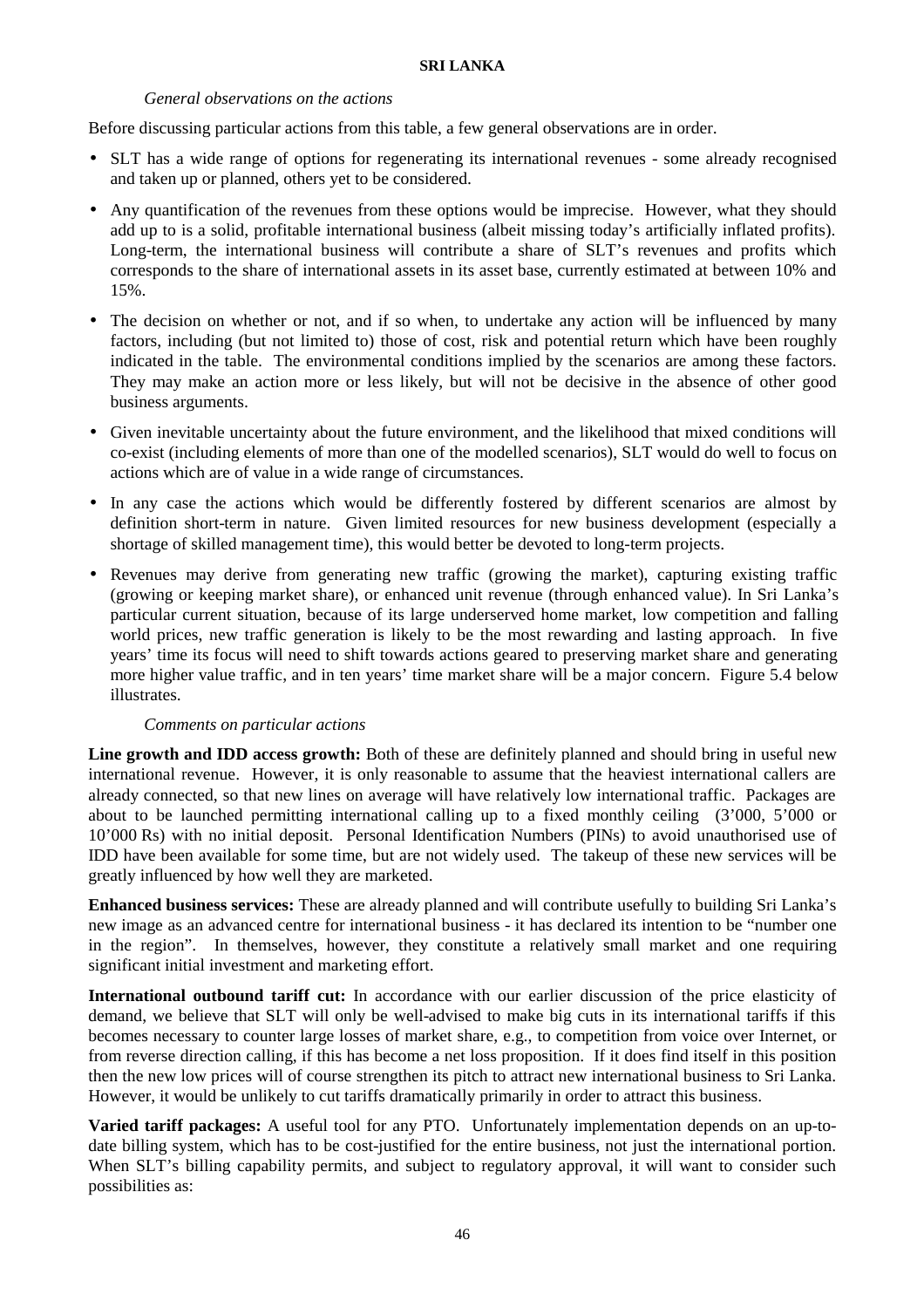*General observations on the actions*

Before discussing particular actions from this table, a few general observations are in order.

- SLT has a wide range of options for regenerating its international revenues - some already recognised and taken up or planned, others yet to be considered.
- Any quantification of the revenues from these options would be imprecise. However, what they should add up to is a solid, profitable international business (albeit missing today's artificially inflated profits). Long-term, the international business will contribute a share of SLT's revenues and profits which corresponds to the share of international assets in its asset base, currently estimated at between 10% and 15%.
- The decision on whether or not, and if so when, to undertake any action will be influenced by many factors, including (but not limited to) those of cost, risk and potential return which have been roughly indicated in the table. The environmental conditions implied by the scenarios are among these factors. They may make an action more or less likely, but will not be decisive in the absence of other good business arguments.
- Given inevitable uncertainty about the future environment, and the likelihood that mixed conditions will co-exist (including elements of more than one of the modelled scenarios), SLT would do well to focus on actions which are of value in a wide range of circumstances.
- In any case the actions which would be differently fostered by different scenarios are almost by definition short-term in nature. Given limited resources for new business development (especially a shortage of skilled management time), this would better be devoted to long-term projects.
- Revenues may derive from generating new traffic (growing the market), capturing existing traffic (growing or keeping market share), or enhanced unit revenue (through enhanced value). In Sri Lanka's particular current situation, because of its large underserved home market, low competition and falling world prices, new traffic generation is likely to be the most rewarding and lasting approach. In five years' time its focus will need to shift towards actions geared to preserving market share and generating more higher value traffic, and in ten years' time market share will be a major concern. Figure 5.4 below illustrates.

*Comments on particular actions*

**Line growth and IDD access growth:** Both of these are definitely planned and should bring in useful new international revenue. However, it is only reasonable to assume that the heaviest international callers are already connected, so that new lines on average will have relatively low international traffic. Packages are about to be launched permitting international calling up to a fixed monthly ceiling (3'000, 5'000 or 10'000 Rs) with no initial deposit. Personal Identification Numbers (PINs) to avoid unauthorised use of IDD have been available for some time, but are not widely used. The takeup of these new services will be greatly influenced by how well they are marketed.

**Enhanced business services:** These are already planned and will contribute usefully to building Sri Lanka's new image as an advanced centre for international business - it has declared its intention to be "number one in the region". In themselves, however, they constitute a relatively small market and one requiring significant initial investment and marketing effort.

**International outbound tariff cut:** In accordance with our earlier discussion of the price elasticity of demand, we believe that SLT will only be well-advised to make big cuts in its international tariffs if this becomes necessary to counter large losses of market share, e.g., to competition from voice over Internet, or from reverse direction calling, if this has become a net loss proposition. If it does find itself in this position then the new low prices will of course strengthen its pitch to attract new international business to Sri Lanka. However, it would be unlikely to cut tariffs dramatically primarily in order to attract this business.

**Varied tariff packages:** A useful tool for any PTO. Unfortunately implementation depends on an up-to-date billing system, which has to be cost-justified for the entire business, not just the international portion. When SLT's billing capability permits, and subject to regulatory approval, it will want to consider such possibilities as: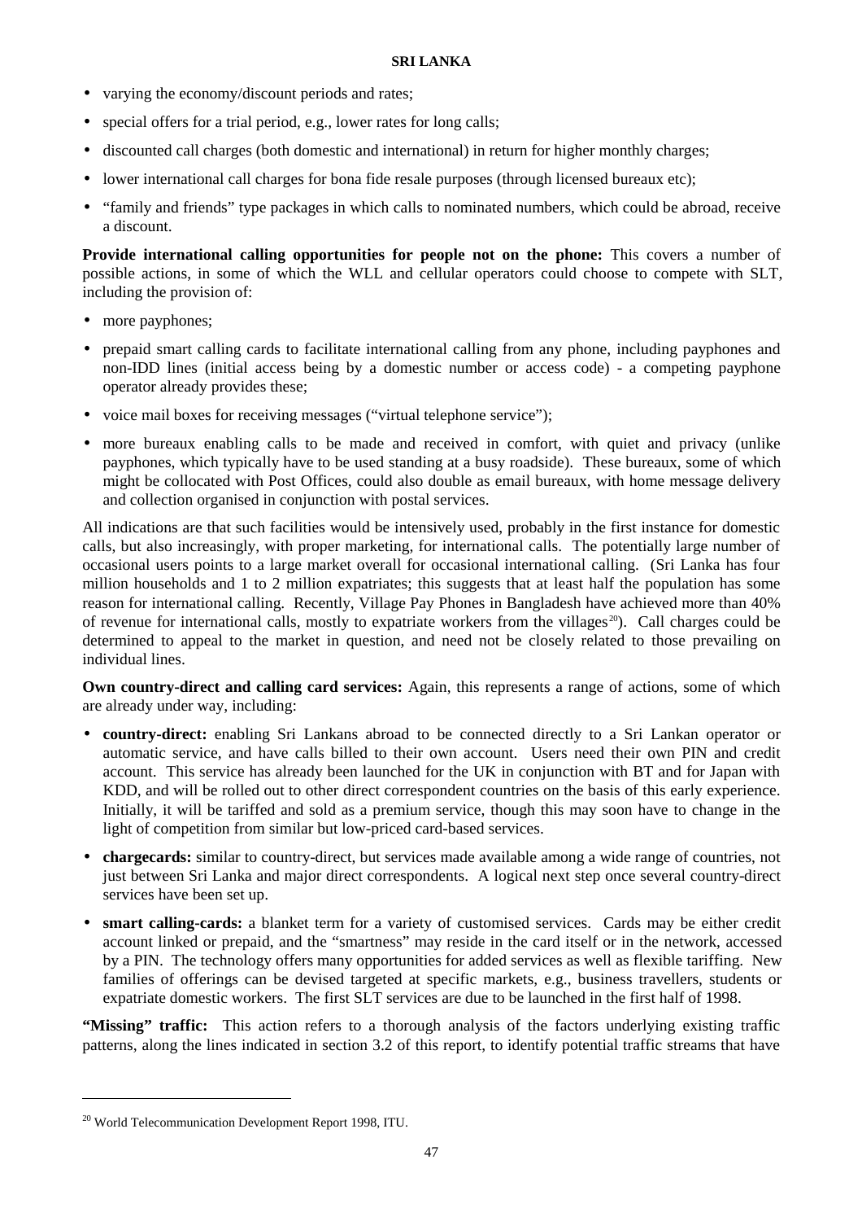- varying the economy/discount periods and rates;
- special offers for a trial period, e.g., lower rates for long calls;
- discounted call charges (both domestic and international) in return for higher monthly charges;
- lower international call charges for bona fide resale purposes (through licensed bureaux etc);
- "family and friends" type packages in which calls to nominated numbers, which could be abroad, receive a discount.

**Provide international calling opportunities for people not on the phone:** This covers a number of possible actions, in some of which the WLL and cellular operators could choose to compete with SLT, including the provision of:

- more payphones;
- prepaid smart calling cards to facilitate international calling from any phone, including payphones and non-IDD lines (initial access being by a domestic number or access code) - a competing payphone operator already provides these;
- voice mail boxes for receiving messages ("virtual telephone service");
- more bureaux enabling calls to be made and received in comfort, with quiet and privacy (unlike payphones, which typically have to be used standing at a busy roadside). These bureaux, some of which might be collocated with Post Offices, could also double as email bureaux, with home message delivery and collection organised in conjunction with postal services.

All indications are that such facilities would be intensively used, probably in the first instance for domestic calls, but also increasingly, with proper marketing, for international calls. The potentially large number of occasional users points to a large market overall for occasional international calling. (Sri Lanka has four million households and 1 to 2 million expatriates; this suggests that at least half the population has some reason for international calling. Recently, Village Pay Phones in Bangladesh have achieved more than 40% of revenue for international calls, mostly to expatriate workers from the villages[20]). Call charges could be determined to appeal to the market in question, and need not be closely related to those prevailing on individual lines.

**Own country-direct and calling card services:** Again, this represents a range of actions, some of which are already under way, including:

- **country-direct:** enabling Sri Lankans abroad to be connected directly to a Sri Lankan operator or automatic service, and have calls billed to their own account. Users need their own PIN and credit account. This service has already been launched for the UK in conjunction with BT and for Japan with KDD, and will be rolled out to other direct correspondent countries on the basis of this early experience. Initially, it will be tariffed and sold as a premium service, though this may soon have to change in the light of competition from similar but low-priced card-based services.
- **chargecards:** similar to country-direct, but services made available among a wide range of countries, not just between Sri Lanka and major direct correspondents. A logical next step once several country-direct services have been set up.
- **smart calling-cards:** a blanket term for a variety of customised services. Cards may be either credit account linked or prepaid, and the "smartness" may reside in the card itself or in the network, accessed by a PIN. The technology offers many opportunities for added services as well as flexible tariffing. New families of offerings can be devised targeted at specific markets, e.g., business travellers, students or expatriate domestic workers. The first SLT services are due to be launched in the first half of 1998.

**"Missing" traffic:** This action refers to a thorough analysis of the factors underlying existing traffic patterns, along the lines indicated in section 3.2 of this report, to identify potential traffic streams that have

---

[20] World Telecommunication Development Report 1998, ITU.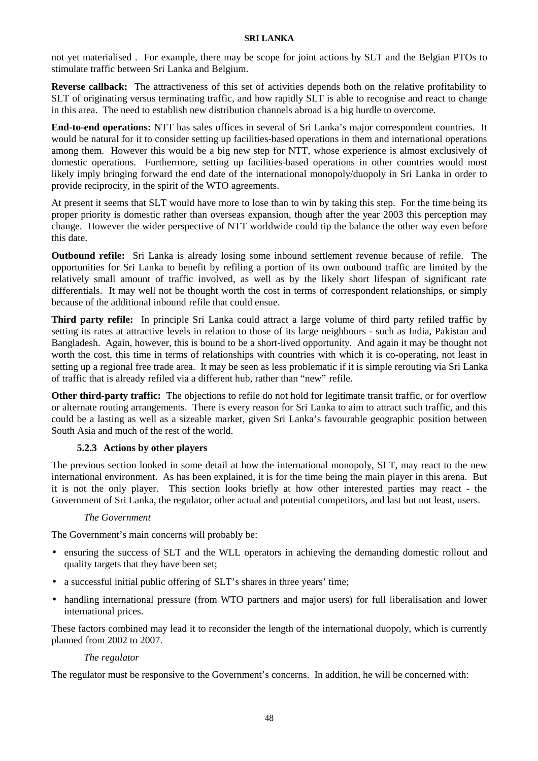not yet materialised . For example, there may be scope for joint actions by SLT and the Belgian PTOs to stimulate traffic between Sri Lanka and Belgium.

**Reverse callback:** The attractiveness of this set of activities depends both on the relative profitability to SLT of originating versus terminating traffic, and how rapidly SLT is able to recognise and react to change in this area. The need to establish new distribution channels abroad is a big hurdle to overcome.

**End-to-end operations:** NTT has sales offices in several of Sri Lanka's major correspondent countries. It would be natural for it to consider setting up facilities-based operations in them and international operations among them. However this would be a big new step for NTT, whose experience is almost exclusively of domestic operations. Furthermore, setting up facilities-based operations in other countries would most likely imply bringing forward the end date of the international monopoly/duopoly in Sri Lanka in order to provide reciprocity, in the spirit of the WTO agreements.

At present it seems that SLT would have more to lose than to win by taking this step. For the time being its proper priority is domestic rather than overseas expansion, though after the year 2003 this perception may change. However the wider perspective of NTT worldwide could tip the balance the other way even before this date.

**Outbound refile:** Sri Lanka is already losing some inbound settlement revenue because of refile. The opportunities for Sri Lanka to benefit by refiling a portion of its own outbound traffic are limited by the relatively small amount of traffic involved, as well as by the likely short lifespan of significant rate differentials. It may well not be thought worth the cost in terms of correspondent relationships, or simply because of the additional inbound refile that could ensue.

**Third party refile:** In principle Sri Lanka could attract a large volume of third party refiled traffic by setting its rates at attractive levels in relation to those of its large neighbours - such as India, Pakistan and Bangladesh. Again, however, this is bound to be a short-lived opportunity. And again it may be thought not worth the cost, this time in terms of relationships with countries with which it is co-operating, not least in setting up a regional free trade area. It may be seen as less problematic if it is simple rerouting via Sri Lanka of traffic that is already refiled via a different hub, rather than "new" refile.

**Other third-party traffic:** The objections to refile do not hold for legitimate transit traffic, or for overflow or alternate routing arrangements. There is every reason for Sri Lanka to aim to attract such traffic, and this could be a lasting as well as a sizeable market, given Sri Lanka's favourable geographic position between South Asia and much of the rest of the world.

### 5.2.3 Actions by other players

The previous section looked in some detail at how the international monopoly, SLT, may react to the new international environment. As has been explained, it is for the time being the main player in this arena. But it is not the only player. This section looks briefly at how other interested parties may react - the Government of Sri Lanka, the regulator, other actual and potential competitors, and last but not least, users.

*The Government*

The Government's main concerns will probably be:

- ensuring the success of SLT and the WLL operators in achieving the demanding domestic rollout and quality targets that they have been set;
- a successful initial public offering of SLT's shares in three years' time;
- handling international pressure (from WTO partners and major users) for full liberalisation and lower international prices.

These factors combined may lead it to reconsider the length of the international duopoly, which is currently planned from 2002 to 2007.

*The regulator*

The regulator must be responsive to the Government's concerns. In addition, he will be concerned with: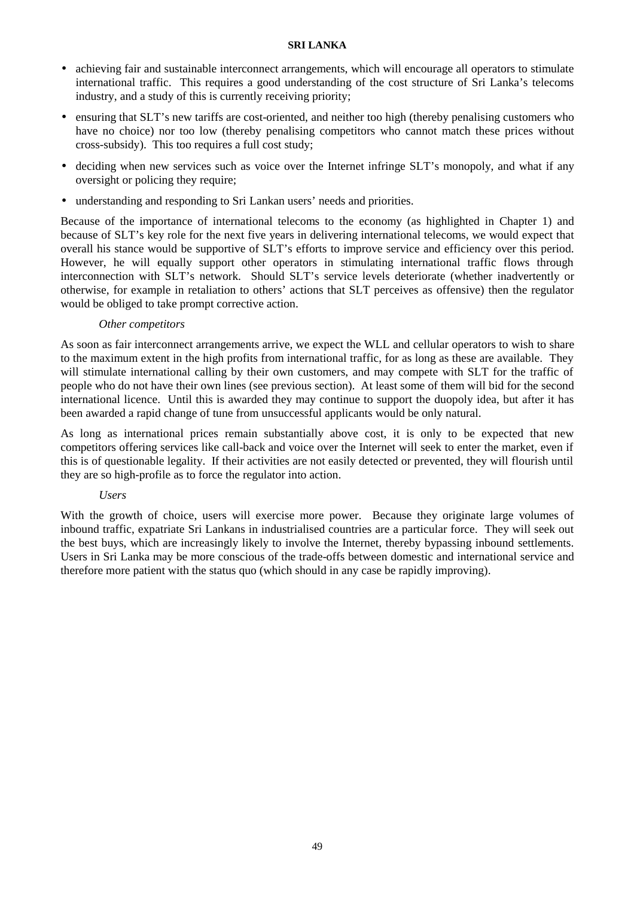- achieving fair and sustainable interconnect arrangements, which will encourage all operators to stimulate international traffic. This requires a good understanding of the cost structure of Sri Lanka's telecoms industry, and a study of this is currently receiving priority;
- ensuring that SLT's new tariffs are cost-oriented, and neither too high (thereby penalising customers who have no choice) nor too low (thereby penalising competitors who cannot match these prices without cross-subsidy). This too requires a full cost study;
- deciding when new services such as voice over the Internet infringe SLT's monopoly, and what if any oversight or policing they require;
- understanding and responding to Sri Lankan users' needs and priorities.

Because of the importance of international telecoms to the economy (as highlighted in Chapter 1) and because of SLT's key role for the next five years in delivering international telecoms, we would expect that overall his stance would be supportive of SLT's efforts to improve service and efficiency over this period. However, he will equally support other operators in stimulating international traffic flows through interconnection with SLT's network. Should SLT's service levels deteriorate (whether inadvertently or otherwise, for example in retaliation to others' actions that SLT perceives as offensive) then the regulator would be obliged to take prompt corrective action.

*Other competitors*

As soon as fair interconnect arrangements arrive, we expect the WLL and cellular operators to wish to share to the maximum extent in the high profits from international traffic, for as long as these are available. They will stimulate international calling by their own customers, and may compete with SLT for the traffic of people who do not have their own lines (see previous section). At least some of them will bid for the second international licence. Until this is awarded they may continue to support the duopoly idea, but after it has been awarded a rapid change of tune from unsuccessful applicants would be only natural.

As long as international prices remain substantially above cost, it is only to be expected that new competitors offering services like call-back and voice over the Internet will seek to enter the market, even if this is of questionable legality. If their activities are not easily detected or prevented, they will flourish until they are so high-profile as to force the regulator into action.

*Users*

With the growth of choice, users will exercise more power. Because they originate large volumes of inbound traffic, expatriate Sri Lankans in industrialised countries are a particular force. They will seek out the best buys, which are increasingly likely to involve the Internet, thereby bypassing inbound settlements. Users in Sri Lanka may be more conscious of the trade-offs between domestic and international service and therefore more patient with the status quo (which should in any case be rapidly improving).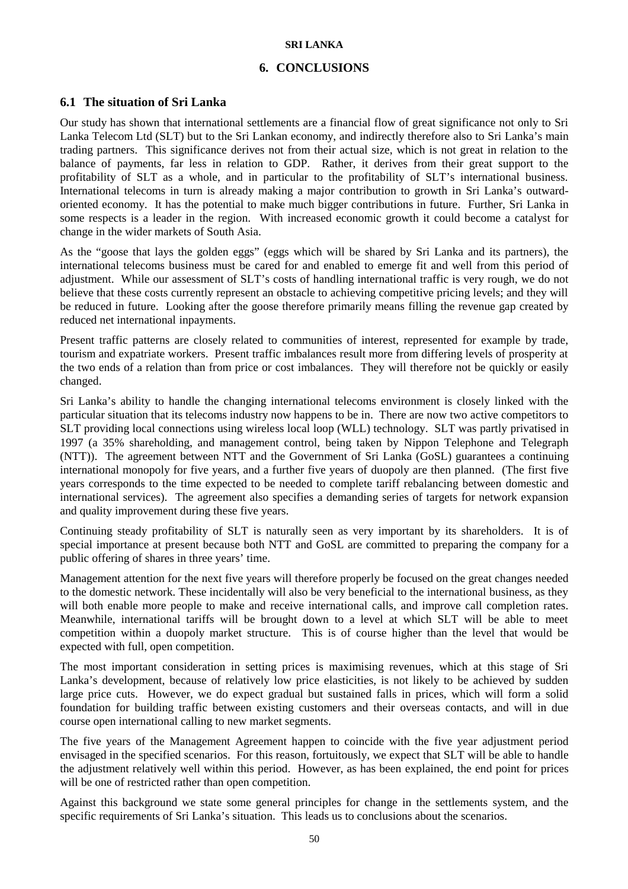# 6. CONCLUSIONS

## 6.1 The situation of Sri Lanka

Our study has shown that international settlements are a financial flow of great significance not only to Sri Lanka Telecom Ltd (SLT) but to the Sri Lankan economy, and indirectly therefore also to Sri Lanka's main trading partners. This significance derives not from their actual size, which is not great in relation to the balance of payments, far less in relation to GDP. Rather, it derives from their great support to the profitability of SLT as a whole, and in particular to the profitability of SLT's international business. International telecoms in turn is already making a major contribution to growth in Sri Lanka's outward-oriented economy. It has the potential to make much bigger contributions in future. Further, Sri Lanka in some respects is a leader in the region. With increased economic growth it could become a catalyst for change in the wider markets of South Asia.

As the "goose that lays the golden eggs" (eggs which will be shared by Sri Lanka and its partners), the international telecoms business must be cared for and enabled to emerge fit and well from this period of adjustment. While our assessment of SLT's costs of handling international traffic is very rough, we do not believe that these costs currently represent an obstacle to achieving competitive pricing levels; and they will be reduced in future. Looking after the goose therefore primarily means filling the revenue gap created by reduced net international inpayments.

Present traffic patterns are closely related to communities of interest, represented for example by trade, tourism and expatriate workers. Present traffic imbalances result more from differing levels of prosperity at the two ends of a relation than from price or cost imbalances. They will therefore not be quickly or easily changed.

Sri Lanka's ability to handle the changing international telecoms environment is closely linked with the particular situation that its telecoms industry now happens to be in. There are now two active competitors to SLT providing local connections using wireless local loop (WLL) technology. SLT was partly privatised in 1997 (a 35% shareholding, and management control, being taken by Nippon Telephone and Telegraph (NTT)). The agreement between NTT and the Government of Sri Lanka (GoSL) guarantees a continuing international monopoly for five years, and a further five years of duopoly are then planned. (The first five years corresponds to the time expected to be needed to complete tariff rebalancing between domestic and international services). The agreement also specifies a demanding series of targets for network expansion and quality improvement during these five years.

Continuing steady profitability of SLT is naturally seen as very important by its shareholders. It is of special importance at present because both NTT and GoSL are committed to preparing the company for a public offering of shares in three years' time.

Management attention for the next five years will therefore properly be focused on the great changes needed to the domestic network. These incidentally will also be very beneficial to the international business, as they will both enable more people to make and receive international calls, and improve call completion rates. Meanwhile, international tariffs will be brought down to a level at which SLT will be able to meet competition within a duopoly market structure. This is of course higher than the level that would be expected with full, open competition.

The most important consideration in setting prices is maximising revenues, which at this stage of Sri Lanka's development, because of relatively low price elasticities, is not likely to be achieved by sudden large price cuts. However, we do expect gradual but sustained falls in prices, which will form a solid foundation for building traffic between existing customers and their overseas contacts, and will in due course open international calling to new market segments.

The five years of the Management Agreement happen to coincide with the five year adjustment period envisaged in the specified scenarios. For this reason, fortuitously, we expect that SLT will be able to handle the adjustment relatively well within this period. However, as has been explained, the end point for prices will be one of restricted rather than open competition.

Against this background we state some general principles for change in the settlements system, and the specific requirements of Sri Lanka's situation. This leads us to conclusions about the scenarios.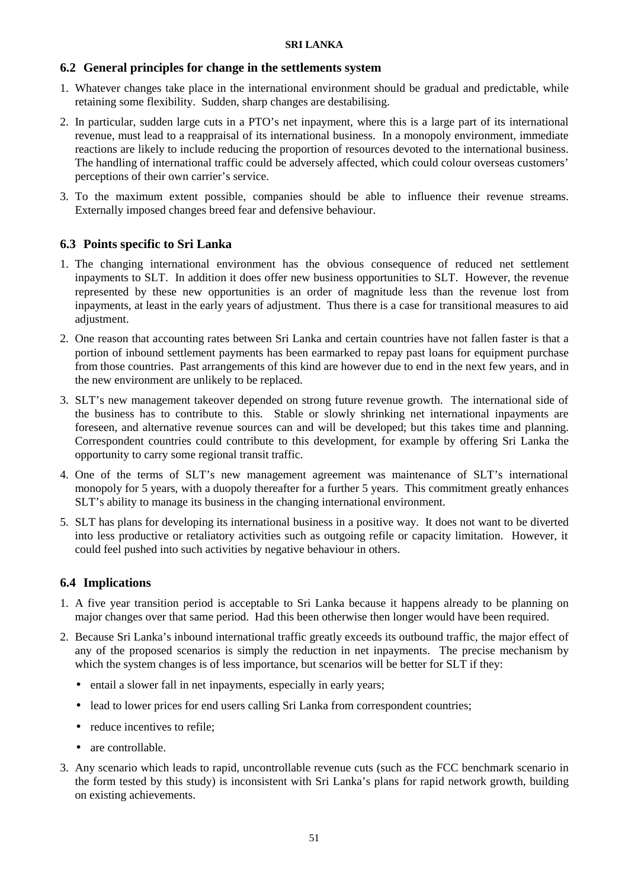## 6.2 General principles for change in the settlements system

1. Whatever changes take place in the international environment should be gradual and predictable, while retaining some flexibility. Sudden, sharp changes are destabilising.
2. In particular, sudden large cuts in a PTO's net inpayment, where this is a large part of its international revenue, must lead to a reappraisal of its international business. In a monopoly environment, immediate reactions are likely to include reducing the proportion of resources devoted to the international business. The handling of international traffic could be adversely affected, which could colour overseas customers' perceptions of their own carrier's service.
3. To the maximum extent possible, companies should be able to influence their revenue streams. Externally imposed changes breed fear and defensive behaviour.

## 6.3 Points specific to Sri Lanka

1. The changing international environment has the obvious consequence of reduced net settlement inpayments to SLT. In addition it does offer new business opportunities to SLT. However, the revenue represented by these new opportunities is an order of magnitude less than the revenue lost from inpayments, at least in the early years of adjustment. Thus there is a case for transitional measures to aid adjustment.
2. One reason that accounting rates between Sri Lanka and certain countries have not fallen faster is that a portion of inbound settlement payments has been earmarked to repay past loans for equipment purchase from those countries. Past arrangements of this kind are however due to end in the next few years, and in the new environment are unlikely to be replaced.
3. SLT's new management takeover depended on strong future revenue growth. The international side of the business has to contribute to this. Stable or slowly shrinking net international inpayments are foreseen, and alternative revenue sources can and will be developed; but this takes time and planning. Correspondent countries could contribute to this development, for example by offering Sri Lanka the opportunity to carry some regional transit traffic.
4. One of the terms of SLT's new management agreement was maintenance of SLT's international monopoly for 5 years, with a duopoly thereafter for a further 5 years. This commitment greatly enhances SLT's ability to manage its business in the changing international environment.
5. SLT has plans for developing its international business in a positive way. It does not want to be diverted into less productive or retaliatory activities such as outgoing refile or capacity limitation. However, it could feel pushed into such activities by negative behaviour in others.

## 6.4 Implications

1. A five year transition period is acceptable to Sri Lanka because it happens already to be planning on major changes over that same period. Had this been otherwise then longer would have been required.
2. Because Sri Lanka's inbound international traffic greatly exceeds its outbound traffic, the major effect of any of the proposed scenarios is simply the reduction in net inpayments. The precise mechanism by which the system changes is of less importance, but scenarios will be better for SLT if they:
   - entail a slower fall in net inpayments, especially in early years;
   - lead to lower prices for end users calling Sri Lanka from correspondent countries;
   - reduce incentives to refile;
   - are controllable.
3. Any scenario which leads to rapid, uncontrollable revenue cuts (such as the FCC benchmark scenario in the form tested by this study) is inconsistent with Sri Lanka's plans for rapid network growth, building on existing achievements.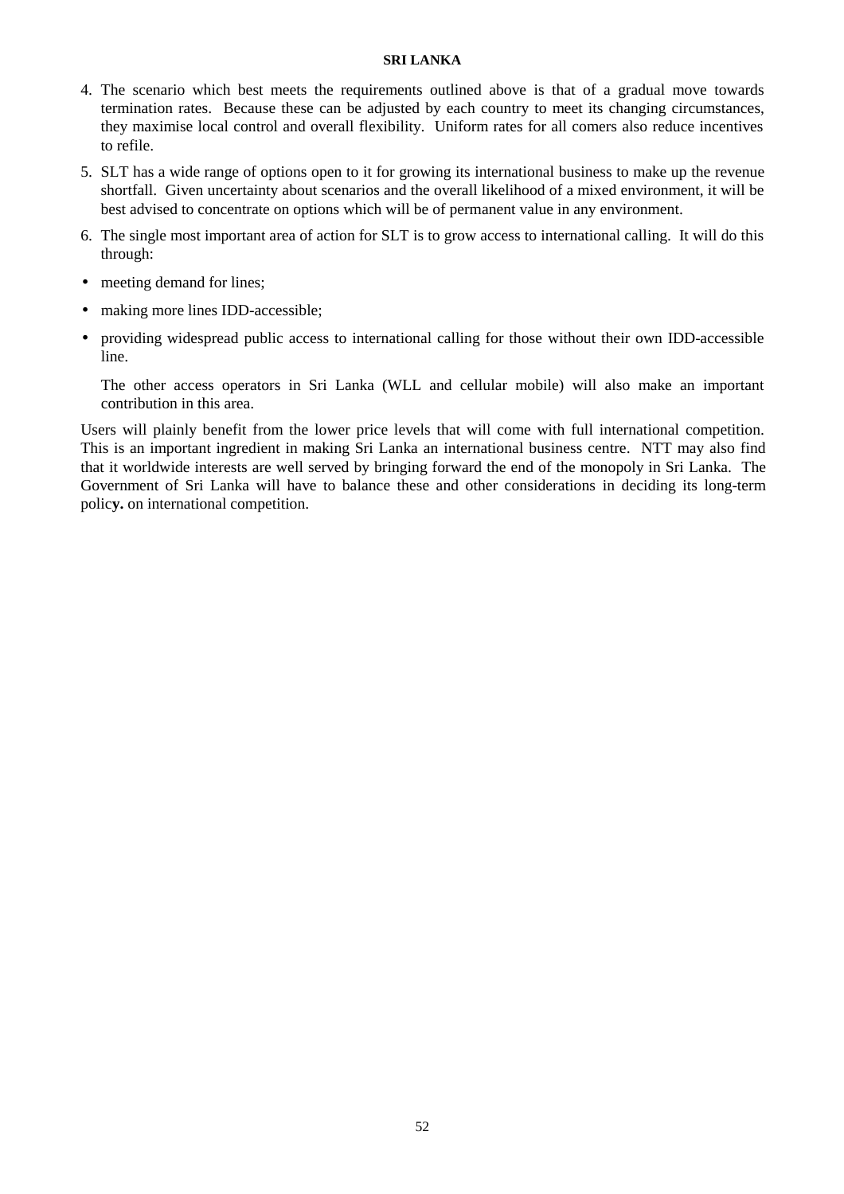4. The scenario which best meets the requirements outlined above is that of a gradual move towards termination rates. Because these can be adjusted by each country to meet its changing circumstances, they maximise local control and overall flexibility. Uniform rates for all comers also reduce incentives to refile.

5. SLT has a wide range of options open to it for growing its international business to make up the revenue shortfall. Given uncertainty about scenarios and the overall likelihood of a mixed environment, it will be best advised to concentrate on options which will be of permanent value in any environment.

6. The single most important area of action for SLT is to grow access to international calling. It will do this through:

- meeting demand for lines;
- making more lines IDD-accessible;
- providing widespread public access to international calling for those without their own IDD-accessible line.

   The other access operators in Sri Lanka (WLL and cellular mobile) will also make an important contribution in this area.

Users will plainly benefit from the lower price levels that will come with full international competition. This is an important ingredient in making Sri Lanka an international business centre. NTT may also find that it worldwide interests are well served by bringing forward the end of the monopoly in Sri Lanka. The Government of Sri Lanka will have to balance these and other considerations in deciding its long-term policy. on international competition.